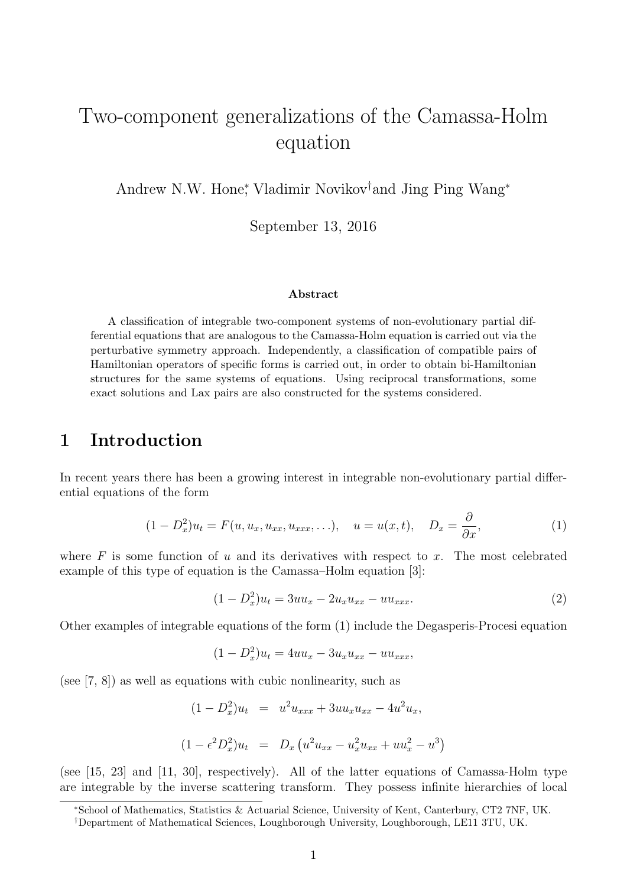# Two-component generalizations of the Camassa-Holm equation

Andrew N.W. Hone[*], Vladimir Novikov[†] and Jing Ping Wang[*]

September 13, 2016

**Abstract**

A classification of integrable two-component systems of non-evolutionary partial differential equations that are analogous to the Camassa-Holm equation is carried out via the perturbative symmetry approach. Independently, a classification of compatible pairs of Hamiltonian operators of specific forms is carried out, in order to obtain bi-Hamiltonian structures for the same systems of equations. Using reciprocal transformations, some exact solutions and Lax pairs are also constructed for the systems considered.

## 1 Introduction

In recent years there has been a growing interest in integrable non-evolutionary partial differential equations of the form

$$(1 - D_x^2)u_t = F(u, u_x, u_{xx}, u_{xxx}, \ldots), \quad u = u(x,t), \quad D_x = \frac{\partial}{\partial x}, \tag{1}$$

where $F$ is some function of $u$ and its derivatives with respect to $x$. The most celebrated example of this type of equation is the Camassa–Holm equation [3]:

$$(1 - D_x^2)u_t = 3uu_x - 2u_x u_{xx} - uu_{xxx}. \tag{2}$$

Other examples of integrable equations of the form (1) include the Degasperis-Procesi equation

$$(1 - D_x^2)u_t = 4uu_x - 3u_x u_{xx} - uu_{xxx},$$

(see [7, 8]) as well as equations with cubic nonlinearity, such as

$$\begin{aligned} (1 - D_x^2)u_t &= u^2 u_{xxx} + 3uu_x u_{xx} - 4u^2 u_x, \\ (1 - \epsilon^2 D_x^2)u_t &= D_x\left(u^2 u_{xx} - u_x^2 u_{xx} + uu_x^2 - u^3\right) \end{aligned}$$

(see [15, 23] and [11, 30], respectively). All of the latter equations of Camassa-Holm type are integrable by the inverse scattering transform. They possess infinite hierarchies of local

---

[*] School of Mathematics, Statistics & Actuarial Science, University of Kent, Canterbury, CT2 7NF, UK.

[†] Department of Mathematical Sciences, Loughborough University, Loughborough, LE11 3TU, UK.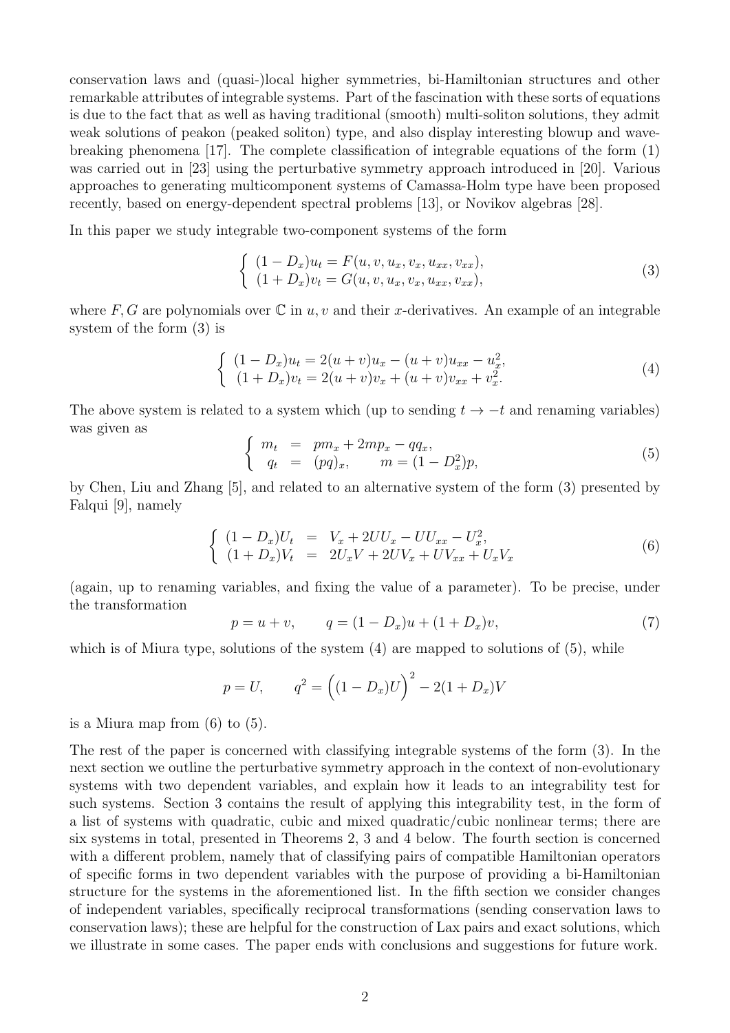conservation laws and (quasi-)local higher symmetries, bi-Hamiltonian structures and other remarkable attributes of integrable systems. Part of the fascination with these sorts of equations is due to the fact that as well as having traditional (smooth) multi-soliton solutions, they admit weak solutions of peakon (peaked soliton) type, and also display interesting blowup and wave-breaking phenomena [17]. The complete classification of integrable equations of the form (1) was carried out in [23] using the perturbative symmetry approach introduced in [20]. Various approaches to generating multicomponent systems of Camassa-Holm type have been proposed recently, based on energy-dependent spectral problems [13], or Novikov algebras [28].

In this paper we study integrable two-component systems of the form

$$
\left\{ \begin{array}{l} (1-D_x)u_t = F(u,v,u_x,v_x,u_{xx},v_{xx}), \\ (1+D_x)v_t = G(u,v,u_x,v_x,u_{xx},v_{xx}), \end{array} \right. \tag{3}
$$

where $F, G$ are polynomials over $\mathbb{C}$ in $u, v$ and their $x$-derivatives. An example of an integrable system of the form (3) is

$$
\left\{ \begin{array}{l} (1-D_x)u_t = 2(u+v)u_x - (u+v)u_{xx} - u_x^2, \\ (1+D_x)v_t = 2(u+v)v_x + (u+v)v_{xx} + v_x^2. \end{array} \right. \tag{4}
$$

The above system is related to a system which (up to sending $t \to -t$ and renaming variables) was given as

$$
\left\{ \begin{array}{rcl} m_t &=& pm_x + 2mp_x - qq_x, \\ q_t &=& (pq)_x, \qquad m = (1-D_x^2)p, \end{array} \right. \tag{5}
$$

by Chen, Liu and Zhang [5], and related to an alternative system of the form (3) presented by Falqui [9], namely

$$
\left\{ \begin{array}{rcl} (1-D_x)U_t &=& V_x + 2UU_x - UU_{xx} - U_x^2, \\ (1+D_x)V_t &=& 2U_xV + 2UV_x + UV_{xx} + U_xV_x \end{array} \right. \tag{6}
$$

(again, up to renaming variables, and fixing the value of a parameter). To be precise, under the transformation

$$
p = u + v, \qquad q = (1-D_x)u + (1+D_x)v, \tag{7}
$$

which is of Miura type, solutions of the system (4) are mapped to solutions of (5), while

$$
p = U, \qquad q^2 = \Big((1-D_x)U\Big)^2 - 2(1+D_x)V
$$

is a Miura map from (6) to (5).

The rest of the paper is concerned with classifying integrable systems of the form (3). In the next section we outline the perturbative symmetry approach in the context of non-evolutionary systems with two dependent variables, and explain how it leads to an integrability test for such systems. Section 3 contains the result of applying this integrability test, in the form of a list of systems with quadratic, cubic and mixed quadratic/cubic nonlinear terms; there are six systems in total, presented in Theorems 2, 3 and 4 below. The fourth section is concerned with a different problem, namely that of classifying pairs of compatible Hamiltonian operators of specific forms in two dependent variables with the purpose of providing a bi-Hamiltonian structure for the systems in the aforementioned list. In the fifth section we consider changes of independent variables, specifically reciprocal transformations (sending conservation laws to conservation laws); these are helpful for the construction of Lax pairs and exact solutions, which we illustrate in some cases. The paper ends with conclusions and suggestions for future work.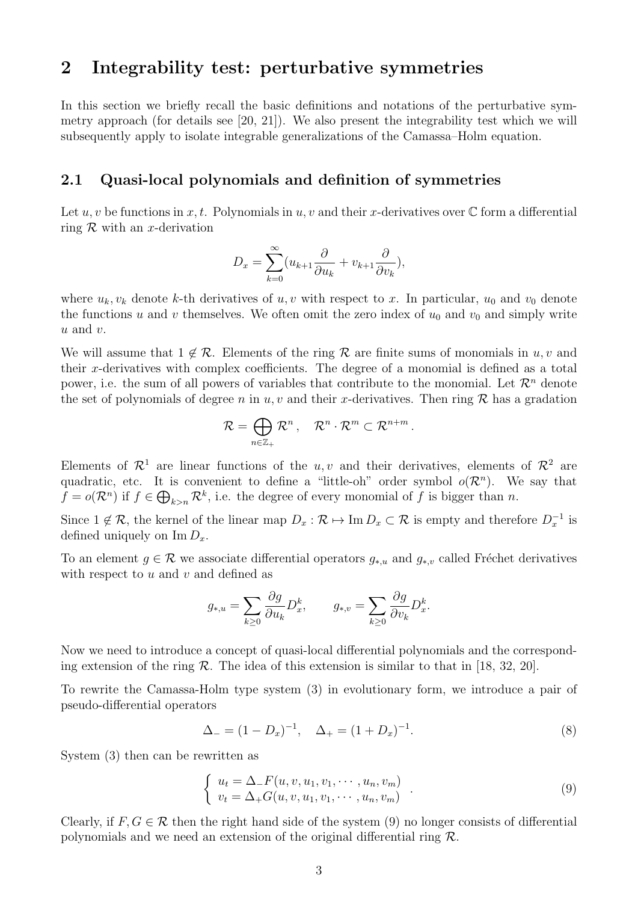## 2 Integrability test: perturbative symmetries

In this section we briefly recall the basic definitions and notations of the perturbative symmetry approach (for details see [20, 21]). We also present the integrability test which we will subsequently apply to isolate integrable generalizations of the Camassa–Holm equation.

### 2.1 Quasi-local polynomials and definition of symmetries

Let $u, v$ be functions in $x, t$. Polynomials in $u, v$ and their $x$-derivatives over $\mathbb{C}$ form a differential ring $\mathcal{R}$ with an $x$-derivation

$$D_x = \sum_{k=0}^{\infty} (u_{k+1} \frac{\partial}{\partial u_k} + v_{k+1} \frac{\partial}{\partial v_k}),$$

where $u_k, v_k$ denote $k$-th derivatives of $u, v$ with respect to $x$. In particular, $u_0$ and $v_0$ denote the functions $u$ and $v$ themselves. We often omit the zero index of $u_0$ and $v_0$ and simply write $u$ and $v$.

We will assume that $1 \notin \mathcal{R}$. Elements of the ring $\mathcal{R}$ are finite sums of monomials in $u, v$ and their $x$-derivatives with complex coefficients. The degree of a monomial is defined as a total power, i.e. the sum of all powers of variables that contribute to the monomial. Let $\mathcal{R}^n$ denote the set of polynomials of degree $n$ in $u, v$ and their $x$-derivatives. Then ring $\mathcal{R}$ has a gradation

$$\mathcal{R} = \bigoplus_{n \in \mathbb{Z}_+} \mathcal{R}^n, \quad \mathcal{R}^n \cdot \mathcal{R}^m \subset \mathcal{R}^{n+m}.$$

Elements of $\mathcal{R}^1$ are linear functions of the $u, v$ and their derivatives, elements of $\mathcal{R}^2$ are quadratic, etc. It is convenient to define a "little-oh" order symbol $o(\mathcal{R}^n)$. We say that $f = o(\mathcal{R}^n)$ if $f \in \bigoplus_{k>n} \mathcal{R}^k$, i.e. the degree of every monomial of $f$ is bigger than $n$.

Since $1 \notin \mathcal{R}$, the kernel of the linear map $D_x : \mathcal{R} \mapsto \operatorname{Im} D_x \subset \mathcal{R}$ is empty and therefore $D_x^{-1}$ is defined uniquely on $\operatorname{Im} D_x$.

To an element $g \in \mathcal{R}$ we associate differential operators $g_{*,u}$ and $g_{*,v}$ called Fréchet derivatives with respect to $u$ and $v$ and defined as

$$g_{*,u} = \sum_{k \geq 0} \frac{\partial g}{\partial u_k} D_x^k, \qquad g_{*,v} = \sum_{k \geq 0} \frac{\partial g}{\partial v_k} D_x^k.$$

Now we need to introduce a concept of quasi-local differential polynomials and the corresponding extension of the ring $\mathcal{R}$. The idea of this extension is similar to that in [18, 32, 20].

To rewrite the Camassa-Holm type system (3) in evolutionary form, we introduce a pair of pseudo-differential operators

$$\Delta_- = (1 - D_x)^{-1}, \quad \Delta_+ = (1 + D_x)^{-1}. \tag{8}$$

System (3) then can be rewritten as

$$\begin{cases} u_t = \Delta_- F(u, v, u_1, v_1, \cdots, u_n, v_m) \\ v_t = \Delta_+ G(u, v, u_1, v_1, \cdots, u_n, v_m) \end{cases} . \tag{9}$$

Clearly, if $F, G \in \mathcal{R}$ then the right hand side of the system (9) no longer consists of differential polynomials and we need an extension of the original differential ring $\mathcal{R}$.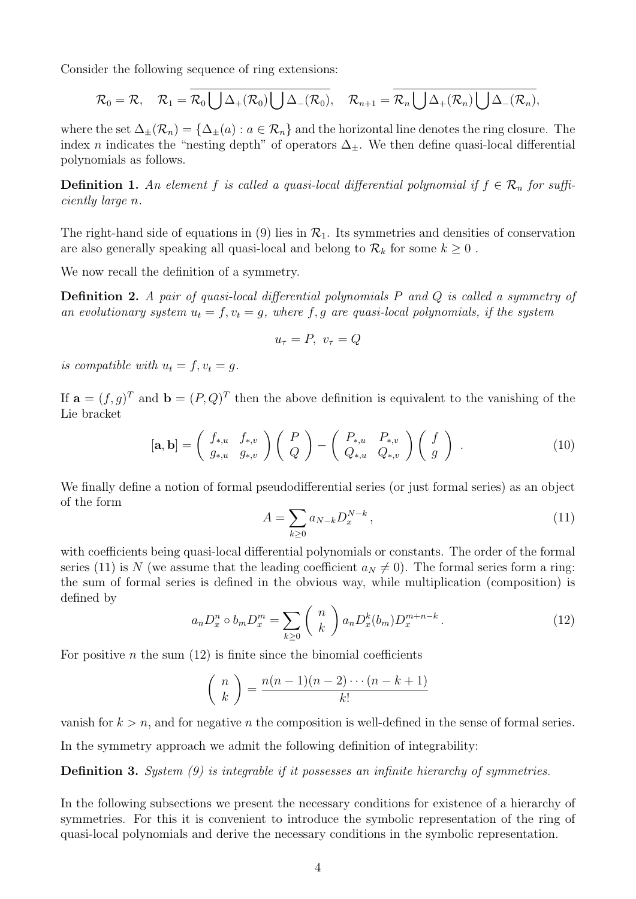Consider the following sequence of ring extensions:

$$\mathcal{R}_0 = \mathcal{R}, \quad \mathcal{R}_1 = \overline{\mathcal{R}_0 \bigcup \Delta_+(\mathcal{R}_0) \bigcup \Delta_-(\mathcal{R}_0)}, \quad \mathcal{R}_{n+1} = \overline{\mathcal{R}_n \bigcup \Delta_+(\mathcal{R}_n) \bigcup \Delta_-(\mathcal{R}_n)},$$

where the set $\Delta_\pm(\mathcal{R}_n) = \{\Delta_\pm(a) : a \in \mathcal{R}_n\}$ and the horizontal line denotes the ring closure. The index $n$ indicates the "nesting depth" of operators $\Delta_\pm$. We then define quasi-local differential polynomials as follows.

**Definition 1.** *An element $f$ is called a quasi-local differential polynomial if $f \in \mathcal{R}_n$ for sufficiently large $n$.*

The right-hand side of equations in (9) lies in $\mathcal{R}_1$. Its symmetries and densities of conservation are also generally speaking all quasi-local and belong to $\mathcal{R}_k$ for some $k \geq 0$ .

We now recall the definition of a symmetry.

**Definition 2.** *A pair of quasi-local differential polynomials $P$ and $Q$ is called a symmetry of an evolutionary system $u_t = f, v_t = g$, where $f, g$ are quasi-local polynomials, if the system*

$$u_\tau = P, \ v_\tau = Q$$

*is compatible with $u_t = f, v_t = g$.*

If $\mathbf{a} = (f, g)^T$ and $\mathbf{b} = (P, Q)^T$ then the above definition is equivalent to the vanishing of the Lie bracket

$$[\mathbf{a}, \mathbf{b}] = \begin{pmatrix} f_{*,u} & f_{*,v} \\ g_{*,u} & g_{*,v} \end{pmatrix} \begin{pmatrix} P \\ Q \end{pmatrix} - \begin{pmatrix} P_{*,u} & P_{*,v} \\ Q_{*,u} & Q_{*,v} \end{pmatrix} \begin{pmatrix} f \\ g \end{pmatrix} . \tag{10}$$

We finally define a notion of formal pseudodifferential series (or just formal series) as an object of the form

$$A = \sum_{k \geq 0} a_{N-k} D_x^{N-k} , \tag{11}$$

with coefficients being quasi-local differential polynomials or constants. The order of the formal series (11) is $N$ (we assume that the leading coefficient $a_N \neq 0$). The formal series form a ring: the sum of formal series is defined in the obvious way, while multiplication (composition) is defined by

$$a_n D_x^n \circ b_m D_x^m = \sum_{k \geq 0} \begin{pmatrix} n \\ k \end{pmatrix} a_n D_x^k(b_m) D_x^{m+n-k} . \tag{12}$$

For positive $n$ the sum (12) is finite since the binomial coefficients

$$\begin{pmatrix} n \\ k \end{pmatrix} = \frac{n(n-1)(n-2)\cdots(n-k+1)}{k!}$$

vanish for $k > n$, and for negative $n$ the composition is well-defined in the sense of formal series.

In the symmetry approach we admit the following definition of integrability:

**Definition 3.** *System (9) is integrable if it possesses an infinite hierarchy of symmetries.*

In the following subsections we present the necessary conditions for existence of a hierarchy of symmetries. For this it is convenient to introduce the symbolic representation of the ring of quasi-local polynomials and derive the necessary conditions in the symbolic representation.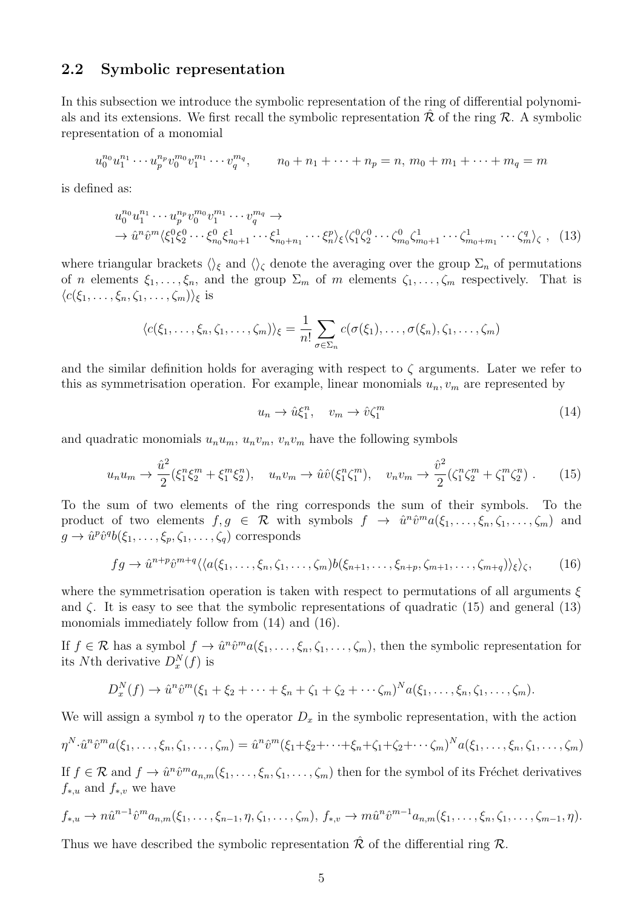## 2.2 Symbolic representation

In this subsection we introduce the symbolic representation of the ring of differential polynomials and its extensions. We first recall the symbolic representation $\hat{\mathcal{R}}$ of the ring $\mathcal{R}$. A symbolic representation of a monomial

$$u_0^{n_0}u_1^{n_1}\cdots u_p^{n_p}v_0^{m_0}v_1^{m_1}\cdots v_q^{m_q}, \qquad n_0+n_1+\cdots+n_p=n,\ m_0+m_1+\cdots+m_q=m$$

is defined as:

$$u_0^{n_0}u_1^{n_1}\cdots u_p^{n_p}v_0^{m_0}v_1^{m_1}\cdots v_q^{m_q} \to \\ \to \hat{u}^n\hat{v}^m\langle \xi_1^0\xi_2^0\cdots\xi_{n_0}^0\xi_{n_0+1}^1\cdots\xi_{n_0+n_1}^1\cdots\xi_n^p\rangle_\xi\langle\zeta_1^0\zeta_2^0\cdots\zeta_{m_0}^0\zeta_{m_0+1}^1\cdots\zeta_{m_0+m_1}^1\cdots\zeta_m^q\rangle_\zeta\ , \quad (13)$$

where triangular brackets $\langle\rangle_\xi$ and $\langle\rangle_\zeta$ denote the averaging over the group $\Sigma_n$ of permutations of $n$ elements $\xi_1,\ldots,\xi_n$, and the group $\Sigma_m$ of $m$ elements $\zeta_1,\ldots,\zeta_m$ respectively. That is $\langle c(\xi_1,\ldots,\xi_n,\zeta_1,\ldots,\zeta_m)\rangle_\xi$ is

$$\langle c(\xi_1,\ldots,\xi_n,\zeta_1,\ldots,\zeta_m)\rangle_\xi=\frac{1}{n!}\sum_{\sigma\in\Sigma_n}c(\sigma(\xi_1),\ldots,\sigma(\xi_n),\zeta_1,\ldots,\zeta_m)$$

and the similar definition holds for averaging with respect to $\zeta$ arguments. Later we refer to this as symmetrisation operation. For example, linear monomials $u_n, v_m$ are represented by

$$u_n\to\hat{u}\xi_1^n,\quad v_m\to\hat{v}\zeta_1^m \quad (14)$$

and quadratic monomials $u_nu_m$, $u_nv_m$, $v_nv_m$ have the following symbols

$$u_nu_m\to\frac{\hat{u}^2}{2}(\xi_1^n\xi_2^m+\xi_1^m\xi_2^n),\quad u_nv_m\to\hat{u}\hat{v}(\xi_1^n\zeta_1^m),\quad v_nv_m\to\frac{\hat{v}^2}{2}(\zeta_1^n\zeta_2^m+\zeta_1^m\zeta_2^n)\ . \quad (15)$$

To the sum of two elements of the ring corresponds the sum of their symbols. To the product of two elements $f,g\in\mathcal{R}$ with symbols $f\to\hat{u}^n\hat{v}^m a(\xi_1,\ldots,\xi_n,\zeta_1,\ldots,\zeta_m)$ and $g\to\hat{u}^p\hat{v}^q b(\xi_1,\ldots,\xi_p,\zeta_1,\ldots,\zeta_q)$ corresponds

$$fg\to\hat{u}^{n+p}\hat{v}^{m+q}\langle\langle a(\xi_1,\ldots,\xi_n,\zeta_1,\ldots,\zeta_m)b(\xi_{n+1},\ldots,\xi_{n+p},\zeta_{m+1},\ldots,\zeta_{m+q})\rangle_\xi\rangle_\zeta, \quad (16)$$

where the symmetrisation operation is taken with respect to permutations of all arguments $\xi$ and $\zeta$. It is easy to see that the symbolic representations of quadratic (15) and general (13) monomials immediately follow from (14) and (16).

If $f\in\mathcal{R}$ has a symbol $f\to\hat{u}^n\hat{v}^m a(\xi_1,\ldots,\xi_n,\zeta_1,\ldots,\zeta_m)$, then the symbolic representation for its $N$th derivative $D_x^N(f)$ is

$$D_x^N(f)\to\hat{u}^n\hat{v}^m(\xi_1+\xi_2+\cdots+\xi_n+\zeta_1+\zeta_2+\cdots\zeta_m)^N a(\xi_1,\ldots,\xi_n,\zeta_1,\ldots,\zeta_m).$$

We will assign a symbol $\eta$ to the operator $D_x$ in the symbolic representation, with the action

$$\eta^N\cdot\hat{u}^n\hat{v}^m a(\xi_1,\ldots,\xi_n,\zeta_1,\ldots,\zeta_m)=\hat{u}^n\hat{v}^m(\xi_1+\xi_2+\cdots+\xi_n+\zeta_1+\zeta_2+\cdots\zeta_m)^N a(\xi_1,\ldots,\xi_n,\zeta_1,\ldots,\zeta_m)$$

If $f\in\mathcal{R}$ and $f\to\hat{u}^n\hat{v}^m a_{n,m}(\xi_1,\ldots,\xi_n,\zeta_1,\ldots,\zeta_m)$ then for the symbol of its Fréchet derivatives $f_{*,u}$ and $f_{*,v}$ we have

$$f_{*,u}\to n\hat{u}^{n-1}\hat{v}^m a_{n,m}(\xi_1,\ldots,\xi_{n-1},\eta,\zeta_1,\ldots,\zeta_m),\ f_{*,v}\to m\hat{u}^n\hat{v}^{m-1}a_{n,m}(\xi_1,\ldots,\xi_n,\zeta_1,\ldots,\zeta_{m-1},\eta).$$

Thus we have described the symbolic representation $\hat{\mathcal{R}}$ of the differential ring $\mathcal{R}$.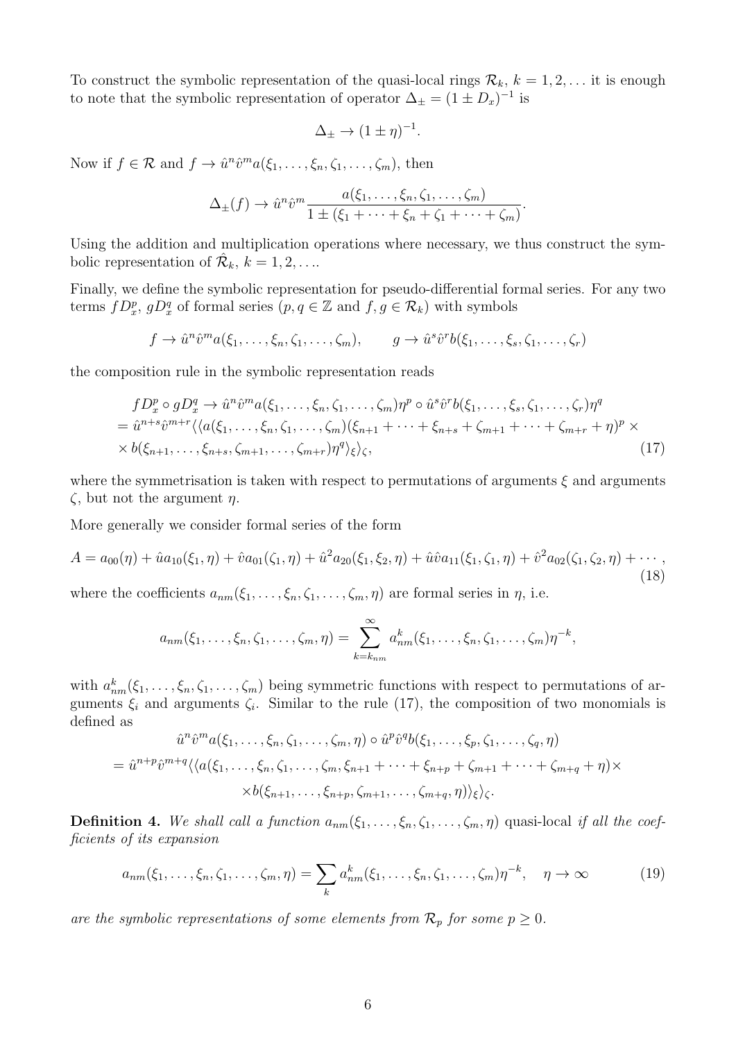To construct the symbolic representation of the quasi-local rings $\mathcal{R}_k$, $k = 1, 2, \dots$ it is enough to note that the symbolic representation of operator $\Delta_\pm = (1 \pm D_x)^{-1}$ is

$$\Delta_\pm \to (1 \pm \eta)^{-1}.$$

Now if $f \in \mathcal{R}$ and $f \to \hat{u}^n \hat{v}^m a(\xi_1, \dots, \xi_n, \zeta_1, \dots, \zeta_m)$, then

$$\Delta_\pm(f) \to \hat{u}^n \hat{v}^m \frac{a(\xi_1, \dots, \xi_n, \zeta_1, \dots, \zeta_m)}{1 \pm (\xi_1 + \dots + \xi_n + \zeta_1 + \dots + \zeta_m)}.$$

Using the addition and multiplication operations where necessary, we thus construct the symbolic representation of $\hat{\mathcal{R}}_k$, $k = 1, 2, \dots$.

Finally, we define the symbolic representation for pseudo-differential formal series. For any two terms $fD_x^p$, $gD_x^q$ of formal series ($p, q \in \mathbb{Z}$ and $f, g \in \mathcal{R}_k$) with symbols

$$f \to \hat{u}^n \hat{v}^m a(\xi_1, \dots, \xi_n, \zeta_1, \dots, \zeta_m), \qquad g \to \hat{u}^s \hat{v}^r b(\xi_1, \dots, \xi_s, \zeta_1, \dots, \zeta_r)$$

the composition rule in the symbolic representation reads

$$\begin{aligned}
& fD_x^p \circ gD_x^q \to \hat{u}^n \hat{v}^m a(\xi_1, \dots, \xi_n, \zeta_1, \dots, \zeta_m)\eta^p \circ \hat{u}^s \hat{v}^r b(\xi_1, \dots, \xi_s, \zeta_1, \dots, \zeta_r)\eta^q \\
&= \hat{u}^{n+s} \hat{v}^{m+r} \langle\langle a(\xi_1, \dots, \xi_n, \zeta_1, \dots, \zeta_m)(\xi_{n+1} + \dots + \xi_{n+s} + \zeta_{m+1} + \dots + \zeta_{m+r} + \eta)^p \times \\
&\times b(\xi_{n+1}, \dots, \xi_{n+s}, \zeta_{m+1}, \dots, \zeta_{m+r})\eta^q \rangle_\xi \rangle_\zeta, \qquad (17)
\end{aligned}$$

where the symmetrisation is taken with respect to permutations of arguments $\xi$ and arguments $\zeta$, but not the argument $\eta$.

More generally we consider formal series of the form

$$A = a_{00}(\eta) + \hat{u} a_{10}(\xi_1, \eta) + \hat{v} a_{01}(\zeta_1, \eta) + \hat{u}^2 a_{20}(\xi_1, \xi_2, \eta) + \hat{u}\hat{v} a_{11}(\xi_1, \zeta_1, \eta) + \hat{v}^2 a_{02}(\zeta_1, \zeta_2, \eta) + \cdots, \qquad (18)$$

where the coefficients $a_{nm}(\xi_1, \dots, \xi_n, \zeta_1, \dots, \zeta_m, \eta)$ are formal series in $\eta$, i.e.

$$a_{nm}(\xi_1, \dots, \xi_n, \zeta_1, \dots, \zeta_m, \eta) = \sum_{k=k_{nm}}^{\infty} a_{nm}^k(\xi_1, \dots, \xi_n, \zeta_1, \dots, \zeta_m)\eta^{-k},$$

with $a_{nm}^k(\xi_1, \dots, \xi_n, \zeta_1, \dots, \zeta_m)$ being symmetric functions with respect to permutations of arguments $\xi_i$ and arguments $\zeta_i$. Similar to the rule (17), the composition of two monomials is defined as

$$\begin{aligned}
& \hat{u}^n \hat{v}^m a(\xi_1, \dots, \xi_n, \zeta_1, \dots, \zeta_m, \eta) \circ \hat{u}^p \hat{v}^q b(\xi_1, \dots, \xi_p, \zeta_1, \dots, \zeta_q, \eta) \\
&= \hat{u}^{n+p} \hat{v}^{m+q} \langle\langle a(\xi_1, \dots, \xi_n, \zeta_1, \dots, \zeta_m, \xi_{n+1} + \dots + \xi_{n+p} + \zeta_{m+1} + \dots + \zeta_{m+q} + \eta) \times \\
&\times b(\xi_{n+1}, \dots, \xi_{n+p}, \zeta_{m+1}, \dots, \zeta_{m+q}, \eta)\rangle_\xi \rangle_\zeta.
\end{aligned}$$

**Definition 4.** *We shall call a function $a_{nm}(\xi_1, \dots, \xi_n, \zeta_1, \dots, \zeta_m, \eta)$ quasi-local if all the coefficients of its expansion*

$$a_{nm}(\xi_1, \dots, \xi_n, \zeta_1, \dots, \zeta_m, \eta) = \sum_k a_{nm}^k(\xi_1, \dots, \xi_n, \zeta_1, \dots, \zeta_m)\eta^{-k}, \quad \eta \to \infty \qquad (19)$$

*are the symbolic representations of some elements from $\mathcal{R}_p$ for some $p \geq 0$.*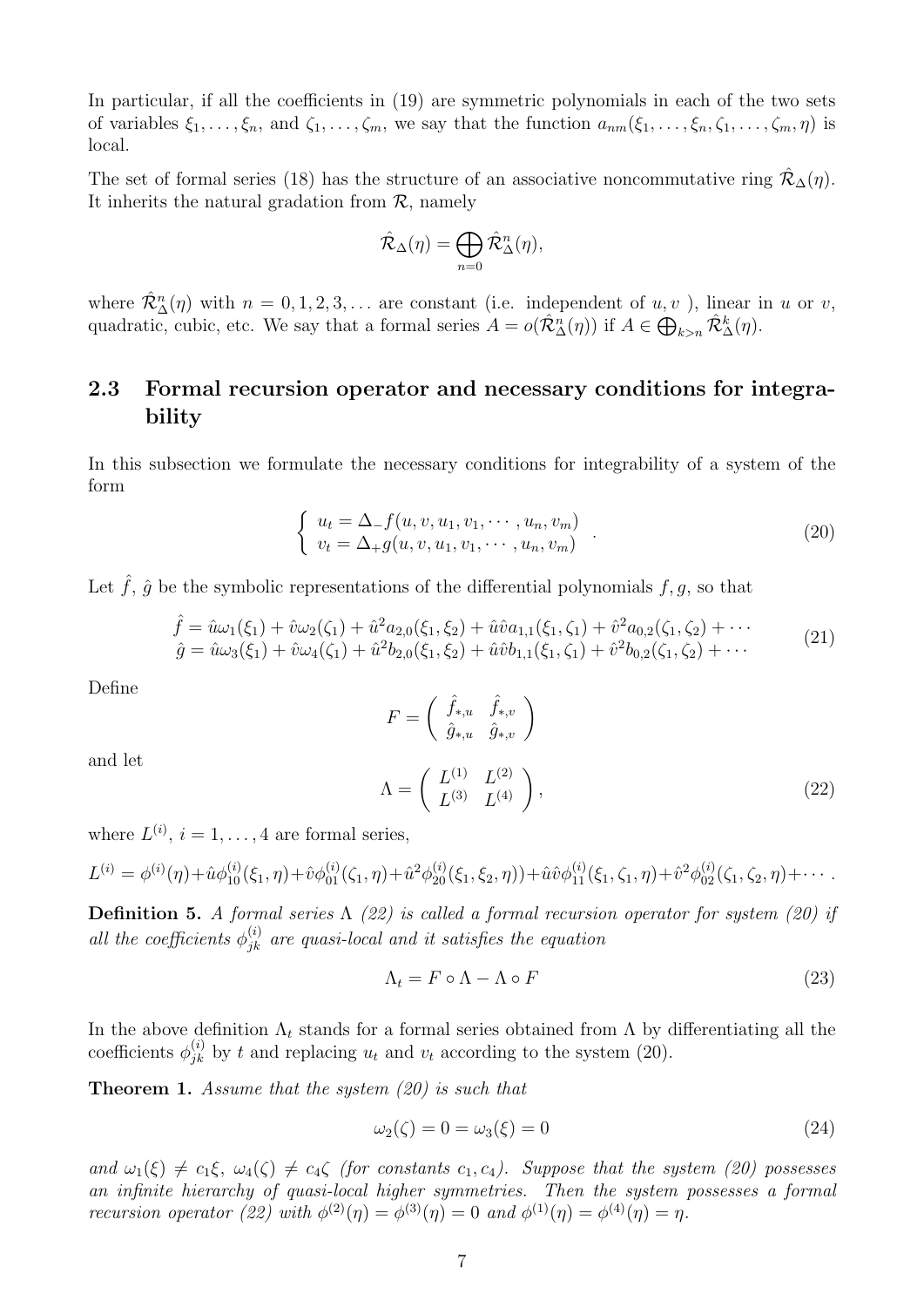In particular, if all the coefficients in (19) are symmetric polynomials in each of the two sets of variables $\xi_1, \ldots, \xi_n$, and $\zeta_1, \ldots, \zeta_m$, we say that the function $a_{nm}(\xi_1, \ldots, \xi_n, \zeta_1, \ldots, \zeta_m, \eta)$ is local.

The set of formal series (18) has the structure of an associative noncommutative ring $\hat{\mathcal{R}}_\Delta(\eta)$. It inherits the natural gradation from $\mathcal{R}$, namely

$$\hat{\mathcal{R}}_\Delta(\eta) = \bigoplus_{n=0} \hat{\mathcal{R}}^n_\Delta(\eta),$$

where $\hat{\mathcal{R}}^n_\Delta(\eta)$ with $n = 0, 1, 2, 3, \ldots$ are constant (i.e. independent of $u, v$ ), linear in $u$ or $v$, quadratic, cubic, etc. We say that a formal series $A = o(\hat{\mathcal{R}}^n_\Delta(\eta))$ if $A \in \bigoplus_{k>n} \hat{\mathcal{R}}^k_\Delta(\eta)$.

## 2.3 Formal recursion operator and necessary conditions for integrability

In this subsection we formulate the necessary conditions for integrability of a system of the form

$$\left\{ \begin{array}{l} u_t = \Delta_- f(u, v, u_1, v_1, \cdots, u_n, v_m) \\ v_t = \Delta_+ g(u, v, u_1, v_1, \cdots, u_n, v_m) \end{array} \right. . \tag{20}$$

Let $\hat{f}$, $\hat{g}$ be the symbolic representations of the differential polynomials $f, g$, so that

$$\begin{array}{l} \hat{f} = \hat{u}\omega_1(\xi_1) + \hat{v}\omega_2(\zeta_1) + \hat{u}^2 a_{2,0}(\xi_1, \xi_2) + \hat{u}\hat{v}a_{1,1}(\xi_1, \zeta_1) + \hat{v}^2 a_{0,2}(\zeta_1, \zeta_2) + \cdots \\ \hat{g} = \hat{u}\omega_3(\xi_1) + \hat{v}\omega_4(\zeta_1) + \hat{u}^2 b_{2,0}(\xi_1, \xi_2) + \hat{u}\hat{v}b_{1,1}(\xi_1, \zeta_1) + \hat{v}^2 b_{0,2}(\zeta_1, \zeta_2) + \cdots \end{array} \tag{21}$$

Define

$$F = \left( \begin{array}{cc} \hat{f}_{*,u} & \hat{f}_{*,v} \\ \hat{g}_{*,u} & \hat{g}_{*,v} \end{array} \right)$$

and let

$$\Lambda = \left( \begin{array}{cc} L^{(1)} & L^{(2)} \\ L^{(3)} & L^{(4)} \end{array} \right), \tag{22}$$

where $L^{(i)}$, $i = 1, \ldots, 4$ are formal series,

$$L^{(i)} = \phi^{(i)}(\eta) + \hat{u}\phi^{(i)}_{10}(\xi_1, \eta) + \hat{v}\phi^{(i)}_{01}(\zeta_1, \eta) + \hat{u}^2\phi^{(i)}_{20}(\xi_1, \xi_2, \eta)) + \hat{u}\hat{v}\phi^{(i)}_{11}(\xi_1, \zeta_1, \eta) + \hat{v}^2\phi^{(i)}_{02}(\zeta_1, \zeta_2, \eta) + \cdots.$$

**Definition 5.** *A formal series $\Lambda$ (22) is called a formal recursion operator for system (20) if all the coefficients $\phi^{(i)}_{jk}$ are quasi-local and it satisfies the equation*

$$\Lambda_t = F \circ \Lambda - \Lambda \circ F \tag{23}$$

In the above definition $\Lambda_t$ stands for a formal series obtained from $\Lambda$ by differentiating all the coefficients $\phi^{(i)}_{jk}$ by $t$ and replacing $u_t$ and $v_t$ according to the system (20).

**Theorem 1.** *Assume that the system (20) is such that*

$$\omega_2(\zeta) = 0 = \omega_3(\xi) = 0 \tag{24}$$

*and $\omega_1(\xi) \neq c_1\xi$, $\omega_4(\zeta) \neq c_4\zeta$ (for constants $c_1, c_4$). Suppose that the system (20) possesses an infinite hierarchy of quasi-local higher symmetries. Then the system possesses a formal recursion operator (22) with $\phi^{(2)}(\eta) = \phi^{(3)}(\eta) = 0$ and $\phi^{(1)}(\eta) = \phi^{(4)}(\eta) = \eta$.*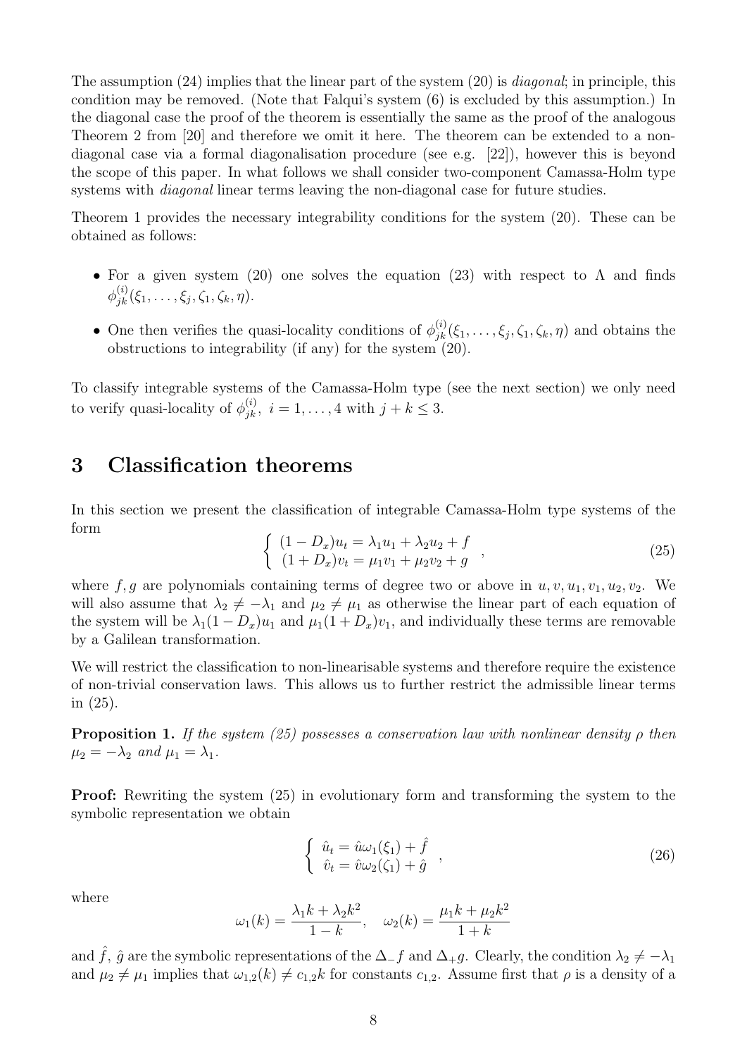The assumption (24) implies that the linear part of the system (20) is *diagonal*; in principle, this condition may be removed. (Note that Falqui's system (6) is excluded by this assumption.) In the diagonal case the proof of the theorem is essentially the same as the proof of the analogous Theorem 2 from [20] and therefore we omit it here. The theorem can be extended to a non-diagonal case via a formal diagonalisation procedure (see e.g. [22]), however this is beyond the scope of this paper. In what follows we shall consider two-component Camassa-Holm type systems with *diagonal* linear terms leaving the non-diagonal case for future studies.

Theorem 1 provides the necessary integrability conditions for the system (20). These can be obtained as follows:

- For a given system (20) one solves the equation (23) with respect to $\Lambda$ and finds $\phi^{(i)}_{jk}(\xi_1, \ldots, \xi_j, \zeta_1, \zeta_k, \eta)$.
- One then verifies the quasi-locality conditions of $\phi^{(i)}_{jk}(\xi_1, \ldots, \xi_j, \zeta_1, \zeta_k, \eta)$ and obtains the obstructions to integrability (if any) for the system (20).

To classify integrable systems of the Camassa-Holm type (see the next section) we only need to verify quasi-locality of $\phi^{(i)}_{jk}$, $i = 1, \ldots, 4$ with $j + k \leq 3$.

# 3 Classification theorems

In this section we present the classification of integrable Camassa-Holm type systems of the form

$$\left\{ \begin{array}{l} (1 - D_x)u_t = \lambda_1 u_1 + \lambda_2 u_2 + f \\ (1 + D_x)v_t = \mu_1 v_1 + \mu_2 v_2 + g \end{array} \right. , \tag{25}$$

where $f, g$ are polynomials containing terms of degree two or above in $u, v, u_1, v_1, u_2, v_2$. We will also assume that $\lambda_2 \neq -\lambda_1$ and $\mu_2 \neq \mu_1$ as otherwise the linear part of each equation of the system will be $\lambda_1(1 - D_x)u_1$ and $\mu_1(1 + D_x)v_1$, and individually these terms are removable by a Galilean transformation.

We will restrict the classification to non-linearisable systems and therefore require the existence of non-trivial conservation laws. This allows us to further restrict the admissible linear terms in (25).

**Proposition 1.** *If the system (25) possesses a conservation law with nonlinear density $\rho$ then $\mu_2 = -\lambda_2$ and $\mu_1 = \lambda_1$.*

**Proof:** Rewriting the system (25) in evolutionary form and transforming the system to the symbolic representation we obtain

$$\left\{ \begin{array}{l} \hat{u}_t = \hat{u}\omega_1(\xi_1) + \hat{f} \\ \hat{v}_t = \hat{v}\omega_2(\zeta_1) + \hat{g} \end{array} \right. , \tag{26}$$

where

$$\omega_1(k) = \frac{\lambda_1 k + \lambda_2 k^2}{1 - k}, \quad \omega_2(k) = \frac{\mu_1 k + \mu_2 k^2}{1 + k}$$

and $\hat{f}$, $\hat{g}$ are the symbolic representations of the $\Delta_- f$ and $\Delta_+ g$. Clearly, the condition $\lambda_2 \neq -\lambda_1$ and $\mu_2 \neq \mu_1$ implies that $\omega_{1,2}(k) \neq c_{1,2}k$ for constants $c_{1,2}$. Assume first that $\rho$ is a density of a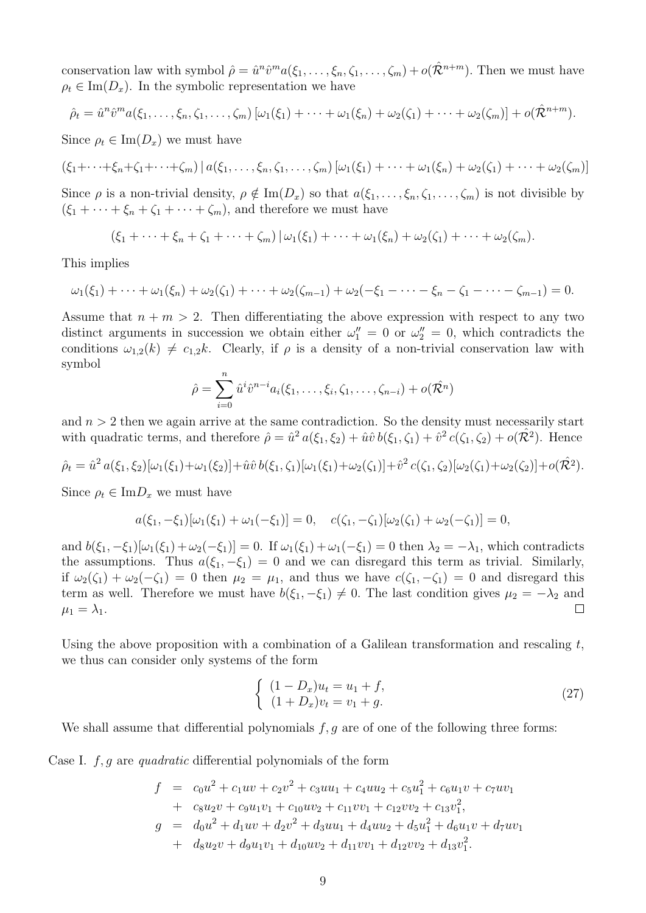conservation law with symbol $\hat{\rho} = \hat{u}^n \hat{v}^m a(\xi_1, \ldots, \xi_n, \zeta_1, \ldots, \zeta_m) + o(\hat{\mathcal{R}}^{n+m})$. Then we must have $\rho_t \in \mathrm{Im}(D_x)$. In the symbolic representation we have

$$\hat{\rho}_t = \hat{u}^n \hat{v}^m a(\xi_1, \ldots, \xi_n, \zeta_1, \ldots, \zeta_m) \left[\omega_1(\xi_1) + \cdots + \omega_1(\xi_n) + \omega_2(\zeta_1) + \cdots + \omega_2(\zeta_m)\right] + o(\hat{\mathcal{R}}^{n+m}).$$

Since $\rho_t \in \mathrm{Im}(D_x)$ we must have

$$(\xi_1 + \cdots + \xi_n + \zeta_1 + \cdots + \zeta_m) \,|\, a(\xi_1, \ldots, \xi_n, \zeta_1, \ldots, \zeta_m) \left[\omega_1(\xi_1) + \cdots + \omega_1(\xi_n) + \omega_2(\zeta_1) + \cdots + \omega_2(\zeta_m)\right]$$

Since $\rho$ is a non-trivial density, $\rho \notin \mathrm{Im}(D_x)$ so that $a(\xi_1, \ldots, \xi_n, \zeta_1, \ldots, \zeta_m)$ is not divisible by $(\xi_1 + \cdots + \xi_n + \zeta_1 + \cdots + \zeta_m)$, and therefore we must have

$$(\xi_1 + \cdots + \xi_n + \zeta_1 + \cdots + \zeta_m) \,|\, \omega_1(\xi_1) + \cdots + \omega_1(\xi_n) + \omega_2(\zeta_1) + \cdots + \omega_2(\zeta_m).$$

This implies

$$\omega_1(\xi_1) + \cdots + \omega_1(\xi_n) + \omega_2(\zeta_1) + \cdots + \omega_2(\zeta_{m-1}) + \omega_2(-\xi_1 - \cdots - \xi_n - \zeta_1 - \cdots - \zeta_{m-1}) = 0.$$

Assume that $n + m > 2$. Then differentiating the above expression with respect to any two distinct arguments in succession we obtain either $\omega_1'' = 0$ or $\omega_2'' = 0$, which contradicts the conditions $\omega_{1,2}(k) \neq c_{1,2}k$. Clearly, if $\rho$ is a density of a non-trivial conservation law with symbol

$$\hat{\rho} = \sum_{i=0}^{n} \hat{u}^i \hat{v}^{n-i} a_i(\xi_1, \ldots, \xi_i, \zeta_1, \ldots, \zeta_{n-i}) + o(\hat{\mathcal{R}}^n)$$

and $n > 2$ then we again arrive at the same contradiction. So the density must necessarily start with quadratic terms, and therefore $\hat{\rho} = \hat{u}^2 a(\xi_1, \xi_2) + \hat{u}\hat{v}\, b(\xi_1, \zeta_1) + \hat{v}^2 c(\zeta_1, \zeta_2) + o(\hat{\mathcal{R}}^2)$. Hence

$$\hat{\rho}_t = \hat{u}^2 a(\xi_1, \xi_2)[\omega_1(\xi_1) + \omega_1(\xi_2)] + \hat{u}\hat{v}\, b(\xi_1, \zeta_1)[\omega_1(\xi_1) + \omega_2(\zeta_1)] + \hat{v}^2 c(\zeta_1, \zeta_2)[\omega_2(\zeta_1) + \omega_2(\zeta_2)] + o(\hat{\mathcal{R}}^2).$$

Since $\rho_t \in \mathrm{Im} D_x$ we must have

$$a(\xi_1, -\xi_1)[\omega_1(\xi_1) + \omega_1(-\xi_1)] = 0, \quad c(\zeta_1, -\zeta_1)[\omega_2(\zeta_1) + \omega_2(-\zeta_1)] = 0,$$

and $b(\xi_1, -\xi_1)[\omega_1(\xi_1) + \omega_2(-\xi_1)] = 0$. If $\omega_1(\xi_1) + \omega_1(-\xi_1) = 0$ then $\lambda_2 = -\lambda_1$, which contradicts the assumptions. Thus $a(\xi_1, -\xi_1) = 0$ and we can disregard this term as trivial. Similarly, if $\omega_2(\zeta_1) + \omega_2(-\zeta_1) = 0$ then $\mu_2 = \mu_1$, and thus we have $c(\zeta_1, -\zeta_1) = 0$ and disregard this term as well. Therefore we must have $b(\xi_1, -\xi_1) \neq 0$. The last condition gives $\mu_2 = -\lambda_2$ and $\mu_1 = \lambda_1$. □

Using the above proposition with a combination of a Galilean transformation and rescaling $t$, we thus can consider only systems of the form

$$\left\{ \begin{array}{l} (1 - D_x)u_t = u_1 + f, \\ (1 + D_x)v_t = v_1 + g. \end{array} \right. \tag{27}$$

We shall assume that differential polynomials $f, g$ are of one of the following three forms:

Case I. $f, g$ are *quadratic* differential polynomials of the form

$$\begin{aligned} f &= c_0 u^2 + c_1 uv + c_2 v^2 + c_3 uu_1 + c_4 uu_2 + c_5 u_1^2 + c_6 u_1 v + c_7 uv_1 \\ &+ c_8 u_2 v + c_9 u_1 v_1 + c_{10} uv_2 + c_{11} vv_1 + c_{12} vv_2 + c_{13} v_1^2, \\ g &= d_0 u^2 + d_1 uv + d_2 v^2 + d_3 uu_1 + d_4 uu_2 + d_5 u_1^2 + d_6 u_1 v + d_7 uv_1 \\ &+ d_8 u_2 v + d_9 u_1 v_1 + d_{10} uv_2 + d_{11} vv_1 + d_{12} vv_2 + d_{13} v_1^2. \end{aligned}$$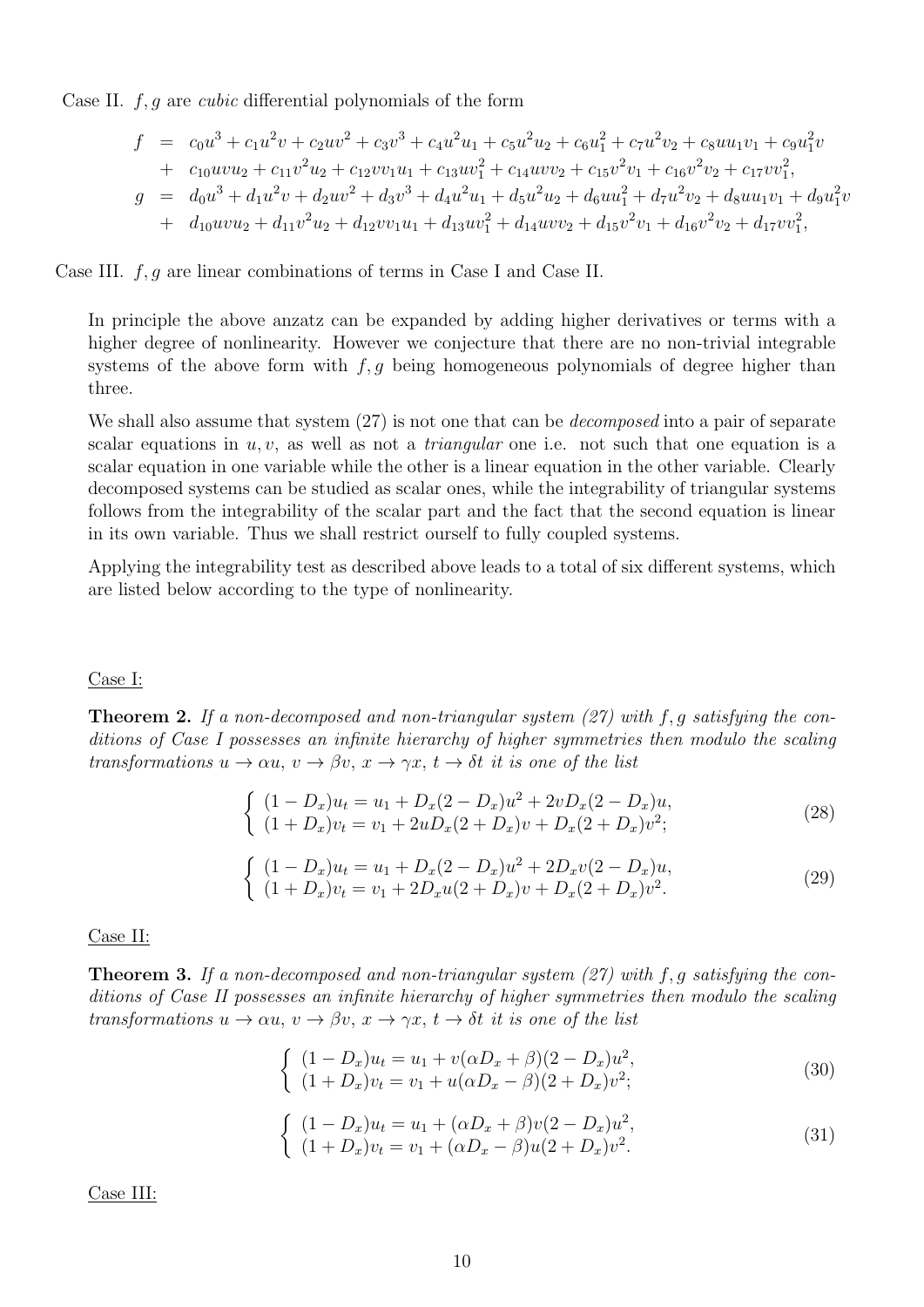Case II. $f, g$ are *cubic* differential polynomials of the form

$$
\begin{aligned}
f &= c_0u^3 + c_1u^2v + c_2uv^2 + c_3v^3 + c_4u^2u_1 + c_5u^2u_2 + c_6u_1^2 + c_7u^2v_2 + c_8uu_1v_1 + c_9u_1^2v \\
&+ c_{10}uvu_2 + c_{11}v^2u_2 + c_{12}vv_1u_1 + c_{13}uv_1^2 + c_{14}uvv_2 + c_{15}v^2v_1 + c_{16}v^2v_2 + c_{17}vv_1^2, \\
g &= d_0u^3 + d_1u^2v + d_2uv^2 + d_3v^3 + d_4u^2u_1 + d_5u^2u_2 + d_6uu_1^2 + d_7u^2v_2 + d_8uu_1v_1 + d_9u_1^2v \\
&+ d_{10}uvu_2 + d_{11}v^2u_2 + d_{12}vv_1u_1 + d_{13}uv_1^2 + d_{14}uvv_2 + d_{15}v^2v_1 + d_{16}v^2v_2 + d_{17}vv_1^2,
\end{aligned}
$$

Case III. $f, g$ are linear combinations of terms in Case I and Case II.

In principle the above anzatz can be expanded by adding higher derivatives or terms with a higher degree of nonlinearity. However we conjecture that there are no non-trivial integrable systems of the above form with $f, g$ being homogeneous polynomials of degree higher than three.

We shall also assume that system (27) is not one that can be *decomposed* into a pair of separate scalar equations in $u, v$, as well as not a *triangular* one i.e. not such that one equation is a scalar equation in one variable while the other is a linear equation in the other variable. Clearly decomposed systems can be studied as scalar ones, while the integrability of triangular systems follows from the integrability of the scalar part and the fact that the second equation is linear in its own variable. Thus we shall restrict ourself to fully coupled systems.

Applying the integrability test as described above leads to a total of six different systems, which are listed below according to the type of nonlinearity.

Case I:

**Theorem 2.** *If a non-decomposed and non-triangular system (27) with $f, g$ satisfying the conditions of Case I possesses an infinite hierarchy of higher symmetries then modulo the scaling transformations $u \to \alpha u$, $v \to \beta v$, $x \to \gamma x$, $t \to \delta t$ it is one of the list*

$$
\begin{cases}
(1 - D_x)u_t = u_1 + D_x(2 - D_x)u^2 + 2vD_x(2 - D_x)u, \\
(1 + D_x)v_t = v_1 + 2uD_x(2 + D_x)v + D_x(2 + D_x)v^2;
\end{cases}
\tag{28}
$$

$$
\begin{cases}
(1 - D_x)u_t = u_1 + D_x(2 - D_x)u^2 + 2D_xv(2 - D_x)u, \\
(1 + D_x)v_t = v_1 + 2D_xu(2 + D_x)v + D_x(2 + D_x)v^2.
\end{cases}
\tag{29}
$$

Case II:

**Theorem 3.** *If a non-decomposed and non-triangular system (27) with $f, g$ satisfying the conditions of Case II possesses an infinite hierarchy of higher symmetries then modulo the scaling transformations $u \to \alpha u$, $v \to \beta v$, $x \to \gamma x$, $t \to \delta t$ it is one of the list*

$$
\begin{cases}
(1 - D_x)u_t = u_1 + v(\alpha D_x + \beta)(2 - D_x)u^2, \\
(1 + D_x)v_t = v_1 + u(\alpha D_x - \beta)(2 + D_x)v^2;
\end{cases}
\tag{30}
$$

$$
\begin{cases}
(1 - D_x)u_t = u_1 + (\alpha D_x + \beta)v(2 - D_x)u^2, \\
(1 + D_x)v_t = v_1 + (\alpha D_x - \beta)u(2 + D_x)v^2.
\end{cases}
\tag{31}
$$

Case III: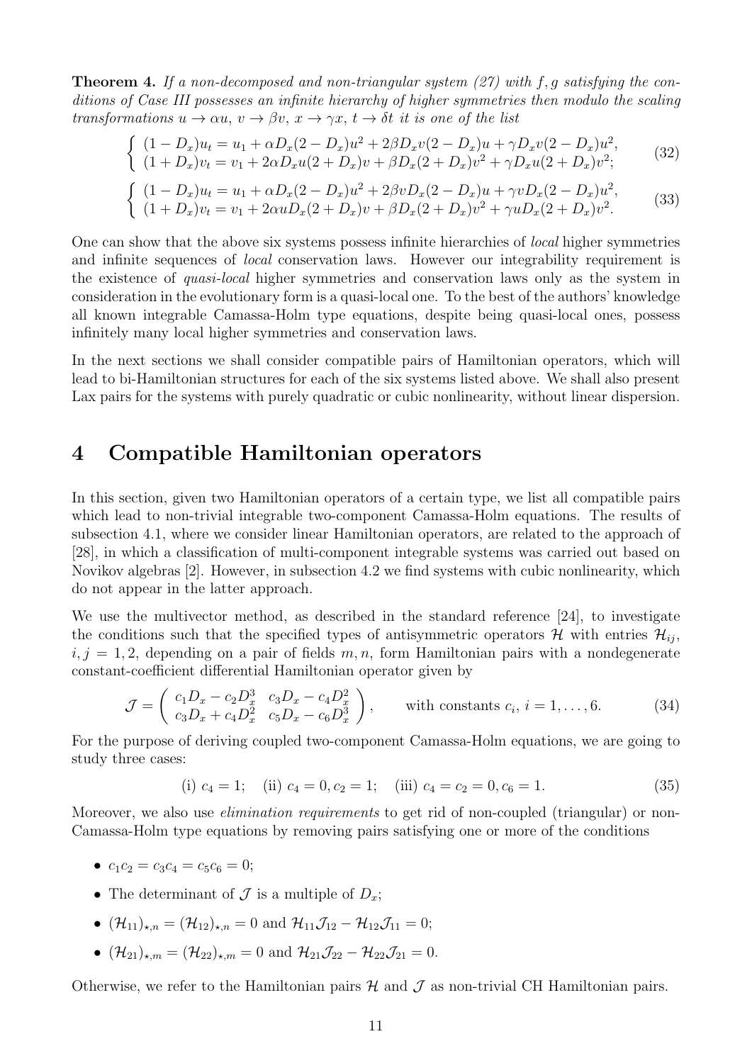**Theorem 4.** *If a non-decomposed and non-triangular system (27) with $f, g$ satisfying the conditions of Case III possesses an infinite hierarchy of higher symmetries then modulo the scaling transformations $u \to \alpha u$, $v \to \beta v$, $x \to \gamma x$, $t \to \delta t$ it is one of the list*

$$\left\{ \begin{array}{l} (1-D_x)u_t = u_1 + \alpha D_x(2-D_x)u^2 + 2\beta D_x v(2-D_x)u + \gamma D_x v(2-D_x)u^2, \\ (1+D_x)v_t = v_1 + 2\alpha D_x u(2+D_x)v + \beta D_x(2+D_x)v^2 + \gamma D_x u(2+D_x)v^2; \end{array} \right. \tag{32}$$

$$\left\{ \begin{array}{l} (1-D_x)u_t = u_1 + \alpha D_x(2-D_x)u^2 + 2\beta v D_x(2-D_x)u + \gamma v D_x(2-D_x)u^2, \\ (1+D_x)v_t = v_1 + 2\alpha u D_x(2+D_x)v + \beta D_x(2+D_x)v^2 + \gamma u D_x(2+D_x)v^2. \end{array} \right. \tag{33}$$

One can show that the above six systems possess infinite hierarchies of *local* higher symmetries and infinite sequences of *local* conservation laws. However our integrability requirement is the existence of *quasi-local* higher symmetries and conservation laws only as the system in consideration in the evolutionary form is a quasi-local one. To the best of the authors' knowledge all known integrable Camassa-Holm type equations, despite being quasi-local ones, possess infinitely many local higher symmetries and conservation laws.

In the next sections we shall consider compatible pairs of Hamiltonian operators, which will lead to bi-Hamiltonian structures for each of the six systems listed above. We shall also present Lax pairs for the systems with purely quadratic or cubic nonlinearity, without linear dispersion.

# 4 Compatible Hamiltonian operators

In this section, given two Hamiltonian operators of a certain type, we list all compatible pairs which lead to non-trivial integrable two-component Camassa-Holm equations. The results of subsection 4.1, where we consider linear Hamiltonian operators, are related to the approach of [28], in which a classification of multi-component integrable systems was carried out based on Novikov algebras [2]. However, in subsection 4.2 we find systems with cubic nonlinearity, which do not appear in the latter approach.

We use the multivector method, as described in the standard reference [24], to investigate the conditions such that the specified types of antisymmetric operators $\mathcal{H}$ with entries $\mathcal{H}_{ij}$, $i, j = 1, 2$, depending on a pair of fields $m, n$, form Hamiltonian pairs with a nondegenerate constant-coefficient differential Hamiltonian operator given by

$$\mathcal{J} = \begin{pmatrix} c_1 D_x - c_2 D_x^3 & c_3 D_x - c_4 D_x^2 \\ c_3 D_x + c_4 D_x^2 & c_5 D_x - c_6 D_x^3 \end{pmatrix}, \qquad \text{with constants } c_i,\ i = 1, \ldots, 6. \tag{34}$$

For the purpose of deriving coupled two-component Camassa-Holm equations, we are going to study three cases:

$$\text{(i) } c_4 = 1; \quad \text{(ii) } c_4 = 0, c_2 = 1; \quad \text{(iii) } c_4 = c_2 = 0, c_6 = 1. \tag{35}$$

Moreover, we also use *elimination requirements* to get rid of non-coupled (triangular) or non-Camassa-Holm type equations by removing pairs satisfying one or more of the conditions

- $c_1 c_2 = c_3 c_4 = c_5 c_6 = 0$;
- The determinant of $\mathcal{J}$ is a multiple of $D_x$;
- $(\mathcal{H}_{11})_{\star,n} = (\mathcal{H}_{12})_{\star,n} = 0$ and $\mathcal{H}_{11}\mathcal{J}_{12} - \mathcal{H}_{12}\mathcal{J}_{11} = 0$;
- $(\mathcal{H}_{21})_{\star,m} = (\mathcal{H}_{22})_{\star,m} = 0$ and $\mathcal{H}_{21}\mathcal{J}_{22} - \mathcal{H}_{22}\mathcal{J}_{21} = 0$.

Otherwise, we refer to the Hamiltonian pairs $\mathcal{H}$ and $\mathcal{J}$ as non-trivial CH Hamiltonian pairs.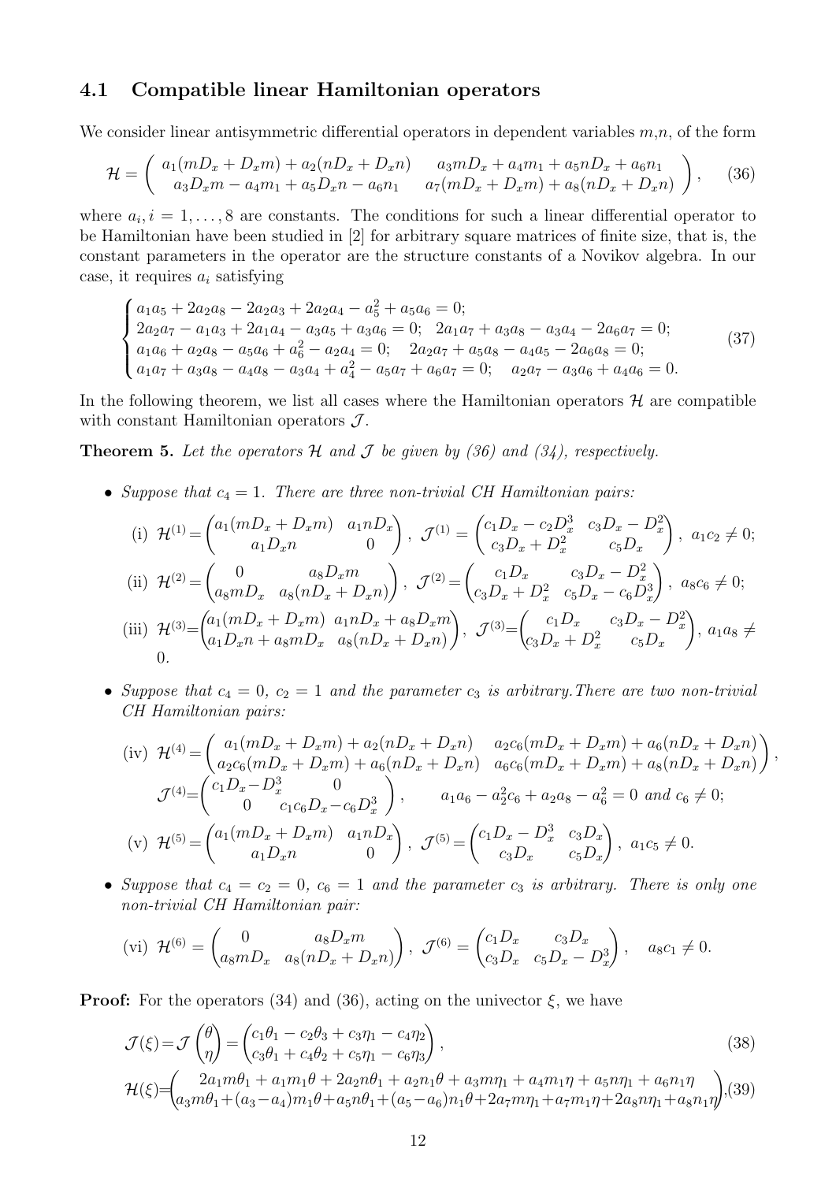### 4.1 Compatible linear Hamiltonian operators

We consider linear antisymmetric differential operators in dependent variables $m$,$n$, of the form

$$\mathcal{H}=\begin{pmatrix} a_1(mD_x+D_xm)+a_2(nD_x+D_xn) & a_3mD_x+a_4m_1+a_5nD_x+a_6n_1 \\ a_3D_xm-a_4m_1+a_5D_xn-a_6n_1 & a_7(mD_x+D_xm)+a_8(nD_x+D_xn) \end{pmatrix}, \tag{36}$$

where $a_i, i=1,\ldots,8$ are constants. The conditions for such a linear differential operator to be Hamiltonian have been studied in [2] for arbitrary square matrices of finite size, that is, the constant parameters in the operator are the structure constants of a Novikov algebra. In our case, it requires $a_i$ satisfying

$$\begin{cases} a_1a_5+2a_2a_8-2a_2a_3+2a_2a_4-a_5^2+a_5a_6=0; \\ 2a_2a_7-a_1a_3+2a_1a_4-a_3a_5+a_3a_6=0; \quad 2a_1a_7+a_3a_8-a_3a_4-2a_6a_7=0; \\ a_1a_6+a_2a_8-a_5a_6+a_6^2-a_2a_4=0; \quad 2a_2a_7+a_5a_8-a_4a_5-2a_6a_8=0; \\ a_1a_7+a_3a_8-a_4a_8-a_3a_4+a_4^2-a_5a_7+a_6a_7=0; \quad a_2a_7-a_3a_6+a_4a_6=0. \end{cases} \tag{37}$$

In the following theorem, we list all cases where the Hamiltonian operators $\mathcal{H}$ are compatible with constant Hamiltonian operators $\mathcal{J}$.

**Theorem 5.** *Let the operators $\mathcal{H}$ and $\mathcal{J}$ be given by (36) and (34), respectively.*

- *Suppose that $c_4=1$. There are three non-trivial CH Hamiltonian pairs:*

  (i) $\mathcal{H}^{(1)}=\begin{pmatrix} a_1(mD_x+D_xm) & a_1nD_x \\ a_1D_xn & 0 \end{pmatrix}$, $\mathcal{J}^{(1)}=\begin{pmatrix} c_1D_x-c_2D_x^3 & c_3D_x-D_x^2 \\ c_3D_x+D_x^2 & c_5D_x \end{pmatrix}$, $a_1c_2\neq 0$;

  (ii) $\mathcal{H}^{(2)}=\begin{pmatrix} 0 & a_8D_xm \\ a_8mD_x & a_8(nD_x+D_xn) \end{pmatrix}$, $\mathcal{J}^{(2)}=\begin{pmatrix} c_1D_x & c_3D_x-D_x^2 \\ c_3D_x+D_x^2 & c_5D_x-c_6D_x^3 \end{pmatrix}$, $a_8c_6\neq 0$;

  (iii) $\mathcal{H}^{(3)}=\begin{pmatrix} a_1(mD_x+D_xm) & a_1nD_x+a_8D_xm \\ a_1D_xn+a_8mD_x & a_8(nD_x+D_xn) \end{pmatrix}$, $\mathcal{J}^{(3)}=\begin{pmatrix} c_1D_x & c_3D_x-D_x^2 \\ c_3D_x+D_x^2 & c_5D_x \end{pmatrix}$, $a_1a_8\neq 0$.

- *Suppose that $c_4=0$, $c_2=1$ and the parameter $c_3$ is arbitrary. There are two non-trivial CH Hamiltonian pairs:*

  (iv) $\mathcal{H}^{(4)}=\begin{pmatrix} a_1(mD_x+D_xm)+a_2(nD_x+D_xn) & a_2c_6(mD_x+D_xm)+a_6(nD_x+D_xn) \\ a_2c_6(mD_x+D_xm)+a_6(nD_x+D_xn) & a_6c_6(mD_x+D_xm)+a_8(nD_x+D_xn) \end{pmatrix}$,

  $\mathcal{J}^{(4)}=\begin{pmatrix} c_1D_x-D_x^3 & 0 \\ 0 & c_1c_6D_x-c_6D_x^3 \end{pmatrix}$, $\quad a_1a_6-a_2^2c_6+a_2a_8-a_6^2=0$ *and* $c_6\neq 0$;

  (v) $\mathcal{H}^{(5)}=\begin{pmatrix} a_1(mD_x+D_xm) & a_1nD_x \\ a_1D_xn & 0 \end{pmatrix}$, $\mathcal{J}^{(5)}=\begin{pmatrix} c_1D_x-D_x^3 & c_3D_x \\ c_3D_x & c_5D_x \end{pmatrix}$, $a_1c_5\neq 0$.

- *Suppose that $c_4=c_2=0$, $c_6=1$ and the parameter $c_3$ is arbitrary. There is only one non-trivial CH Hamiltonian pair:*

  (vi) $\mathcal{H}^{(6)}=\begin{pmatrix} 0 & a_8D_xm \\ a_8mD_x & a_8(nD_x+D_xn) \end{pmatrix}$, $\mathcal{J}^{(6)}=\begin{pmatrix} c_1D_x & c_3D_x \\ c_3D_x & c_5D_x-D_x^3 \end{pmatrix}$, $\quad a_8c_1\neq 0$.

**Proof:** For the operators (34) and (36), acting on the univector $\xi$, we have

$$\mathcal{J}(\xi)=\mathcal{J}\begin{pmatrix}\theta \\ \eta\end{pmatrix}=\begin{pmatrix} c_1\theta_1-c_2\theta_3+c_3\eta_1-c_4\eta_2 \\ c_3\theta_1+c_4\theta_2+c_5\eta_1-c_6\eta_3 \end{pmatrix}, \tag{38}$$

$$\mathcal{H}(\xi)=\begin{pmatrix} 2a_1m\theta_1+a_1m_1\theta+2a_2n\theta_1+a_2n_1\theta+a_3m\eta_1+a_4m_1\eta+a_5n\eta_1+a_6n_1\eta \\ a_3m\theta_1+(a_3-a_4)m_1\theta+a_5n\theta_1+(a_5-a_6)n_1\theta+2a_7m\eta_1+a_7m_1\eta+2a_8n\eta_1+a_8n_1\eta \end{pmatrix}, \tag{39}$$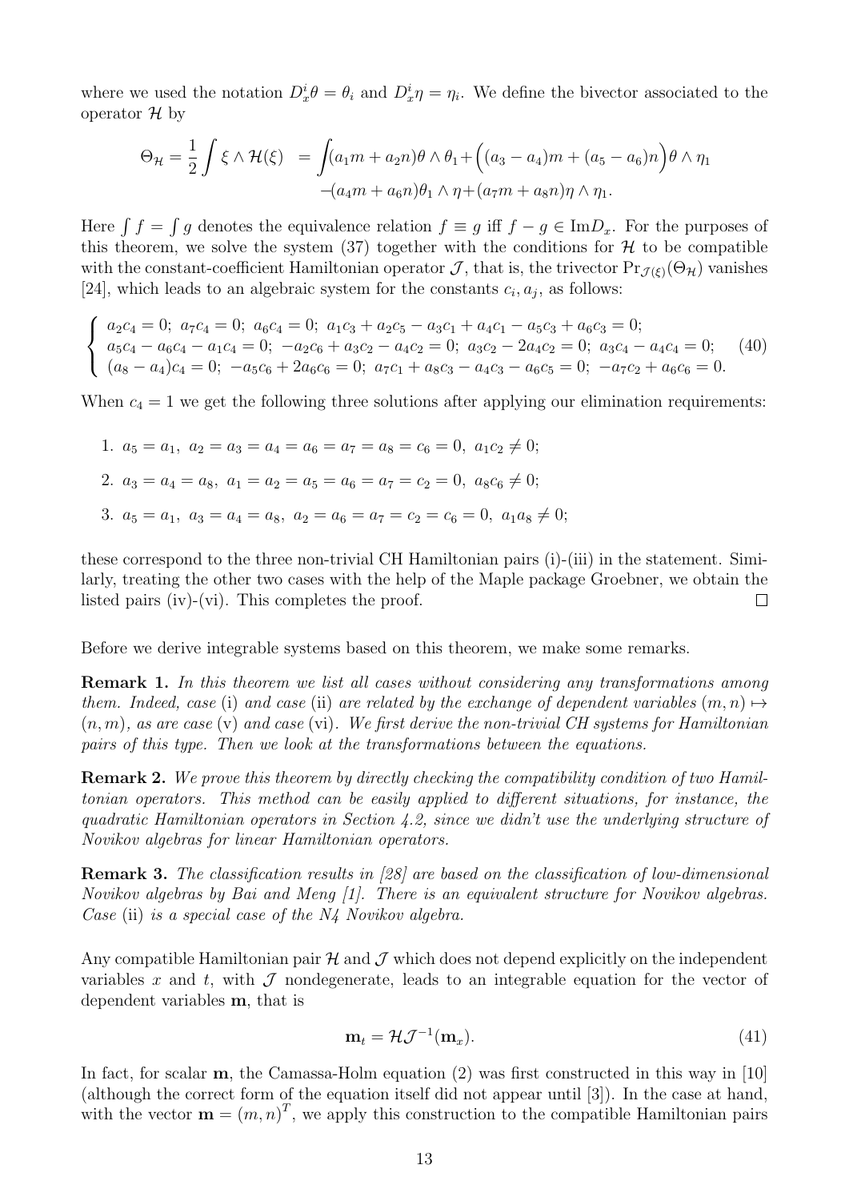where we used the notation $D_x^i\theta = \theta_i$ and $D_x^i\eta = \eta_i$. We define the bivector associated to the operator $\mathcal{H}$ by

$$\Theta_{\mathcal{H}} = \frac{1}{2}\int \xi \wedge \mathcal{H}(\xi) \;\; = \int\!(a_1m + a_2n)\theta \wedge \theta_1 + \Big((a_3 - a_4)m + (a_5 - a_6)n\Big)\theta \wedge \eta_1$$
$$-(a_4m + a_6n)\theta_1 \wedge \eta + (a_7m + a_8n)\eta \wedge \eta_1.$$

Here $\int f = \int g$ denotes the equivalence relation $f \equiv g$ iff $f - g \in \mathrm{Im}D_x$. For the purposes of this theorem, we solve the system (37) together with the conditions for $\mathcal{H}$ to be compatible with the constant-coefficient Hamiltonian operator $\mathcal{J}$, that is, the trivector $\mathrm{Pr}_{\mathcal{J}(\xi)}(\Theta_{\mathcal{H}})$ vanishes [24], which leads to an algebraic system for the constants $c_i, a_j$, as follows:

$$\left\{\begin{array}{l} a_2c_4 = 0;\; a_7c_4 = 0;\; a_6c_4 = 0;\; a_1c_3 + a_2c_5 - a_3c_1 + a_4c_1 - a_5c_3 + a_6c_3 = 0; \\ a_5c_4 - a_6c_4 - a_1c_4 = 0;\; -a_2c_6 + a_3c_2 - a_4c_2 = 0;\; a_3c_2 - 2a_4c_2 = 0;\; a_3c_4 - a_4c_4 = 0; \\ (a_8 - a_4)c_4 = 0;\; -a_5c_6 + 2a_6c_6 = 0;\; a_7c_1 + a_8c_3 - a_4c_3 - a_6c_5 = 0;\; -a_7c_2 + a_6c_6 = 0. \end{array}\right. \tag{40}$$

When $c_4 = 1$ we get the following three solutions after applying our elimination requirements:

1. $a_5 = a_1,\; a_2 = a_3 = a_4 = a_6 = a_7 = a_8 = c_6 = 0,\; a_1c_2 \neq 0;$
2. $a_3 = a_4 = a_8,\; a_1 = a_2 = a_5 = a_6 = a_7 = c_2 = 0,\; a_8c_6 \neq 0;$
3. $a_5 = a_1,\; a_3 = a_4 = a_8,\; a_2 = a_6 = a_7 = c_2 = c_6 = 0,\; a_1a_8 \neq 0;$

these correspond to the three non-trivial CH Hamiltonian pairs (i)-(iii) in the statement. Similarly, treating the other two cases with the help of the Maple package Groebner, we obtain the listed pairs (iv)-(vi). This completes the proof. $\square$

Before we derive integrable systems based on this theorem, we make some remarks.

**Remark 1.** *In this theorem we list all cases without considering any transformations among them. Indeed, case* (i) *and case* (ii) *are related by the exchange of dependent variables* $(m, n) \mapsto (n, m)$*, as are case* (v) *and case* (vi)*. We first derive the non-trivial CH systems for Hamiltonian pairs of this type. Then we look at the transformations between the equations.*

**Remark 2.** *We prove this theorem by directly checking the compatibility condition of two Hamiltonian operators. This method can be easily applied to different situations, for instance, the quadratic Hamiltonian operators in Section 4.2, since we didn't use the underlying structure of Novikov algebras for linear Hamiltonian operators.*

**Remark 3.** *The classification results in [28] are based on the classification of low-dimensional Novikov algebras by Bai and Meng [1]. There is an equivalent structure for Novikov algebras. Case* (ii) *is a special case of the N4 Novikov algebra.*

Any compatible Hamiltonian pair $\mathcal{H}$ and $\mathcal{J}$ which does not depend explicitly on the independent variables $x$ and $t$, with $\mathcal{J}$ nondegenerate, leads to an integrable equation for the vector of dependent variables $\mathbf{m}$, that is

$$\mathbf{m}_t = \mathcal{H}\mathcal{J}^{-1}(\mathbf{m}_x). \tag{41}$$

In fact, for scalar $\mathbf{m}$, the Camassa-Holm equation (2) was first constructed in this way in [10] (although the correct form of the equation itself did not appear until [3]). In the case at hand, with the vector $\mathbf{m} = (m, n)^T$, we apply this construction to the compatible Hamiltonian pairs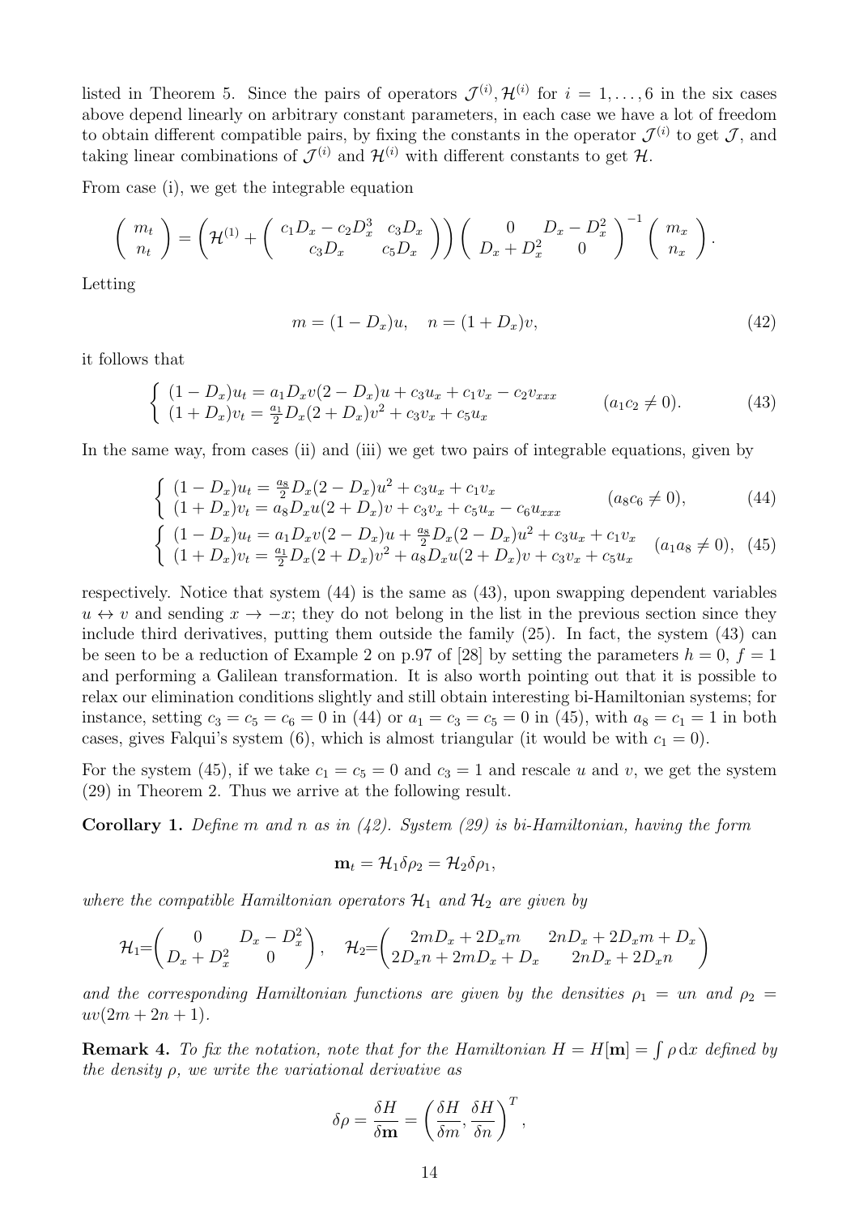listed in Theorem 5. Since the pairs of operators $\mathcal{J}^{(i)}, \mathcal{H}^{(i)}$ for $i = 1, \ldots, 6$ in the six cases above depend linearly on arbitrary constant parameters, in each case we have a lot of freedom to obtain different compatible pairs, by fixing the constants in the operator $\mathcal{J}^{(i)}$ to get $\mathcal{J}$, and taking linear combinations of $\mathcal{J}^{(i)}$ and $\mathcal{H}^{(i)}$ with different constants to get $\mathcal{H}$.

From case (i), we get the integrable equation

$$\begin{pmatrix} m_t \\ n_t \end{pmatrix} = \left( \mathcal{H}^{(1)} + \begin{pmatrix} c_1 D_x - c_2 D_x^3 & c_3 D_x \\ c_3 D_x & c_5 D_x \end{pmatrix} \right) \begin{pmatrix} 0 & D_x - D_x^2 \\ D_x + D_x^2 & 0 \end{pmatrix}^{-1} \begin{pmatrix} m_x \\ n_x \end{pmatrix}.$$

Letting

$$m = (1 - D_x)u, \quad n = (1 + D_x)v, \tag{42}$$

it follows that

$$\begin{cases} (1 - D_x)u_t = a_1 D_x v(2 - D_x)u + c_3 u_x + c_1 v_x - c_2 v_{xxx} \\ (1 + D_x)v_t = \frac{a_1}{2} D_x (2 + D_x)v^2 + c_3 v_x + c_5 u_x \end{cases} \qquad (a_1 c_2 \neq 0). \tag{43}$$

In the same way, from cases (ii) and (iii) we get two pairs of integrable equations, given by

$$\begin{cases} (1 - D_x)u_t = \frac{a_8}{2} D_x (2 - D_x)u^2 + c_3 u_x + c_1 v_x \\ (1 + D_x)v_t = a_8 D_x u(2 + D_x)v + c_3 v_x + c_5 u_x - c_6 u_{xxx} \end{cases} \qquad (a_8 c_6 \neq 0), \tag{44}$$

$$\begin{cases} (1 - D_x)u_t = a_1 D_x v(2 - D_x)u + \frac{a_8}{2} D_x (2 - D_x)u^2 + c_3 u_x + c_1 v_x \\ (1 + D_x)v_t = \frac{a_1}{2} D_x (2 + D_x)v^2 + a_8 D_x u(2 + D_x)v + c_3 v_x + c_5 u_x \end{cases} \quad (a_1 a_8 \neq 0), \tag{45}$$

respectively. Notice that system (44) is the same as (43), upon swapping dependent variables $u \leftrightarrow v$ and sending $x \to -x$; they do not belong in the list in the previous section since they include third derivatives, putting them outside the family (25). In fact, the system (43) can be seen to be a reduction of Example 2 on p.97 of [28] by setting the parameters $h = 0$, $f = 1$ and performing a Galilean transformation. It is also worth pointing out that it is possible to relax our elimination conditions slightly and still obtain interesting bi-Hamiltonian systems; for instance, setting $c_3 = c_5 = c_6 = 0$ in (44) or $a_1 = c_3 = c_5 = 0$ in (45), with $a_8 = c_1 = 1$ in both cases, gives Falqui's system (6), which is almost triangular (it would be with $c_1 = 0$).

For the system (45), if we take $c_1 = c_5 = 0$ and $c_3 = 1$ and rescale $u$ and $v$, we get the system (29) in Theorem 2. Thus we arrive at the following result.

**Corollary 1.** *Define $m$ and $n$ as in (42). System (29) is bi-Hamiltonian, having the form*

$$\mathbf{m}_t = \mathcal{H}_1 \delta\rho_2 = \mathcal{H}_2 \delta\rho_1,$$

*where the compatible Hamiltonian operators $\mathcal{H}_1$ and $\mathcal{H}_2$ are given by*

$$\mathcal{H}_1 = \begin{pmatrix} 0 & D_x - D_x^2 \\ D_x + D_x^2 & 0 \end{pmatrix}, \quad \mathcal{H}_2 = \begin{pmatrix} 2mD_x + 2D_x m & 2nD_x + 2D_x m + D_x \\ 2D_x n + 2mD_x + D_x & 2nD_x + 2D_x n \end{pmatrix}$$

*and the corresponding Hamiltonian functions are given by the densities $\rho_1 = un$ and $\rho_2 = uv(2m + 2n + 1)$.*

**Remark 4.** *To fix the notation, note that for the Hamiltonian $H = H[\mathbf{m}] = \int \rho \, \mathrm{d}x$ defined by the density $\rho$, we write the variational derivative as*

$$\delta\rho = \frac{\delta H}{\delta \mathbf{m}} = \left( \frac{\delta H}{\delta m}, \frac{\delta H}{\delta n} \right)^T,$$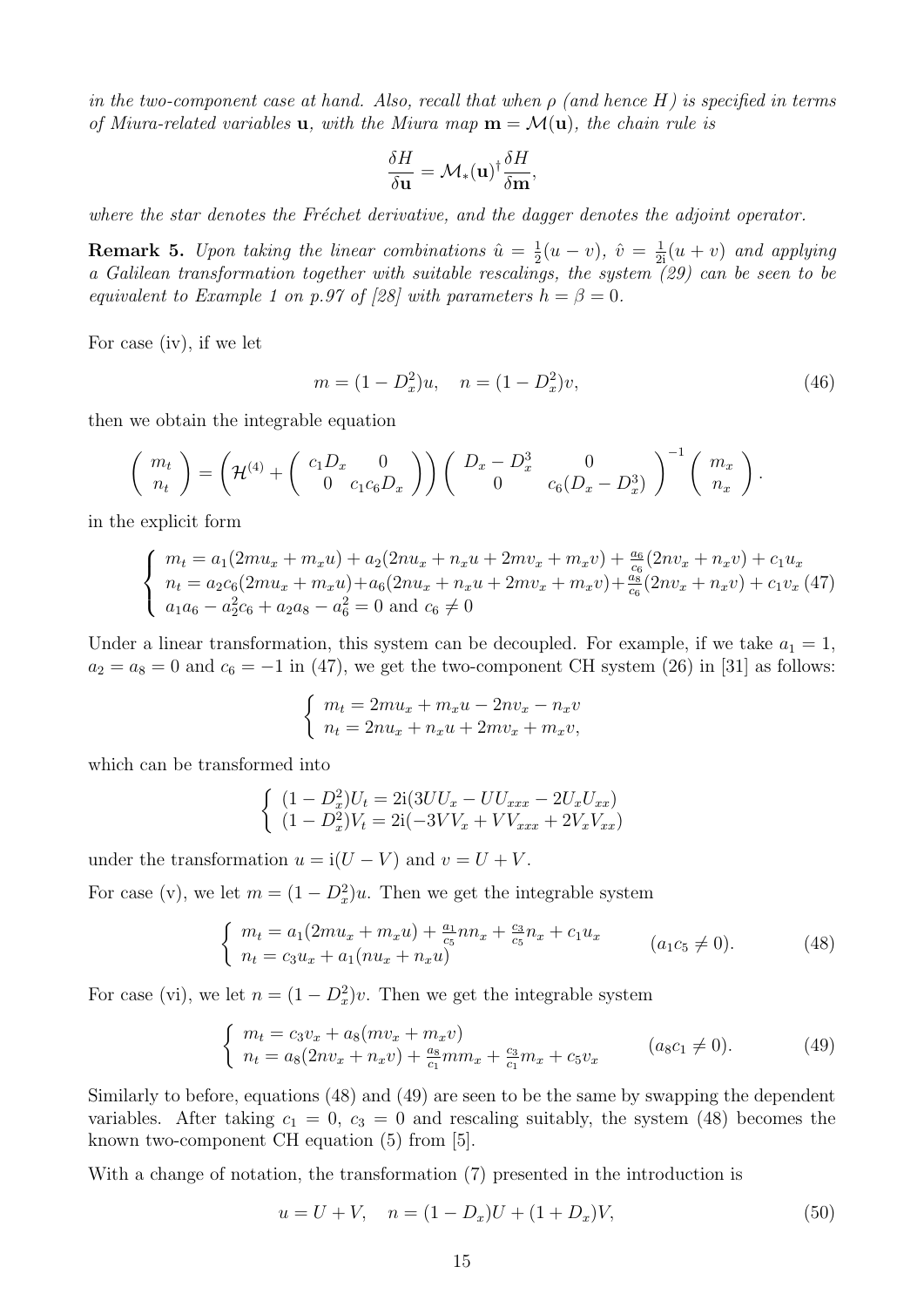*in the two-component case at hand. Also, recall that when $\rho$ (and hence $H$) is specified in terms of Miura-related variables $\mathbf{u}$, with the Miura map $\mathbf{m} = \mathcal{M}(\mathbf{u})$, the chain rule is*

$$\frac{\delta H}{\delta \mathbf{u}} = \mathcal{M}_*(\mathbf{u})^\dagger \frac{\delta H}{\delta \mathbf{m}},$$

*where the star denotes the Fréchet derivative, and the dagger denotes the adjoint operator.*

**Remark 5.** *Upon taking the linear combinations $\hat{u} = \frac{1}{2}(u - v)$, $\hat{v} = \frac{1}{2\mathrm{i}}(u + v)$ and applying a Galilean transformation together with suitable rescalings, the system (29) can be seen to be equivalent to Example 1 on p.97 of [28] with parameters $h = \beta = 0$.*

For case (iv), if we let

$$m = (1 - D_x^2)u, \quad n = (1 - D_x^2)v, \tag{46}$$

then we obtain the integrable equation

$$\begin{pmatrix} m_t \\ n_t \end{pmatrix} = \left( \mathcal{H}^{(4)} + \begin{pmatrix} c_1 D_x & 0 \\ 0 & c_1 c_6 D_x \end{pmatrix} \right) \begin{pmatrix} D_x - D_x^3 & 0 \\ 0 & c_6(D_x - D_x^3) \end{pmatrix}^{-1} \begin{pmatrix} m_x \\ n_x \end{pmatrix}.$$

in the explicit form

$$\begin{cases} m_t = a_1(2mu_x + m_x u) + a_2(2nu_x + n_x u + 2mv_x + m_x v) + \frac{a_6}{c_6}(2nv_x + n_x v) + c_1 u_x \\ n_t = a_2 c_6(2mu_x + m_x u) + a_6(2nu_x + n_x u + 2mv_x + m_x v) + \frac{a_8}{c_6}(2nv_x + n_x v) + c_1 v_x \\ a_1 a_6 - a_2^2 c_6 + a_2 a_8 - a_6^2 = 0 \text{ and } c_6 \neq 0 \end{cases} \tag{47}$$

Under a linear transformation, this system can be decoupled. For example, if we take $a_1 = 1$, $a_2 = a_8 = 0$ and $c_6 = -1$ in (47), we get the two-component CH system (26) in [31] as follows:

$$\begin{cases} m_t = 2mu_x + m_x u - 2nv_x - n_x v \\ n_t = 2nu_x + n_x u + 2mv_x + m_x v, \end{cases}$$

which can be transformed into

$$\begin{cases} (1 - D_x^2)U_t = 2\mathrm{i}(3UU_x - UU_{xxx} - 2U_x U_{xx}) \\ (1 - D_x^2)V_t = 2\mathrm{i}(-3VV_x + VV_{xxx} + 2V_x V_{xx}) \end{cases}$$

under the transformation $u = \mathrm{i}(U - V)$ and $v = U + V$.

For case (v), we let $m = (1 - D_x^2)u$. Then we get the integrable system

$$\begin{cases} m_t = a_1(2mu_x + m_x u) + \frac{a_1}{c_5} nn_x + \frac{c_3}{c_5} n_x + c_1 u_x \\ n_t = c_3 u_x + a_1(nu_x + n_x u) \end{cases} \qquad (a_1 c_5 \neq 0). \tag{48}$$

For case (vi), we let $n = (1 - D_x^2)v$. Then we get the integrable system

$$\begin{cases} m_t = c_3 v_x + a_8(mv_x + m_x v) \\ n_t = a_8(2nv_x + n_x v) + \frac{a_8}{c_1} mm_x + \frac{c_3}{c_1} m_x + c_5 v_x \end{cases} \qquad (a_8 c_1 \neq 0). \tag{49}$$

Similarly to before, equations (48) and (49) are seen to be the same by swapping the dependent variables. After taking $c_1 = 0$, $c_3 = 0$ and rescaling suitably, the system (48) becomes the known two-component CH equation (5) from [5].

With a change of notation, the transformation (7) presented in the introduction is

$$u = U + V, \quad n = (1 - D_x)U + (1 + D_x)V, \tag{50}$$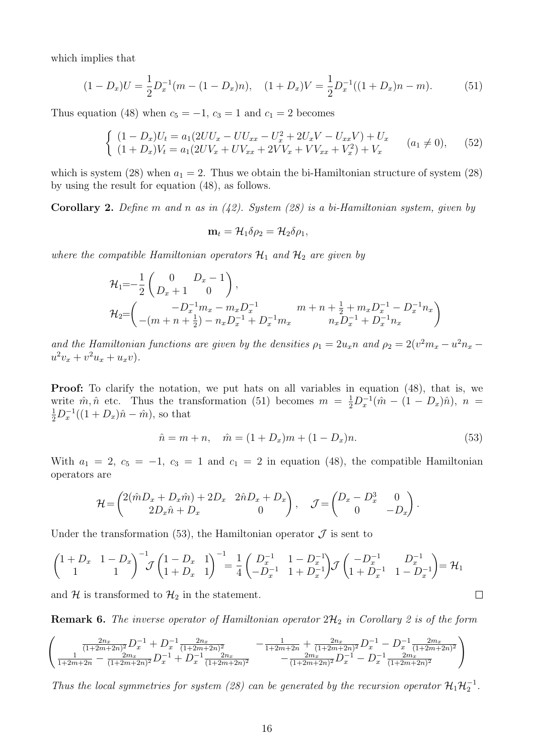which implies that

$$(1-D_x)U = \frac{1}{2}D_x^{-1}(m-(1-D_x)n), \quad (1+D_x)V = \frac{1}{2}D_x^{-1}((1+D_x)n-m). \tag{51}$$

Thus equation (48) when $c_5 = -1$, $c_3 = 1$ and $c_1 = 2$ becomes

$$\begin{cases} (1-D_x)U_t = a_1(2UU_x - UU_{xx} - U_x^2 + 2U_xV - U_{xx}V) + U_x \\ (1+D_x)V_t = a_1(2UV_x + UV_{xx} + 2VV_x + VV_{xx} + V_x^2) + V_x \end{cases} \quad (a_1 \neq 0), \tag{52}$$

which is system (28) when $a_1 = 2$. Thus we obtain the bi-Hamiltonian structure of system (28) by using the result for equation (48), as follows.

**Corollary 2.** *Define $m$ and $n$ as in (42). System (28) is a bi-Hamiltonian system, given by*

$$\mathbf{m}_t = \mathcal{H}_1 \delta\rho_2 = \mathcal{H}_2 \delta\rho_1,$$

*where the compatible Hamiltonian operators $\mathcal{H}_1$ and $\mathcal{H}_2$ are given by*

$$\mathcal{H}_1 = -\frac{1}{2}\begin{pmatrix} 0 & D_x - 1 \\ D_x + 1 & 0 \end{pmatrix},$$

$$\mathcal{H}_2 = \begin{pmatrix} -D_x^{-1}m_x - m_xD_x^{-1} & m+n+\frac{1}{2} + m_xD_x^{-1} - D_x^{-1}n_x \\ -(m+n+\frac{1}{2}) - n_xD_x^{-1} + D_x^{-1}m_x & n_xD_x^{-1} + D_x^{-1}n_x \end{pmatrix}$$

*and the Hamiltonian functions are given by the densities $\rho_1 = 2u_xn$ and $\rho_2 = 2(v^2m_x - u^2n_x - u^2v_x + v^2u_x + u_xv)$.*

**Proof:** To clarify the notation, we put hats on all variables in equation (48), that is, we write $\hat{m}, \hat{n}$ etc. Thus the transformation (51) becomes $m = \frac{1}{2}D_x^{-1}(\hat{m} - (1-D_x)\hat{n})$, $n = \frac{1}{2}D_x^{-1}((1+D_x)\hat{n} - \hat{m})$, so that

$$\hat{n} = m + n, \quad \hat{m} = (1+D_x)m + (1-D_x)n. \tag{53}$$

With $a_1 = 2$, $c_5 = -1$, $c_3 = 1$ and $c_1 = 2$ in equation (48), the compatible Hamiltonian operators are

$$\mathcal{H} = \begin{pmatrix} 2(\hat{m}D_x + D_x\hat{m}) + 2D_x & 2\hat{n}D_x + D_x \\ 2D_x\hat{n} + D_x & 0 \end{pmatrix}, \quad \mathcal{J} = \begin{pmatrix} D_x - D_x^3 & 0 \\ 0 & -D_x \end{pmatrix}.$$

Under the transformation (53), the Hamiltonian operator $\mathcal{J}$ is sent to

$$\begin{pmatrix} 1+D_x & 1-D_x \\ 1 & 1 \end{pmatrix}^{-1} \mathcal{J} \begin{pmatrix} 1-D_x & 1 \\ 1+D_x & 1 \end{pmatrix}^{-1} = \frac{1}{4}\begin{pmatrix} D_x^{-1} & 1-D_x^{-1} \\ -D_x^{-1} & 1+D_x^{-1} \end{pmatrix} \mathcal{J} \begin{pmatrix} -D_x^{-1} & D_x^{-1} \\ 1+D_x^{-1} & 1-D_x^{-1} \end{pmatrix} = \mathcal{H}_1$$

and $\mathcal{H}$ is transformed to $\mathcal{H}_2$ in the statement. $\square$

**Remark 6.** *The inverse operator of Hamiltonian operator $2\mathcal{H}_2$ in Corollary 2 is of the form*

$$\begin{pmatrix} \frac{2n_x}{(1+2m+2n)^2}D_x^{-1} + D_x^{-1}\frac{2n_x}{(1+2m+2n)^2} & -\frac{1}{1+2m+2n} + \frac{2n_x}{(1+2m+2n)^2}D_x^{-1} - D_x^{-1}\frac{2m_x}{(1+2m+2n)^2} \\ \frac{1}{1+2m+2n} - \frac{2m_x}{(1+2m+2n)^2}D_x^{-1} + D_x^{-1}\frac{2n_x}{(1+2m+2n)^2} & -\frac{2m_x}{(1+2m+2n)^2}D_x^{-1} - D_x^{-1}\frac{2m_x}{(1+2m+2n)^2} \end{pmatrix}$$

*Thus the local symmetries for system (28) can be generated by the recursion operator $\mathcal{H}_1\mathcal{H}_2^{-1}$.*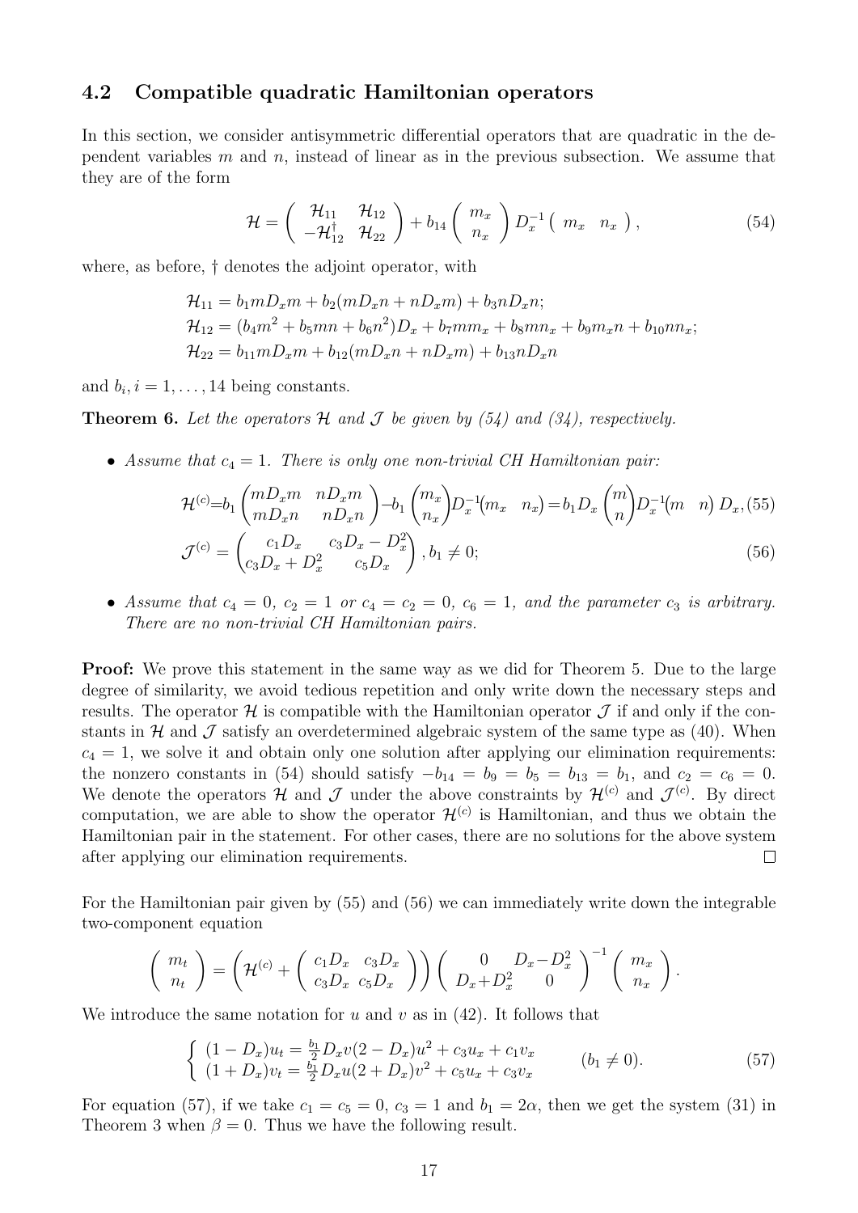### 4.2 Compatible quadratic Hamiltonian operators

In this section, we consider antisymmetric differential operators that are quadratic in the dependent variables $m$ and $n$, instead of linear as in the previous subsection. We assume that they are of the form

$$
\mathcal{H} = \begin{pmatrix} \mathcal{H}_{11} & \mathcal{H}_{12} \\ -\mathcal{H}_{12}^{\dagger} & \mathcal{H}_{22} \end{pmatrix} + b_{14} \begin{pmatrix} m_x \\ n_x \end{pmatrix} D_x^{-1} \begin{pmatrix} m_x & n_x \end{pmatrix}, \tag{54}
$$

where, as before, $\dagger$ denotes the adjoint operator, with

$$
\begin{aligned}
\mathcal{H}_{11} &= b_1 m D_x m + b_2(m D_x n + n D_x m) + b_3 n D_x n; \\
\mathcal{H}_{12} &= (b_4 m^2 + b_5 mn + b_6 n^2) D_x + b_7 m m_x + b_8 m n_x + b_9 m_x n + b_{10} n n_x; \\
\mathcal{H}_{22} &= b_{11} m D_x m + b_{12}(m D_x n + n D_x m) + b_{13} n D_x n
\end{aligned}
$$

and $b_i, i = 1, \ldots, 14$ being constants.

**Theorem 6.** *Let the operators $\mathcal{H}$ and $\mathcal{J}$ be given by (54) and (34), respectively.*

- *Assume that $c_4 = 1$. There is only one non-trivial CH Hamiltonian pair:*

$$
\mathcal{H}^{(c)} = b_1 \begin{pmatrix} m D_x m & n D_x m \\ m D_x n & n D_x n \end{pmatrix} - b_1 \begin{pmatrix} m_x \\ n_x \end{pmatrix} D_x^{-1} \begin{pmatrix} m_x & n_x \end{pmatrix} = b_1 D_x \begin{pmatrix} m \\ n \end{pmatrix} D_x^{-1} \begin{pmatrix} m & n \end{pmatrix} D_x, \tag{55}
$$

$$
\mathcal{J}^{(c)} = \begin{pmatrix} c_1 D_x & c_3 D_x - D_x^2 \\ c_3 D_x + D_x^2 & c_5 D_x \end{pmatrix}, \; b_1 \neq 0; \tag{56}
$$

- *Assume that $c_4 = 0$, $c_2 = 1$ or $c_4 = c_2 = 0$, $c_6 = 1$, and the parameter $c_3$ is arbitrary. There are no non-trivial CH Hamiltonian pairs.*

**Proof:** We prove this statement in the same way as we did for Theorem 5. Due to the large degree of similarity, we avoid tedious repetition and only write down the necessary steps and results. The operator $\mathcal{H}$ is compatible with the Hamiltonian operator $\mathcal{J}$ if and only if the constants in $\mathcal{H}$ and $\mathcal{J}$ satisfy an overdetermined algebraic system of the same type as (40). When $c_4 = 1$, we solve it and obtain only one solution after applying our elimination requirements: the nonzero constants in (54) should satisfy $-b_{14} = b_9 = b_5 = b_{13} = b_1$, and $c_2 = c_6 = 0$. We denote the operators $\mathcal{H}$ and $\mathcal{J}$ under the above constraints by $\mathcal{H}^{(c)}$ and $\mathcal{J}^{(c)}$. By direct computation, we are able to show the operator $\mathcal{H}^{(c)}$ is Hamiltonian, and thus we obtain the Hamiltonian pair in the statement. For other cases, there are no solutions for the above system after applying our elimination requirements. $\square$

For the Hamiltonian pair given by (55) and (56) we can immediately write down the integrable two-component equation

$$
\begin{pmatrix} m_t \\ n_t \end{pmatrix} = \left( \mathcal{H}^{(c)} + \begin{pmatrix} c_1 D_x & c_3 D_x \\ c_3 D_x & c_5 D_x \end{pmatrix} \right) \begin{pmatrix} 0 & D_x - D_x^2 \\ D_x + D_x^2 & 0 \end{pmatrix}^{-1} \begin{pmatrix} m_x \\ n_x \end{pmatrix}.
$$

We introduce the same notation for $u$ and $v$ as in (42). It follows that

$$
\left\{ \begin{array}{l} (1 - D_x) u_t = \frac{b_1}{2} D_x v (2 - D_x) u^2 + c_3 u_x + c_1 v_x \\ (1 + D_x) v_t = \frac{b_1}{2} D_x u (2 + D_x) v^2 + c_5 u_x + c_3 v_x \end{array} \right. \qquad (b_1 \neq 0). \tag{57}
$$

For equation (57), if we take $c_1 = c_5 = 0$, $c_3 = 1$ and $b_1 = 2\alpha$, then we get the system (31) in Theorem 3 when $\beta = 0$. Thus we have the following result.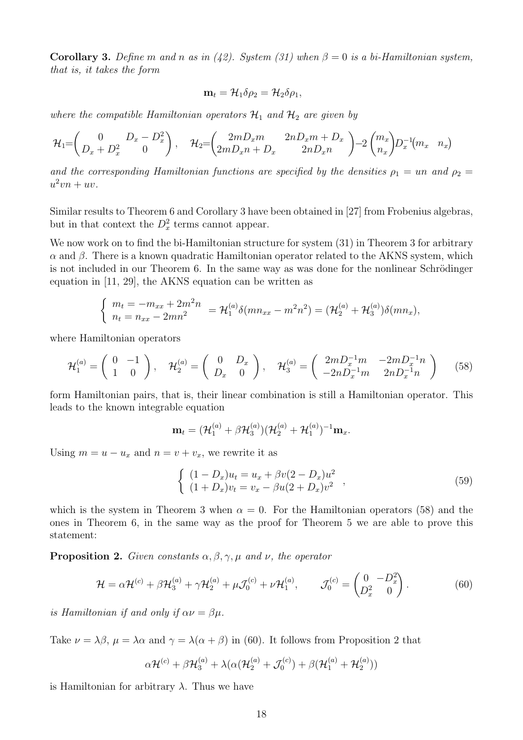**Corollary 3.** *Define $m$ and $n$ as in (42). System (31) when $\beta = 0$ is a bi-Hamiltonian system, that is, it takes the form*

$$\mathbf{m}_t = \mathcal{H}_1 \delta\rho_2 = \mathcal{H}_2 \delta\rho_1,$$

*where the compatible Hamiltonian operators $\mathcal{H}_1$ and $\mathcal{H}_2$ are given by*

$$\mathcal{H}_1=\begin{pmatrix} 0 & D_x - D_x^2 \\ D_x + D_x^2 & 0 \end{pmatrix}, \quad \mathcal{H}_2=\begin{pmatrix} 2mD_x m & 2nD_x m + D_x \\ 2mD_x n + D_x & 2nD_x n \end{pmatrix} - 2\begin{pmatrix} m_x \\ n_x \end{pmatrix} D_x^{-1} \begin{pmatrix} m_x & n_x \end{pmatrix}$$

*and the corresponding Hamiltonian functions are specified by the densities $\rho_1 = un$ and $\rho_2 = u^2vn + uv$.*

Similar results to Theorem 6 and Corollary 3 have been obtained in [27] from Frobenius algebras, but in that context the $D_x^2$ terms cannot appear.

We now work on to find the bi-Hamiltonian structure for system (31) in Theorem 3 for arbitrary $\alpha$ and $\beta$. There is a known quadratic Hamiltonian operator related to the AKNS system, which is not included in our Theorem 6. In the same way as was done for the nonlinear Schrödinger equation in [11, 29], the AKNS equation can be written as

$$\begin{cases} m_t = -m_{xx} + 2m^2 n \\ n_t = n_{xx} - 2mn^2 \end{cases} = \mathcal{H}_1^{(a)} \delta(mn_{xx} - m^2n^2) = (\mathcal{H}_2^{(a)} + \mathcal{H}_3^{(a)}) \delta(mn_x),$$

where Hamiltonian operators

$$\mathcal{H}_1^{(a)} = \begin{pmatrix} 0 & -1 \\ 1 & 0 \end{pmatrix}, \quad \mathcal{H}_2^{(a)} = \begin{pmatrix} 0 & D_x \\ D_x & 0 \end{pmatrix}, \quad \mathcal{H}_3^{(a)} = \begin{pmatrix} 2mD_x^{-1}m & -2mD_x^{-1}n \\ -2nD_x^{-1}m & 2nD_x^{-1}n \end{pmatrix} \tag{58}$$

form Hamiltonian pairs, that is, their linear combination is still a Hamiltonian operator. This leads to the known integrable equation

$$\mathbf{m}_t = (\mathcal{H}_1^{(a)} + \beta\mathcal{H}_3^{(a)})(\mathcal{H}_2^{(a)} + \mathcal{H}_1^{(a)})^{-1}\mathbf{m}_x.$$

Using $m = u - u_x$ and $n = v + v_x$, we rewrite it as

$$\begin{cases} (1 - D_x)u_t = u_x + \beta v(2 - D_x)u^2 \\ (1 + D_x)v_t = v_x - \beta u(2 + D_x)v^2 \end{cases}, \tag{59}$$

which is the system in Theorem 3 when $\alpha = 0$. For the Hamiltonian operators (58) and the ones in Theorem 6, in the same way as the proof for Theorem 5 we are able to prove this statement:

**Proposition 2.** *Given constants $\alpha, \beta, \gamma, \mu$ and $\nu$, the operator*

$$\mathcal{H} = \alpha\mathcal{H}^{(c)} + \beta\mathcal{H}_3^{(a)} + \gamma\mathcal{H}_2^{(a)} + \mu\mathcal{J}_0^{(c)} + \nu\mathcal{H}_1^{(a)}, \qquad \mathcal{J}_0^{(c)} = \begin{pmatrix} 0 & -D_x^2 \\ D_x^2 & 0 \end{pmatrix}. \tag{60}$$

*is Hamiltonian if and only if $\alpha\nu = \beta\mu$.*

Take $\nu = \lambda\beta$, $\mu = \lambda\alpha$ and $\gamma = \lambda(\alpha + \beta)$ in (60). It follows from Proposition 2 that

$$\alpha\mathcal{H}^{(c)} + \beta\mathcal{H}_3^{(a)} + \lambda(\alpha(\mathcal{H}_2^{(a)} + \mathcal{J}_0^{(c)}) + \beta(\mathcal{H}_1^{(a)} + \mathcal{H}_2^{(a)}))$$

is Hamiltonian for arbitrary $\lambda$. Thus we have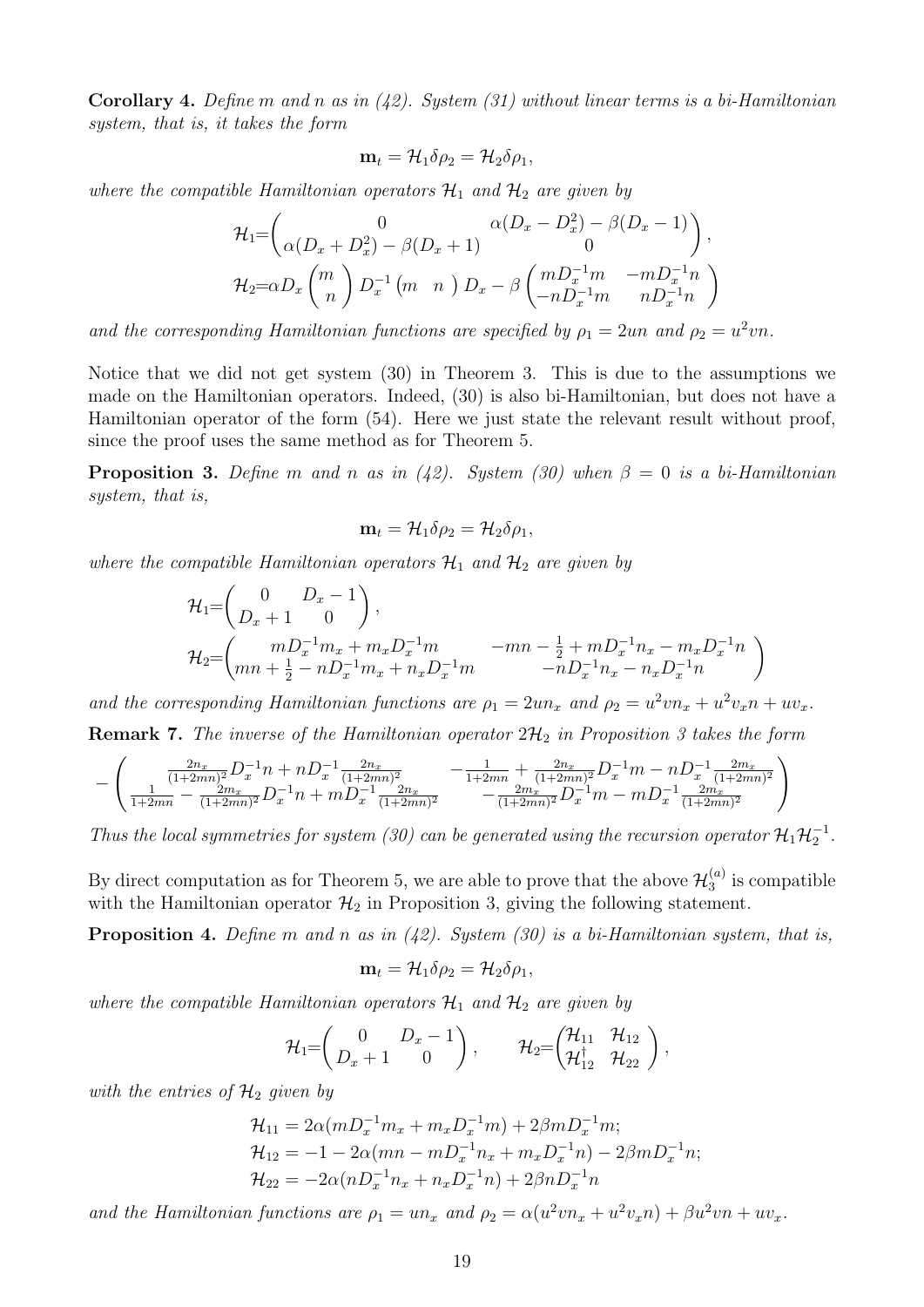**Corollary 4.** *Define $m$ and $n$ as in (42). System (31) without linear terms is a bi-Hamiltonian system, that is, it takes the form*

$$\mathbf{m}_t = \mathcal{H}_1 \delta\rho_2 = \mathcal{H}_2 \delta\rho_1,$$

*where the compatible Hamiltonian operators $\mathcal{H}_1$ and $\mathcal{H}_2$ are given by*

$$\mathcal{H}_1 = \begin{pmatrix} 0 & \alpha(D_x - D_x^2) - \beta(D_x - 1) \\ \alpha(D_x + D_x^2) - \beta(D_x + 1) & 0 \end{pmatrix},$$

$$\mathcal{H}_2 = \alpha D_x \begin{pmatrix} m \\ n \end{pmatrix} D_x^{-1} \begin{pmatrix} m & n \end{pmatrix} D_x - \beta \begin{pmatrix} m D_x^{-1} m & -m D_x^{-1} n \\ -n D_x^{-1} m & n D_x^{-1} n \end{pmatrix}$$

*and the corresponding Hamiltonian functions are specified by $\rho_1 = 2un$ and $\rho_2 = u^2 vn$.*

Notice that we did not get system (30) in Theorem 3. This is due to the assumptions we made on the Hamiltonian operators. Indeed, (30) is also bi-Hamiltonian, but does not have a Hamiltonian operator of the form (54). Here we just state the relevant result without proof, since the proof uses the same method as for Theorem 5.

**Proposition 3.** *Define $m$ and $n$ as in (42). System (30) when $\beta = 0$ is a bi-Hamiltonian system, that is,*

$$\mathbf{m}_t = \mathcal{H}_1 \delta\rho_2 = \mathcal{H}_2 \delta\rho_1,$$

*where the compatible Hamiltonian operators $\mathcal{H}_1$ and $\mathcal{H}_2$ are given by*

$$\mathcal{H}_1 = \begin{pmatrix} 0 & D_x - 1 \\ D_x + 1 & 0 \end{pmatrix},$$

$$\mathcal{H}_2 = \begin{pmatrix} m D_x^{-1} m_x + m_x D_x^{-1} m & -mn - \frac{1}{2} + m D_x^{-1} n_x - m_x D_x^{-1} n \\ mn + \frac{1}{2} - n D_x^{-1} m_x + n_x D_x^{-1} m & -n D_x^{-1} n_x - n_x D_x^{-1} n \end{pmatrix}$$

*and the corresponding Hamiltonian functions are $\rho_1 = 2un_x$ and $\rho_2 = u^2 vn_x + u^2 v_x n + uv_x$.*

**Remark 7.** *The inverse of the Hamiltonian operator $2\mathcal{H}_2$ in Proposition 3 takes the form*

$$-\begin{pmatrix} \frac{2n_x}{(1+2mn)^2} D_x^{-1} n + n D_x^{-1} \frac{2n_x}{(1+2mn)^2} & -\frac{1}{1+2mn} + \frac{2n_x}{(1+2mn)^2} D_x^{-1} m - n D_x^{-1} \frac{2m_x}{(1+2mn)^2} \\ \frac{1}{1+2mn} - \frac{2m_x}{(1+2mn)^2} D_x^{-1} n + m D_x^{-1} \frac{2n_x}{(1+2mn)^2} & -\frac{2m_x}{(1+2mn)^2} D_x^{-1} m - m D_x^{-1} \frac{2m_x}{(1+2mn)^2} \end{pmatrix}$$

*Thus the local symmetries for system (30) can be generated using the recursion operator $\mathcal{H}_1 \mathcal{H}_2^{-1}$.*

By direct computation as for Theorem 5, we are able to prove that the above $\mathcal{H}_3^{(a)}$ is compatible with the Hamiltonian operator $\mathcal{H}_2$ in Proposition 3, giving the following statement.

**Proposition 4.** *Define $m$ and $n$ as in (42). System (30) is a bi-Hamiltonian system, that is,*

$$\mathbf{m}_t = \mathcal{H}_1 \delta\rho_2 = \mathcal{H}_2 \delta\rho_1,$$

*where the compatible Hamiltonian operators $\mathcal{H}_1$ and $\mathcal{H}_2$ are given by*

$$\mathcal{H}_1 = \begin{pmatrix} 0 & D_x - 1 \\ D_x + 1 & 0 \end{pmatrix}, \qquad \mathcal{H}_2 = \begin{pmatrix} \mathcal{H}_{11} & \mathcal{H}_{12} \\ \mathcal{H}_{12}^\dagger & \mathcal{H}_{22} \end{pmatrix},$$

*with the entries of $\mathcal{H}_2$ given by*

$$\begin{aligned}
\mathcal{H}_{11} &= 2\alpha(m D_x^{-1} m_x + m_x D_x^{-1} m) + 2\beta m D_x^{-1} m; \\
\mathcal{H}_{12} &= -1 - 2\alpha(mn - m D_x^{-1} n_x + m_x D_x^{-1} n) - 2\beta m D_x^{-1} n; \\
\mathcal{H}_{22} &= -2\alpha(n D_x^{-1} n_x + n_x D_x^{-1} n) + 2\beta n D_x^{-1} n
\end{aligned}$$

*and the Hamiltonian functions are $\rho_1 = un_x$ and $\rho_2 = \alpha(u^2 vn_x + u^2 v_x n) + \beta u^2 vn + uv_x$.*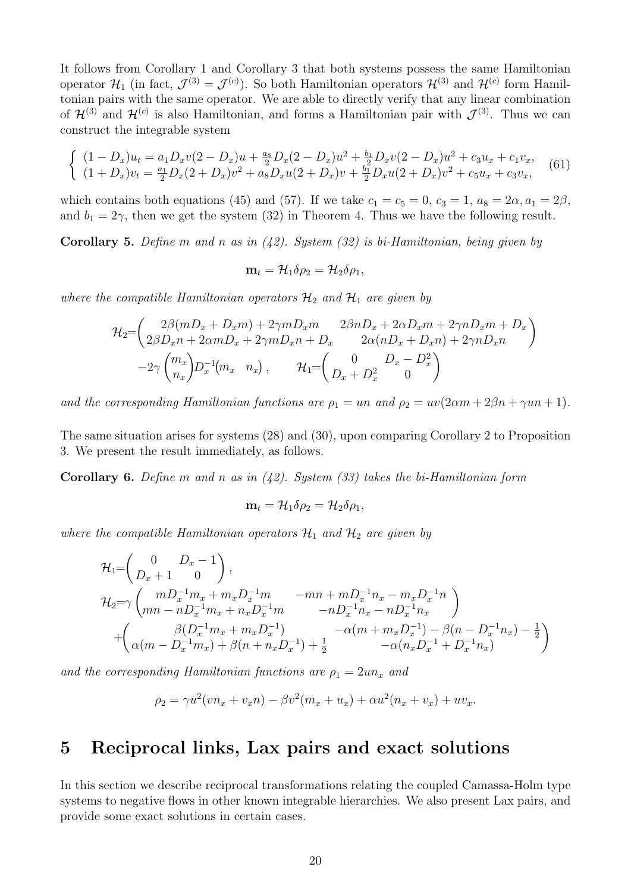It follows from Corollary 1 and Corollary 3 that both systems possess the same Hamiltonian operator $\mathcal{H}_1$ (in fact, $\mathcal{J}^{(3)} = \mathcal{J}^{(c)}$). So both Hamiltonian operators $\mathcal{H}^{(3)}$ and $\mathcal{H}^{(c)}$ form Hamiltonian pairs with the same operator. We are able to directly verify that any linear combination of $\mathcal{H}^{(3)}$ and $\mathcal{H}^{(c)}$ is also Hamiltonian, and forms a Hamiltonian pair with $\mathcal{J}^{(3)}$. Thus we can construct the integrable system

$$\begin{cases} (1-D_x)u_t = a_1 D_x v(2-D_x)u + \frac{a_8}{2} D_x(2-D_x)u^2 + \frac{b_1}{2} D_x v(2-D_x)u^2 + c_3 u_x + c_1 v_x, \\ (1+D_x)v_t = \frac{a_1}{2} D_x(2+D_x)v^2 + a_8 D_x u(2+D_x)v + \frac{b_1}{2} D_x u(2+D_x)v^2 + c_5 u_x + c_3 v_x, \end{cases} \tag{61}$$

which contains both equations (45) and (57). If we take $c_1 = c_5 = 0$, $c_3 = 1$, $a_8 = 2\alpha, a_1 = 2\beta$, and $b_1 = 2\gamma$, then we get the system (32) in Theorem 4. Thus we have the following result.

**Corollary 5.** *Define $m$ and $n$ as in (42). System (32) is bi-Hamiltonian, being given by*

$$\mathbf{m}_t = \mathcal{H}_1 \delta\rho_2 = \mathcal{H}_2 \delta\rho_1,$$

*where the compatible Hamiltonian operators $\mathcal{H}_2$ and $\mathcal{H}_1$ are given by*

$$\mathcal{H}_2 = \begin{pmatrix} 2\beta(mD_x + D_x m) + 2\gamma m D_x m & 2\beta n D_x + 2\alpha D_x m + 2\gamma n D_x m + D_x \\ 2\beta D_x n + 2\alpha m D_x + 2\gamma m D_x n + D_x & 2\alpha(nD_x + D_x n) + 2\gamma n D_x n \end{pmatrix}$$
$$-2\gamma \begin{pmatrix} m_x \\ n_x \end{pmatrix} D_x^{-1} \begin{pmatrix} m_x & n_x \end{pmatrix}, \qquad \mathcal{H}_1 = \begin{pmatrix} 0 & D_x - D_x^2 \\ D_x + D_x^2 & 0 \end{pmatrix}$$

*and the corresponding Hamiltonian functions are $\rho_1 = un$ and $\rho_2 = uv(2\alpha m + 2\beta n + \gamma u n + 1)$.*

The same situation arises for systems (28) and (30), upon comparing Corollary 2 to Proposition 3. We present the result immediately, as follows.

**Corollary 6.** *Define $m$ and $n$ as in (42). System (33) takes the bi-Hamiltonian form*

$$\mathbf{m}_t = \mathcal{H}_1 \delta\rho_2 = \mathcal{H}_2 \delta\rho_1,$$

*where the compatible Hamiltonian operators $\mathcal{H}_1$ and $\mathcal{H}_2$ are given by*

$$\mathcal{H}_1 = \begin{pmatrix} 0 & D_x - 1 \\ D_x + 1 & 0 \end{pmatrix},$$
$$\mathcal{H}_2 = \gamma \begin{pmatrix} mD_x^{-1}m_x + m_x D_x^{-1} m & -mn + mD_x^{-1}n_x - m_x D_x^{-1} n \\ mn - nD_x^{-1}m_x + n_x D_x^{-1} m & -nD_x^{-1}n_x - nD_x^{-1}n_x \end{pmatrix}$$
$$+ \begin{pmatrix} \beta(D_x^{-1}m_x + m_x D_x^{-1}) & -\alpha(m + m_x D_x^{-1}) - \beta(n - D_x^{-1}n_x) - \frac{1}{2} \\ \alpha(m - D_x^{-1}m_x) + \beta(n + n_x D_x^{-1}) + \frac{1}{2} & -\alpha(n_x D_x^{-1} + D_x^{-1} n_x) \end{pmatrix}$$

*and the corresponding Hamiltonian functions are $\rho_1 = 2un_x$ and*

$$\rho_2 = \gamma u^2(vn_x + v_x n) - \beta v^2(m_x + u_x) + \alpha u^2(n_x + v_x) + uv_x.$$

## 5 Reciprocal links, Lax pairs and exact solutions

In this section we describe reciprocal transformations relating the coupled Camassa-Holm type systems to negative flows in other known integrable hierarchies. We also present Lax pairs, and provide some exact solutions in certain cases.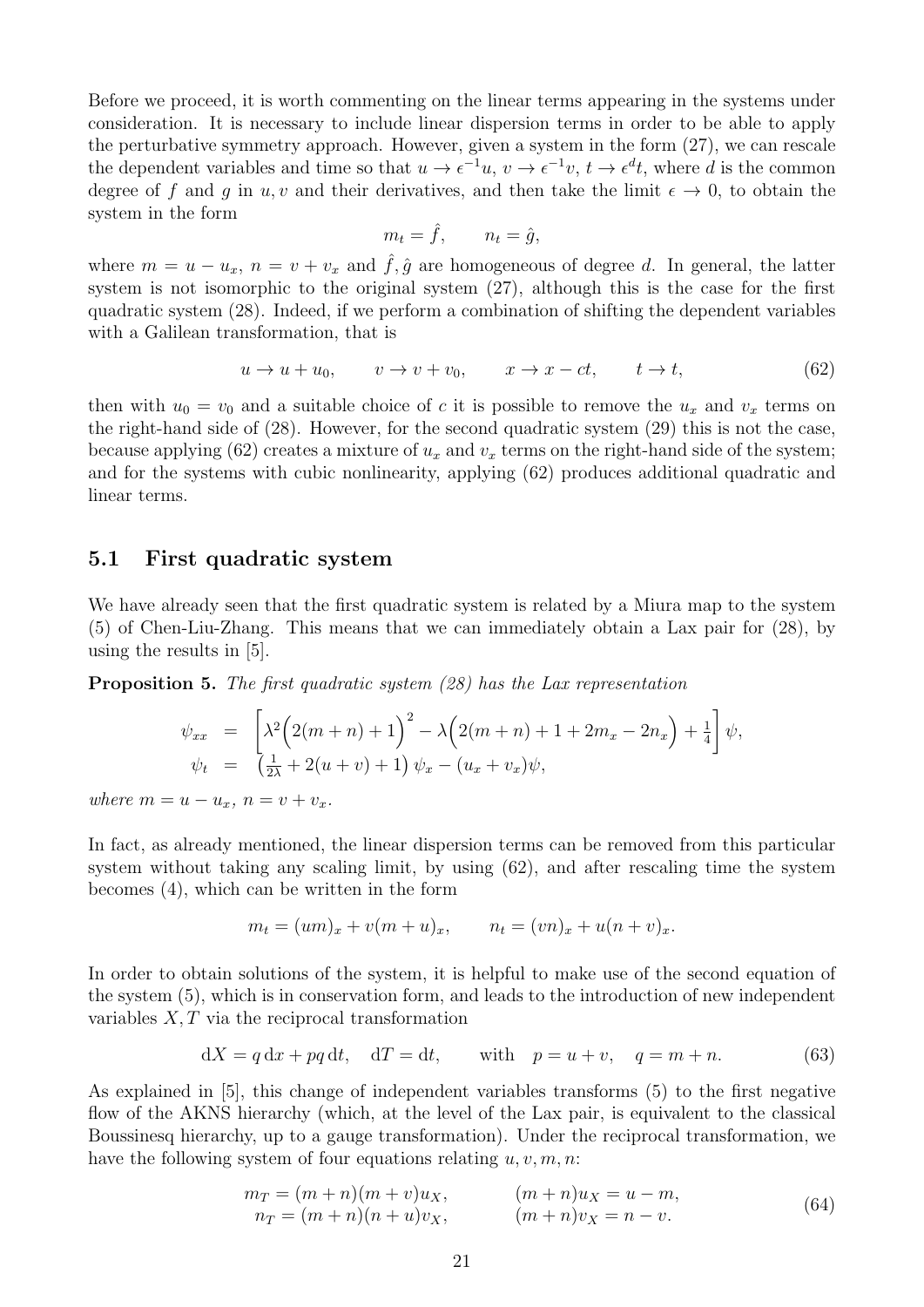Before we proceed, it is worth commenting on the linear terms appearing in the systems under consideration. It is necessary to include linear dispersion terms in order to be able to apply the perturbative symmetry approach. However, given a system in the form (27), we can rescale the dependent variables and time so that $u \to \epsilon^{-1}u$, $v \to \epsilon^{-1}v$, $t \to \epsilon^{d}t$, where $d$ is the common degree of $f$ and $g$ in $u, v$ and their derivatives, and then take the limit $\epsilon \to 0$, to obtain the system in the form

$$m_t = \hat{f}, \qquad n_t = \hat{g},$$

where $m = u - u_x$, $n = v + v_x$ and $\hat{f}, \hat{g}$ are homogeneous of degree $d$. In general, the latter system is not isomorphic to the original system (27), although this is the case for the first quadratic system (28). Indeed, if we perform a combination of shifting the dependent variables with a Galilean transformation, that is

$$u \to u + u_0, \qquad v \to v + v_0, \qquad x \to x - ct, \qquad t \to t, \tag{62}$$

then with $u_0 = v_0$ and a suitable choice of $c$ it is possible to remove the $u_x$ and $v_x$ terms on the right-hand side of (28). However, for the second quadratic system (29) this is not the case, because applying (62) creates a mixture of $u_x$ and $v_x$ terms on the right-hand side of the system; and for the systems with cubic nonlinearity, applying (62) produces additional quadratic and linear terms.

## 5.1 First quadratic system

We have already seen that the first quadratic system is related by a Miura map to the system (5) of Chen-Liu-Zhang. This means that we can immediately obtain a Lax pair for (28), by using the results in [5].

**Proposition 5.** *The first quadratic system (28) has the Lax representation*

$$\begin{aligned}
\psi_{xx} &= \left[\lambda^2\Big(2(m+n)+1\Big)^2 - \lambda\Big(2(m+n)+1+2m_x-2n_x\Big)+\tfrac{1}{4}\right]\psi,\\
\psi_t &= \left(\tfrac{1}{2\lambda}+2(u+v)+1\right)\psi_x - (u_x+v_x)\psi,
\end{aligned}$$

*where $m = u - u_x$, $n = v + v_x$.*

In fact, as already mentioned, the linear dispersion terms can be removed from this particular system without taking any scaling limit, by using (62), and after rescaling time the system becomes (4), which can be written in the form

$$m_t = (um)_x + v(m+u)_x, \qquad n_t = (vn)_x + u(n+v)_x.$$

In order to obtain solutions of the system, it is helpful to make use of the second equation of the system (5), which is in conservation form, and leads to the introduction of new independent variables $X, T$ via the reciprocal transformation

$$\mathrm{d}X = q\,\mathrm{d}x + pq\,\mathrm{d}t, \quad \mathrm{d}T = \mathrm{d}t, \qquad \text{with} \quad p = u+v, \quad q = m+n. \tag{63}$$

As explained in [5], this change of independent variables transforms (5) to the first negative flow of the AKNS hierarchy (which, at the level of the Lax pair, is equivalent to the classical Boussinesq hierarchy, up to a gauge transformation). Under the reciprocal transformation, we have the following system of four equations relating $u, v, m, n$:

$$\begin{aligned}
m_T &= (m+n)(m+v)u_X, \qquad & (m+n)u_X &= u - m,\\
n_T &= (m+n)(n+u)v_X, \qquad & (m+n)v_X &= n - v.
\end{aligned} \tag{64}$$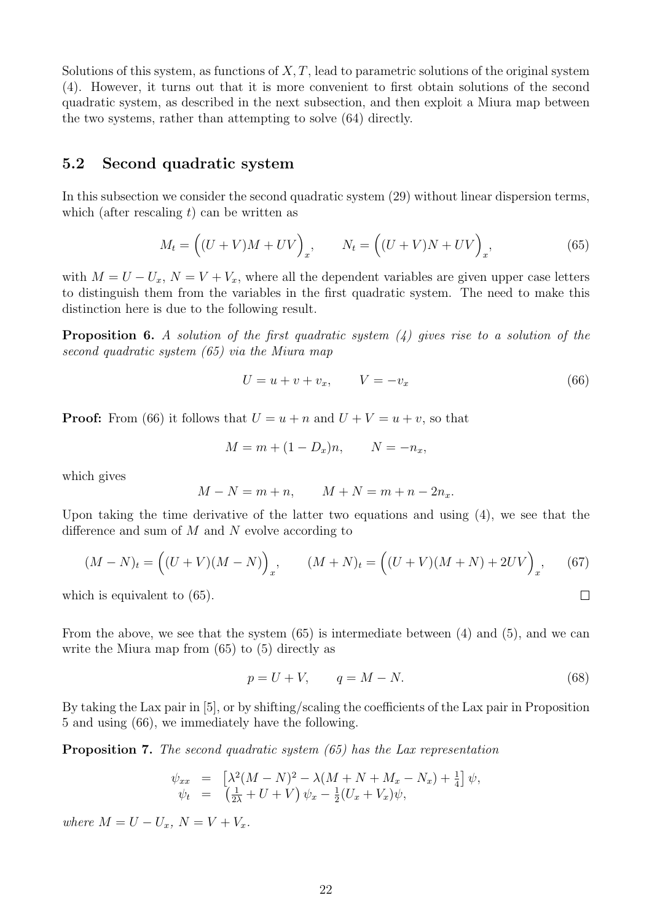Solutions of this system, as functions of $X, T$, lead to parametric solutions of the original system (4). However, it turns out that it is more convenient to first obtain solutions of the second quadratic system, as described in the next subsection, and then exploit a Miura map between the two systems, rather than attempting to solve (64) directly.

## 5.2 Second quadratic system

In this subsection we consider the second quadratic system (29) without linear dispersion terms, which (after rescaling $t$) can be written as

$$M_t = \Big((U+V)M + UV\Big)_x, \qquad N_t = \Big((U+V)N + UV\Big)_x, \tag{65}$$

with $M = U - U_x$, $N = V + V_x$, where all the dependent variables are given upper case letters to distinguish them from the variables in the first quadratic system. The need to make this distinction here is due to the following result.

**Proposition 6.** *A solution of the first quadratic system (4) gives rise to a solution of the second quadratic system (65) via the Miura map*

$$U = u + v + v_x, \qquad V = -v_x \tag{66}$$

**Proof:** From (66) it follows that $U = u + n$ and $U + V = u + v$, so that

$$M = m + (1 - D_x)n, \qquad N = -n_x,$$

which gives

$$M - N = m + n, \qquad M + N = m + n - 2n_x.$$

Upon taking the time derivative of the latter two equations and using (4), we see that the difference and sum of $M$ and $N$ evolve according to

$$(M-N)_t = \Big((U+V)(M-N)\Big)_x, \qquad (M+N)_t = \Big((U+V)(M+N) + 2UV\Big)_x, \tag{67}$$

which is equivalent to (65). $\square$

From the above, we see that the system (65) is intermediate between (4) and (5), and we can write the Miura map from (65) to (5) directly as

$$p = U + V, \qquad q = M - N. \tag{68}$$

By taking the Lax pair in [5], or by shifting/scaling the coefficients of the Lax pair in Proposition 5 and using (66), we immediately have the following.

**Proposition 7.** *The second quadratic system (65) has the Lax representation*

$$\begin{aligned}
\psi_{xx} &= \left[\lambda^2(M-N)^2 - \lambda(M + N + M_x - N_x) + \tfrac{1}{4}\right]\psi, \\
\psi_t &= \left(\tfrac{1}{2\lambda} + U + V\right)\psi_x - \tfrac{1}{2}(U_x + V_x)\psi,
\end{aligned}$$

*where $M = U - U_x$, $N = V + V_x$.*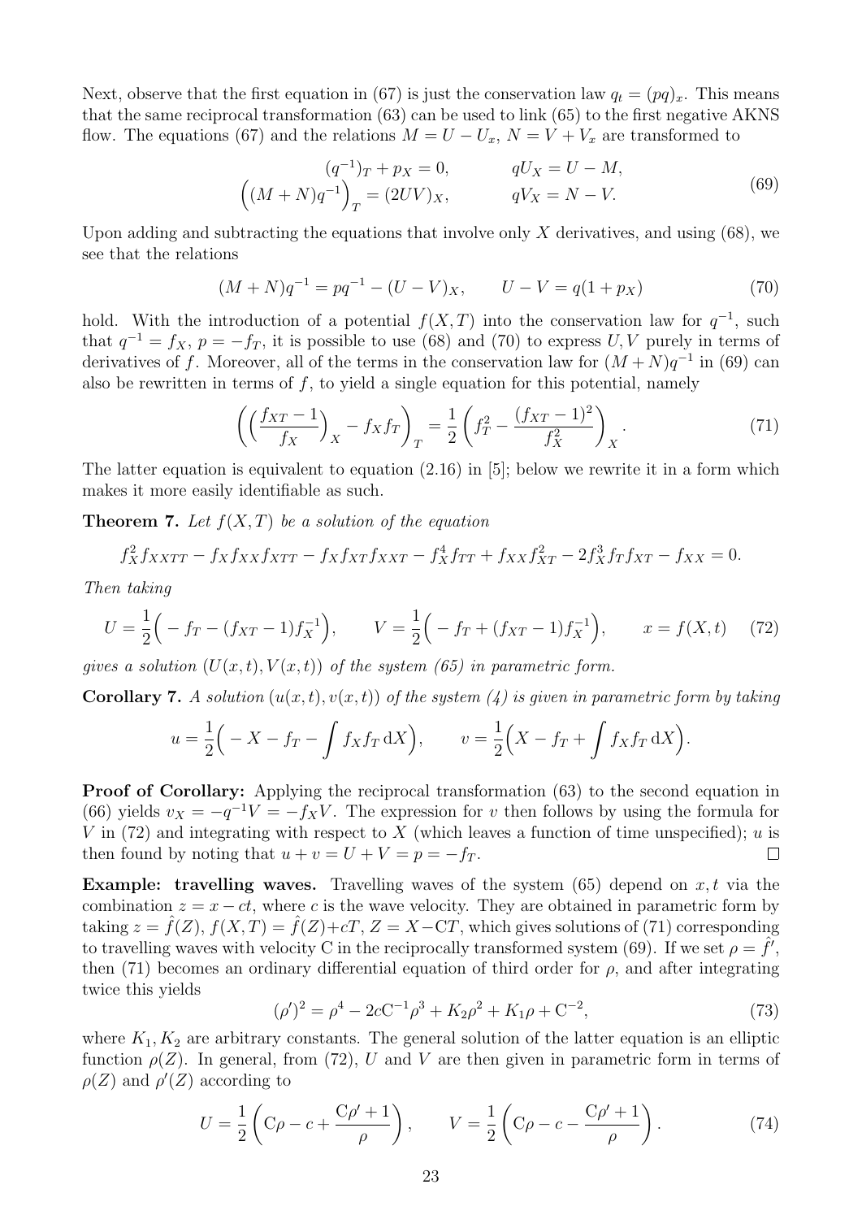Next, observe that the first equation in (67) is just the conservation law $q_t = (pq)_x$. This means that the same reciprocal transformation (63) can be used to link (65) to the first negative AKNS flow. The equations (67) and the relations $M = U - U_x$, $N = V + V_x$ are transformed to

$$
\begin{aligned}
(q^{-1})_T + p_X = 0, \qquad & qU_X = U - M, \\
\Big((M+N)q^{-1}\Big)_T = (2UV)_X, \qquad & qV_X = N - V.
\end{aligned}
\tag{69}
$$

Upon adding and subtracting the equations that involve only $X$ derivatives, and using (68), we see that the relations

$$
(M+N)q^{-1} = pq^{-1} - (U-V)_X, \qquad U - V = q(1+p_X) \tag{70}
$$

hold. With the introduction of a potential $f(X,T)$ into the conservation law for $q^{-1}$, such that $q^{-1} = f_X$, $p = -f_T$, it is possible to use (68) and (70) to express $U, V$ purely in terms of derivatives of $f$. Moreover, all of the terms in the conservation law for $(M+N)q^{-1}$ in (69) can also be rewritten in terms of $f$, to yield a single equation for this potential, namely

$$
\left(\Big(\frac{f_{XT}-1}{f_X}\Big)_X - f_X f_T\right)_T = \frac{1}{2}\left(f_T^2 - \frac{(f_{XT}-1)^2}{f_X^2}\right)_X. \tag{71}
$$

The latter equation is equivalent to equation (2.16) in [5]; below we rewrite it in a form which makes it more easily identifiable as such.

**Theorem 7.** *Let $f(X,T)$ be a solution of the equation*

$$
f_X^2 f_{XXTT} - f_X f_{XX} f_{XTT} - f_X f_{XT} f_{XXT} - f_X^4 f_{TT} + f_{XX} f_{XT}^2 - 2f_X^3 f_T f_{XT} - f_{XX} = 0.
$$

*Then taking*

$$
U = \frac{1}{2}\Big(-f_T - (f_{XT}-1)f_X^{-1}\Big), \qquad V = \frac{1}{2}\Big(-f_T + (f_{XT}-1)f_X^{-1}\Big), \qquad x = f(X,t) \tag{72}
$$

*gives a solution $(U(x,t), V(x,t))$ of the system (65) in parametric form.*

**Corollary 7.** *A solution $(u(x,t), v(x,t))$ of the system (4) is given in parametric form by taking*

$$
u = \frac{1}{2}\Big(-X - f_T - \int f_X f_T \,\mathrm{d}X\Big), \qquad v = \frac{1}{2}\Big(X - f_T + \int f_X f_T \,\mathrm{d}X\Big).
$$

**Proof of Corollary:** Applying the reciprocal transformation (63) to the second equation in (66) yields $v_X = -q^{-1}V = -f_X V$. The expression for $v$ then follows by using the formula for $V$ in (72) and integrating with respect to $X$ (which leaves a function of time unspecified); $u$ is then found by noting that $u + v = U + V = p = -f_T$. $\square$

**Example: travelling waves.** Travelling waves of the system (65) depend on $x, t$ via the combination $z = x - ct$, where $c$ is the wave velocity. They are obtained in parametric form by taking $z = \hat{f}(Z)$, $f(X,T) = \hat{f}(Z) + cT$, $Z = X - \mathrm{C}T$, which gives solutions of (71) corresponding to travelling waves with velocity C in the reciprocally transformed system (69). If we set $\rho = \hat{f}'$, then (71) becomes an ordinary differential equation of third order for $\rho$, and after integrating twice this yields

$$
(\rho')^2 = \rho^4 - 2c\mathrm{C}^{-1}\rho^3 + K_2\rho^2 + K_1\rho + \mathrm{C}^{-2}, \tag{73}
$$

where $K_1, K_2$ are arbitrary constants. The general solution of the latter equation is an elliptic function $\rho(Z)$. In general, from (72), $U$ and $V$ are then given in parametric form in terms of $\rho(Z)$ and $\rho'(Z)$ according to

$$
U = \frac{1}{2}\left(\mathrm{C}\rho - c + \frac{\mathrm{C}\rho' + 1}{\rho}\right), \qquad V = \frac{1}{2}\left(\mathrm{C}\rho - c - \frac{\mathrm{C}\rho' + 1}{\rho}\right). \tag{74}
$$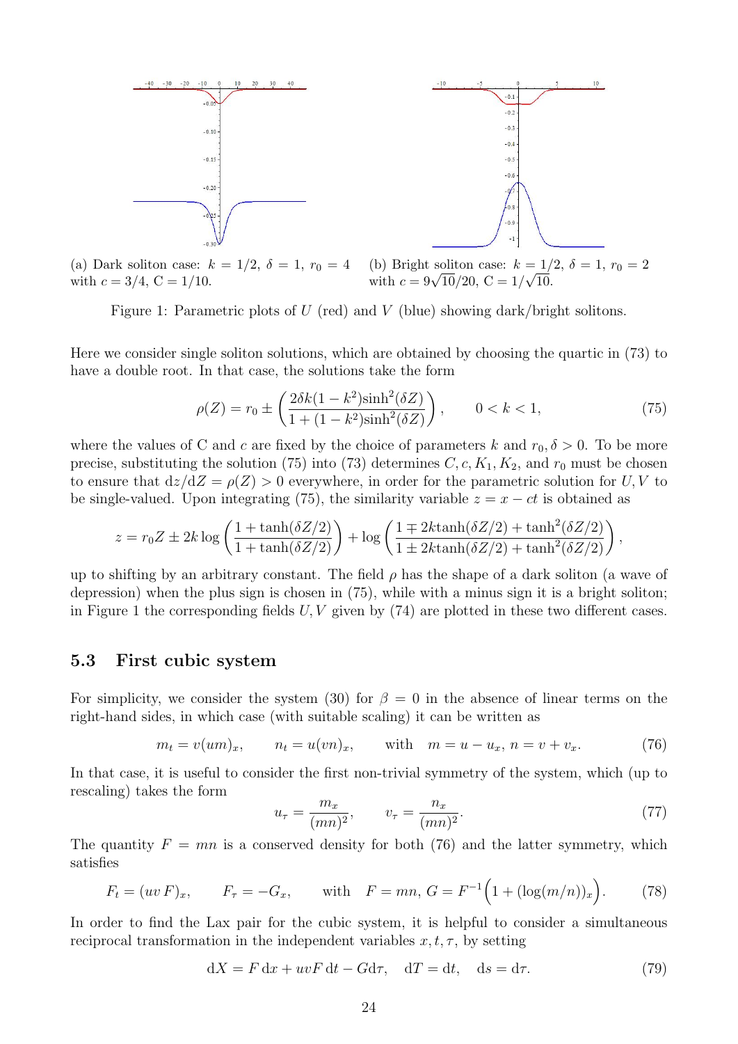(a) Dark soliton case: $k = 1/2$, $\delta = 1$, $r_0 = 4$ with $c = 3/4$, $\mathrm{C} = 1/10$.

(b) Bright soliton case: $k = 1/2$, $\delta = 1$, $r_0 = 2$ with $c = 9\sqrt{10}/20$, $\mathrm{C} = 1/\sqrt{10}$.

Figure 1: Parametric plots of $U$ (red) and $V$ (blue) showing dark/bright solitons.

Here we consider single soliton solutions, which are obtained by choosing the quartic in (73) to have a double root. In that case, the solutions take the form

$$\rho(Z) = r_0 \pm \left( \frac{2\delta k(1-k^2)\sinh^2(\delta Z)}{1+(1-k^2)\sinh^2(\delta Z)} \right), \qquad 0 < k < 1, \tag{75}$$

where the values of C and $c$ are fixed by the choice of parameters $k$ and $r_0, \delta > 0$. To be more precise, substituting the solution (75) into (73) determines $C, c, K_1, K_2$, and $r_0$ must be chosen to ensure that $\mathrm{d}z/\mathrm{d}Z = \rho(Z) > 0$ everywhere, in order for the parametric solution for $U, V$ to be single-valued. Upon integrating (75), the similarity variable $z = x - ct$ is obtained as

$$z = r_0 Z \pm 2k \log\left(\frac{1+\tanh(\delta Z/2)}{1+\tanh(\delta Z/2)}\right) + \log\left(\frac{1 \mp 2k\tanh(\delta Z/2) + \tanh^2(\delta Z/2)}{1 \pm 2k\tanh(\delta Z/2) + \tanh^2(\delta Z/2)}\right),$$

up to shifting by an arbitrary constant. The field $\rho$ has the shape of a dark soliton (a wave of depression) when the plus sign is chosen in (75), while with a minus sign it is a bright soliton; in Figure 1 the corresponding fields $U, V$ given by (74) are plotted in these two different cases.

### 5.3 First cubic system

For simplicity, we consider the system (30) for $\beta = 0$ in the absence of linear terms on the right-hand sides, in which case (with suitable scaling) it can be written as

$$m_t = v(um)_x, \qquad n_t = u(vn)_x, \qquad \text{with} \quad m = u - u_x,\, n = v + v_x. \tag{76}$$

In that case, it is useful to consider the first non-trivial symmetry of the system, which (up to rescaling) takes the form

$$u_\tau = \frac{m_x}{(mn)^2}, \qquad v_\tau = \frac{n_x}{(mn)^2}. \tag{77}$$

The quantity $F = mn$ is a conserved density for both (76) and the latter symmetry, which satisfies

$$F_t = (uv\,F)_x, \qquad F_\tau = -G_x, \qquad \text{with} \quad F = mn,\, G = F^{-1}\Big(1 + (\log(m/n))_x\Big). \tag{78}$$

In order to find the Lax pair for the cubic system, it is helpful to consider a simultaneous reciprocal transformation in the independent variables $x, t, \tau$, by setting

$$\mathrm{d}X = F\,\mathrm{d}x + uvF\,\mathrm{d}t - G\mathrm{d}\tau, \quad \mathrm{d}T = \mathrm{d}t, \quad \mathrm{d}s = \mathrm{d}\tau. \tag{79}$$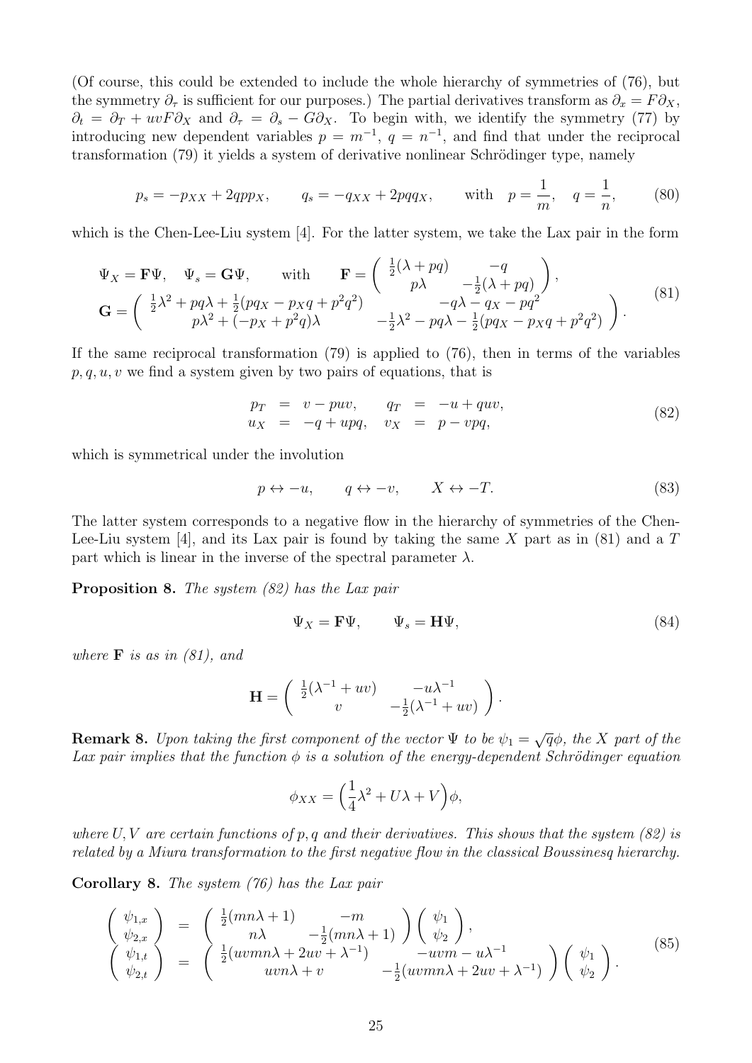(Of course, this could be extended to include the whole hierarchy of symmetries of (76), but the symmetry $\partial_\tau$ is sufficient for our purposes.) The partial derivatives transform as $\partial_x = F\partial_X$, $\partial_t = \partial_T + uvF\partial_X$ and $\partial_\tau = \partial_s - G\partial_X$. To begin with, we identify the symmetry (77) by introducing new dependent variables $p = m^{-1}$, $q = n^{-1}$, and find that under the reciprocal transformation (79) it yields a system of derivative nonlinear Schrödinger type, namely

$$p_s = -p_{XX} + 2qpp_X, \qquad q_s = -q_{XX} + 2pqq_X, \qquad \text{with} \quad p = \frac{1}{m}, \quad q = \frac{1}{n}, \tag{80}$$

which is the Chen-Lee-Liu system [4]. For the latter system, we take the Lax pair in the form

$$\begin{array}{l} \Psi_X = \mathbf{F}\Psi, \quad \Psi_s = \mathbf{G}\Psi, \qquad \text{with} \qquad \mathbf{F} = \begin{pmatrix} \frac{1}{2}(\lambda + pq) & -q \\ p\lambda & -\frac{1}{2}(\lambda + pq) \end{pmatrix}, \\ \mathbf{G} = \begin{pmatrix} \frac{1}{2}\lambda^2 + pq\lambda + \frac{1}{2}(pq_X - p_Xq + p^2q^2) & -q\lambda - q_X - pq^2 \\ p\lambda^2 + (-p_X + p^2q)\lambda & -\frac{1}{2}\lambda^2 - pq\lambda - \frac{1}{2}(pq_X - p_Xq + p^2q^2) \end{pmatrix}. \end{array} \tag{81}$$

If the same reciprocal transformation (79) is applied to (76), then in terms of the variables $p, q, u, v$ we find a system given by two pairs of equations, that is

$$\begin{array}{rclrcl} p_T & = & v - puv, & q_T & = & -u + quv, \\ u_X & = & -q + upq, & v_X & = & p - vpq, \end{array} \tag{82}$$

which is symmetrical under the involution

$$p \leftrightarrow -u, \qquad q \leftrightarrow -v, \qquad X \leftrightarrow -T. \tag{83}$$

The latter system corresponds to a negative flow in the hierarchy of symmetries of the Chen-Lee-Liu system [4], and its Lax pair is found by taking the same $X$ part as in (81) and a $T$ part which is linear in the inverse of the spectral parameter $\lambda$.

**Proposition 8.** *The system (82) has the Lax pair*

$$\Psi_X = \mathbf{F}\Psi, \qquad \Psi_s = \mathbf{H}\Psi, \tag{84}$$

*where* $\mathbf{F}$ *is as in (81), and*

$$\mathbf{H} = \begin{pmatrix} \frac{1}{2}(\lambda^{-1} + uv) & -u\lambda^{-1} \\ v & -\frac{1}{2}(\lambda^{-1} + uv) \end{pmatrix}.$$

**Remark 8.** *Upon taking the first component of the vector* $\Psi$ *to be* $\psi_1 = \sqrt{q}\phi$*, the* $X$ *part of the Lax pair implies that the function* $\phi$ *is a solution of the energy-dependent Schrödinger equation*

$$\phi_{XX} = \Big(\frac{1}{4}\lambda^2 + U\lambda + V\Big)\phi,$$

*where* $U, V$ *are certain functions of* $p, q$ *and their derivatives. This shows that the system (82) is related by a Miura transformation to the first negative flow in the classical Boussinesq hierarchy.*

**Corollary 8.** *The system (76) has the Lax pair*

$$\begin{array}{rcl} \begin{pmatrix} \psi_{1,x} \\ \psi_{2,x} \end{pmatrix} & = & \begin{pmatrix} \frac{1}{2}(mn\lambda + 1) & -m \\ n\lambda & -\frac{1}{2}(mn\lambda + 1) \end{pmatrix} \begin{pmatrix} \psi_1 \\ \psi_2 \end{pmatrix}, \\ \begin{pmatrix} \psi_{1,t} \\ \psi_{2,t} \end{pmatrix} & = & \begin{pmatrix} \frac{1}{2}(uvmn\lambda + 2uv + \lambda^{-1}) & -uvm - u\lambda^{-1} \\ uvn\lambda + v & -\frac{1}{2}(uvmn\lambda + 2uv + \lambda^{-1}) \end{pmatrix} \begin{pmatrix} \psi_1 \\ \psi_2 \end{pmatrix}. \end{array} \tag{85}$$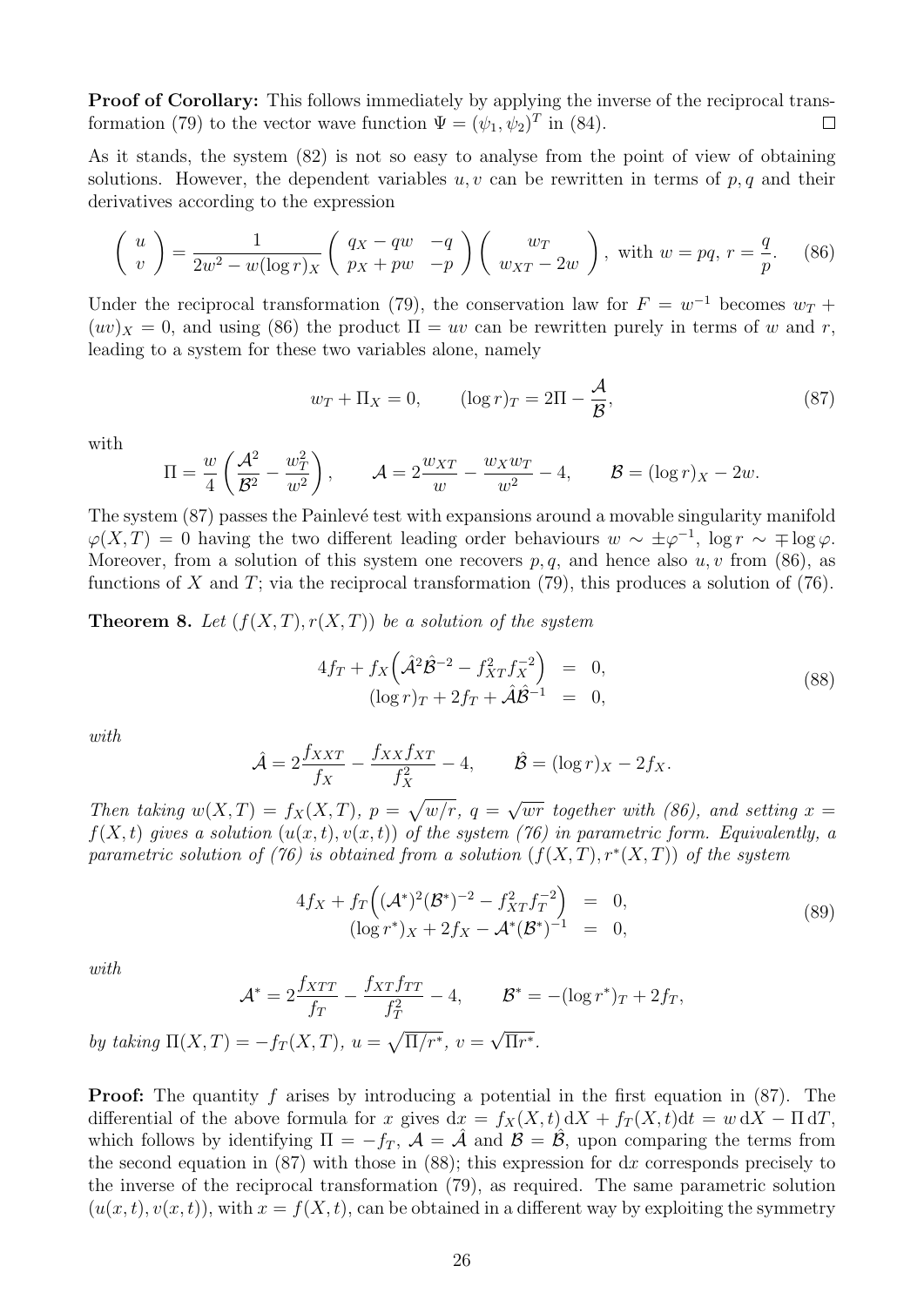**Proof of Corollary:** This follows immediately by applying the inverse of the reciprocal transformation (79) to the vector wave function $\Psi = (\psi_1, \psi_2)^T$ in (84). $\square$

As it stands, the system (82) is not so easy to analyse from the point of view of obtaining solutions. However, the dependent variables $u, v$ can be rewritten in terms of $p, q$ and their derivatives according to the expression

$$\begin{pmatrix} u \\ v \end{pmatrix} = \frac{1}{2w^2 - w(\log r)_X} \begin{pmatrix} q_X - qw & -q \\ p_X + pw & -p \end{pmatrix} \begin{pmatrix} w_T \\ w_{XT} - 2w \end{pmatrix}, \text{ with } w = pq,\ r = \frac{q}{p}. \tag{86}$$

Under the reciprocal transformation (79), the conservation law for $F = w^{-1}$ becomes $w_T + (uv)_X = 0$, and using (86) the product $\Pi = uv$ can be rewritten purely in terms of $w$ and $r$, leading to a system for these two variables alone, namely

$$w_T + \Pi_X = 0, \qquad (\log r)_T = 2\Pi - \frac{\mathcal{A}}{\mathcal{B}}, \tag{87}$$

with

$$\Pi = \frac{w}{4}\left(\frac{\mathcal{A}^2}{\mathcal{B}^2} - \frac{w_T^2}{w^2}\right), \qquad \mathcal{A} = 2\frac{w_{XT}}{w} - \frac{w_X w_T}{w^2} - 4, \qquad \mathcal{B} = (\log r)_X - 2w.$$

The system (87) passes the Painlevé test with expansions around a movable singularity manifold $\varphi(X,T) = 0$ having the two different leading order behaviours $w \sim \pm\varphi^{-1}$, $\log r \sim \mp \log \varphi$. Moreover, from a solution of this system one recovers $p, q$, and hence also $u, v$ from (86), as functions of $X$ and $T$; via the reciprocal transformation (79), this produces a solution of (76).

**Theorem 8.** *Let $(f(X,T), r(X,T))$ be a solution of the system*

$$\begin{array}{rcl} 4f_T + f_X\Big(\hat{\mathcal{A}}^2\hat{\mathcal{B}}^{-2} - f_{XT}^2 f_X^{-2}\Big) & = & 0, \\ (\log r)_T + 2f_T + \hat{\mathcal{A}}\hat{\mathcal{B}}^{-1} & = & 0, \end{array} \tag{88}$$

*with*

$$\hat{\mathcal{A}} = 2\frac{f_{XXT}}{f_X} - \frac{f_{XX}f_{XT}}{f_X^2} - 4, \qquad \hat{\mathcal{B}} = (\log r)_X - 2f_X.$$

*Then taking $w(X,T) = f_X(X,T)$, $p = \sqrt{w/r}$, $q = \sqrt{wr}$ together with (86), and setting $x = f(X,t)$ gives a solution $(u(x,t), v(x,t))$ of the system (76) in parametric form. Equivalently, a parametric solution of (76) is obtained from a solution $(f(X,T), r^*(X,T))$ of the system*

$$\begin{array}{rcl} 4f_X + f_T\Big((\mathcal{A}^*)^2(\mathcal{B}^*)^{-2} - f_{XT}^2 f_T^{-2}\Big) & = & 0, \\ (\log r^*)_X + 2f_X - \mathcal{A}^*(\mathcal{B}^*)^{-1} & = & 0, \end{array} \tag{89}$$

*with*

$$\mathcal{A}^* = 2\frac{f_{XTT}}{f_T} - \frac{f_{XT}f_{TT}}{f_T^2} - 4, \qquad \mathcal{B}^* = -(\log r^*)_T + 2f_T,$$

*by taking $\Pi(X,T) = -f_T(X,T)$, $u = \sqrt{\Pi/r^*}$, $v = \sqrt{\Pi r^*}$.*

**Proof:** The quantity $f$ arises by introducing a potential in the first equation in (87). The differential of the above formula for $x$ gives $\mathrm{d}x = f_X(X,t)\,\mathrm{d}X + f_T(X,t)\mathrm{d}t = w\,\mathrm{d}X - \Pi\,\mathrm{d}T$, which follows by identifying $\Pi = -f_T$, $\mathcal{A} = \hat{\mathcal{A}}$ and $\mathcal{B} = \hat{\mathcal{B}}$, upon comparing the terms from the second equation in (87) with those in (88); this expression for $\mathrm{d}x$ corresponds precisely to the inverse of the reciprocal transformation (79), as required. The same parametric solution $(u(x,t), v(x,t))$, with $x = f(X,t)$, can be obtained in a different way by exploiting the symmetry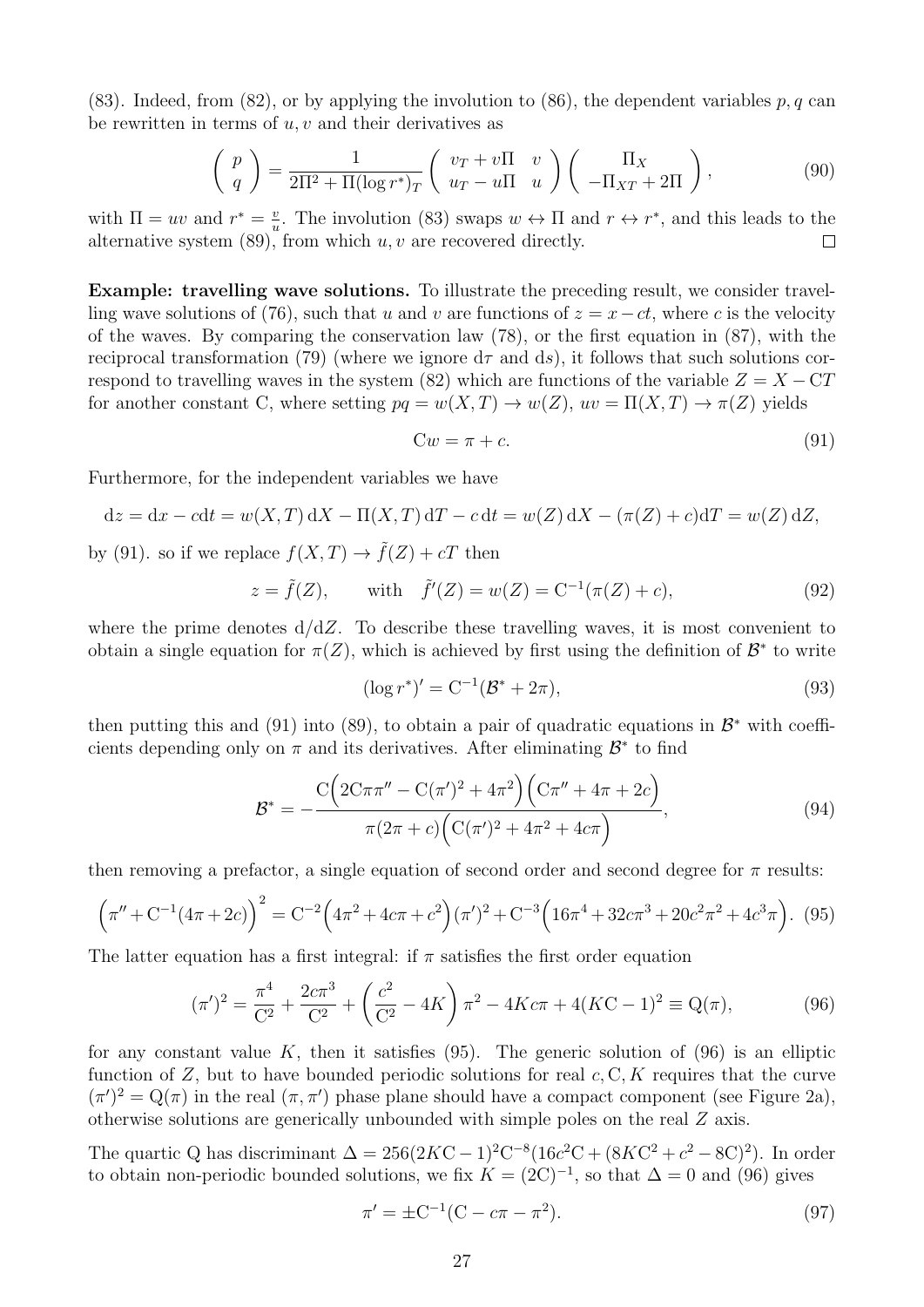(83). Indeed, from (82), or by applying the involution to (86), the dependent variables $p, q$ can be rewritten in terms of $u, v$ and their derivatives as

$$
\begin{pmatrix} p \\ q \end{pmatrix} = \frac{1}{2\Pi^2 + \Pi(\log r^*)_T} \begin{pmatrix} v_T + v\Pi & v \\ u_T - u\Pi & u \end{pmatrix} \begin{pmatrix} \Pi_X \\ -\Pi_{XT} + 2\Pi \end{pmatrix}, \tag{90}
$$

with $\Pi = uv$ and $r^* = \frac{v}{u}$. The involution (83) swaps $w \leftrightarrow \Pi$ and $r \leftrightarrow r^*$, and this leads to the alternative system (89), from which $u, v$ are recovered directly. $\square$

**Example: travelling wave solutions.** To illustrate the preceding result, we consider travelling wave solutions of (76), such that $u$ and $v$ are functions of $z = x - ct$, where $c$ is the velocity of the waves. By comparing the conservation law (78), or the first equation in (87), with the reciprocal transformation (79) (where we ignore $\mathrm{d}\tau$ and $\mathrm{d}s$), it follows that such solutions correspond to travelling waves in the system (82) which are functions of the variable $Z = X - \mathrm{C}T$ for another constant C, where setting $pq = w(X, T) \to w(Z)$, $uv = \Pi(X, T) \to \pi(Z)$ yields

$$
\mathrm{C}w = \pi + c. \tag{91}
$$

Furthermore, for the independent variables we have

$$
\mathrm{d}z = \mathrm{d}x - c\mathrm{d}t = w(X, T)\,\mathrm{d}X - \Pi(X, T)\,\mathrm{d}T - c\,\mathrm{d}t = w(Z)\,\mathrm{d}X - (\pi(Z) + c)\mathrm{d}T = w(Z)\,\mathrm{d}Z,
$$

by (91). so if we replace $f(X, T) \to \tilde{f}(Z) + cT$ then

$$
z = \tilde{f}(Z), \qquad \text{with} \quad \tilde{f}'(Z) = w(Z) = \mathrm{C}^{-1}(\pi(Z) + c), \tag{92}
$$

where the prime denotes $\mathrm{d}/\mathrm{d}Z$. To describe these travelling waves, it is most convenient to obtain a single equation for $\pi(Z)$, which is achieved by first using the definition of $\mathcal{B}^*$ to write

$$
(\log r^*)' = \mathrm{C}^{-1}(\mathcal{B}^* + 2\pi), \tag{93}
$$

then putting this and (91) into (89), to obtain a pair of quadratic equations in $\mathcal{B}^*$ with coefficients depending only on $\pi$ and its derivatives. After eliminating $\mathcal{B}^*$ to find

$$
\mathcal{B}^* = -\frac{\mathrm{C}\Big(2\mathrm{C}\pi\pi'' - \mathrm{C}(\pi')^2 + 4\pi^2\Big)\Big(\mathrm{C}\pi'' + 4\pi + 2c\Big)}{\pi(2\pi + c)\Big(\mathrm{C}(\pi')^2 + 4\pi^2 + 4c\pi\Big)}, \tag{94}
$$

then removing a prefactor, a single equation of second order and second degree for $\pi$ results:

$$
\Big(\pi'' + \mathrm{C}^{-1}(4\pi + 2c)\Big)^2 = \mathrm{C}^{-2}\Big(4\pi^2 + 4c\pi + c^2\Big)(\pi')^2 + \mathrm{C}^{-3}\Big(16\pi^4 + 32c\pi^3 + 20c^2\pi^2 + 4c^3\pi\Big). \tag{95}
$$

The latter equation has a first integral: if $\pi$ satisfies the first order equation

$$
(\pi')^2 = \frac{\pi^4}{\mathrm{C}^2} + \frac{2c\pi^3}{\mathrm{C}^2} + \left(\frac{c^2}{\mathrm{C}^2} - 4K\right)\pi^2 - 4Kc\pi + 4(K\mathrm{C} - 1)^2 \equiv \mathrm{Q}(\pi), \tag{96}
$$

for any constant value $K$, then it satisfies (95). The generic solution of (96) is an elliptic function of $Z$, but to have bounded periodic solutions for real $c, \mathrm{C}, K$ requires that the curve $(\pi')^2 = \mathrm{Q}(\pi)$ in the real $(\pi, \pi')$ phase plane should have a compact component (see Figure 2a), otherwise solutions are generically unbounded with simple poles on the real $Z$ axis.

The quartic Q has discriminant $\Delta = 256(2K\mathrm{C} - 1)^2\mathrm{C}^{-8}(16c^2\mathrm{C} + (8K\mathrm{C}^2 + c^2 - 8\mathrm{C})^2)$. In order to obtain non-periodic bounded solutions, we fix $K = (2\mathrm{C})^{-1}$, so that $\Delta = 0$ and (96) gives

$$
\pi' = \pm\mathrm{C}^{-1}(\mathrm{C} - c\pi - \pi^2). \tag{97}
$$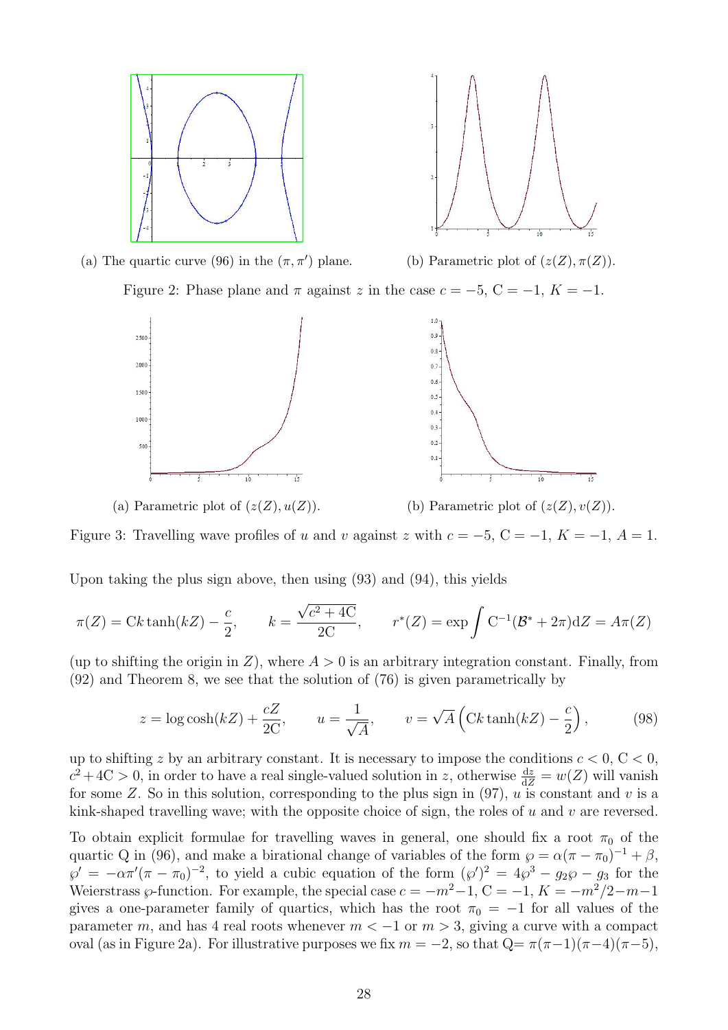(a) The quartic curve (96) in the $(\pi, \pi')$ plane.

(b) Parametric plot of $(z(Z), \pi(Z))$.

Figure 2: Phase plane and $\pi$ against $z$ in the case $c = -5$, $\mathrm{C} = -1$, $K = -1$.

(a) Parametric plot of $(z(Z), u(Z))$.

(b) Parametric plot of $(z(Z), v(Z))$.

Figure 3: Travelling wave profiles of $u$ and $v$ against $z$ with $c = -5$, $\mathrm{C} = -1$, $K = -1$, $A = 1$.

Upon taking the plus sign above, then using (93) and (94), this yields

$$\pi(Z) = \mathrm{C}k\tanh(kZ) - \frac{c}{2}, \qquad k = \frac{\sqrt{c^2 + 4\mathrm{C}}}{2\mathrm{C}}, \qquad r^*(Z) = \exp \int \mathrm{C}^{-1}(\mathcal{B}^* + 2\pi)\mathrm{d}Z = A\pi(Z)$$

(up to shifting the origin in $Z$), where $A > 0$ is an arbitrary integration constant. Finally, from (92) and Theorem 8, we see that the solution of (76) is given parametrically by

$$z = \log\cosh(kZ) + \frac{cZ}{2\mathrm{C}}, \qquad u = \frac{1}{\sqrt{A}}, \qquad v = \sqrt{A}\left(\mathrm{C}k\tanh(kZ) - \frac{c}{2}\right), \tag{98}$$

up to shifting $z$ by an arbitrary constant. It is necessary to impose the conditions $c < 0$, $\mathrm{C} < 0$, $c^2 + 4\mathrm{C} > 0$, in order to have a real single-valued solution in $z$, otherwise $\frac{\mathrm{d}z}{\mathrm{d}Z} = w(Z)$ will vanish for some $Z$. So in this solution, corresponding to the plus sign in (97), $u$ is constant and $v$ is a kink-shaped travelling wave; with the opposite choice of sign, the roles of $u$ and $v$ are reversed.

To obtain explicit formulae for travelling waves in general, one should fix a root $\pi_0$ of the quartic Q in (96), and make a birational change of variables of the form $\wp = \alpha(\pi - \pi_0)^{-1} + \beta$, $\wp' = -\alpha\pi'(\pi - \pi_0)^{-2}$, to yield a cubic equation of the form $(\wp')^2 = 4\wp^3 - g_2\wp - g_3$ for the Weierstrass $\wp$-function. For example, the special case $c = -m^2 - 1$, $\mathrm{C} = -1$, $K = -m^2/2 - m - 1$ gives a one-parameter family of quartics, which has the root $\pi_0 = -1$ for all values of the parameter $m$, and has 4 real roots whenever $m < -1$ or $m > 3$, giving a curve with a compact oval (as in Figure 2a). For illustrative purposes we fix $m = -2$, so that Q$= \pi(\pi - 1)(\pi - 4)(\pi - 5)$,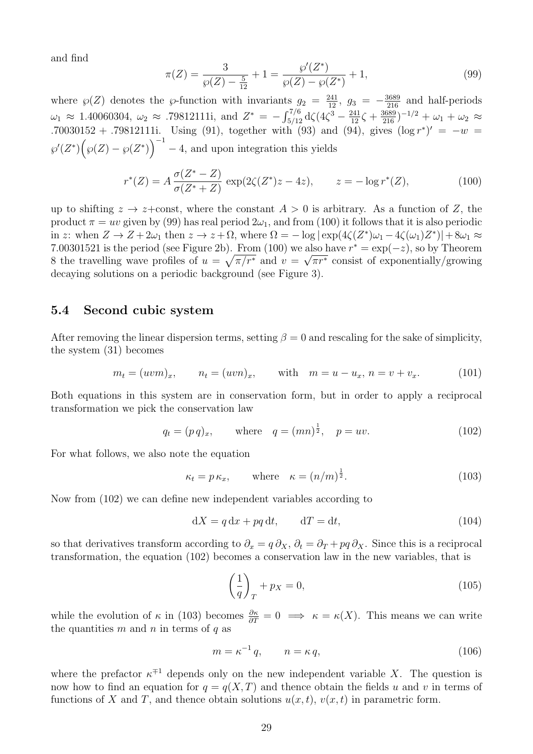and find

$$
\pi(Z) = \frac{3}{\wp(Z) - \frac{5}{12}} + 1 = \frac{\wp'(Z^*)}{\wp(Z) - \wp(Z^*)} + 1, \tag{99}
$$

where $\wp(Z)$ denotes the $\wp$-function with invariants $g_2 = \frac{241}{12}$, $g_3 = -\frac{3689}{216}$ and half-periods $\omega_1 \approx 1.40060304$, $\omega_2 \approx .79812111\mathrm{i}$, and $Z^* = -\int_{5/12}^{7/6} \mathrm{d}\zeta (4\zeta^3 - \frac{241}{12}\zeta + \frac{3689}{216})^{-1/2} + \omega_1 + \omega_2 \approx .70030152 + .79812111\mathrm{i}$. Using (91), together with (93) and (94), gives $(\log r^*)' = -w = \wp'(Z^*)\Big(\wp(Z) - \wp(Z^*)\Big)^{-1} - 4$, and upon integration this yields

$$
r^*(Z) = A \, \frac{\sigma(Z^* - Z)}{\sigma(Z^* + Z)} \, \exp(2\zeta(Z^*)z - 4z), \qquad z = -\log r^*(Z), \tag{100}
$$

up to shifting $z \to z+$const, where the constant $A > 0$ is arbitrary. As a function of $Z$, the product $\pi = uv$ given by (99) has real period $2\omega_1$, and from (100) it follows that it is also periodic in $z$: when $Z \to Z + 2\omega_1$ then $z \to z + \Omega$, where $\Omega = -\log|\exp(4\zeta(Z^*)\omega_1 - 4\zeta(\omega_1)Z^*)| + 8\omega_1 \approx 7.00301521$ is the period (see Figure 2b). From (100) we also have $r^* = \exp(-z)$, so by Theorem 8 the travelling wave profiles of $u = \sqrt{\pi/r^*}$ and $v = \sqrt{\pi r^*}$ consist of exponentially/growing decaying solutions on a periodic background (see Figure 3).

## 5.4 Second cubic system

After removing the linear dispersion terms, setting $\beta = 0$ and rescaling for the sake of simplicity, the system (31) becomes

$$
m_t = (uvm)_x, \qquad n_t = (uvn)_x, \qquad \text{with} \quad m = u - u_x, \, n = v + v_x. \tag{101}
$$

Both equations in this system are in conservation form, but in order to apply a reciprocal transformation we pick the conservation law

$$
q_t = (p\,q)_x, \qquad \text{where} \quad q = (mn)^{\frac{1}{2}}, \quad p = uv. \tag{102}
$$

For what follows, we also note the equation

$$
\kappa_t = p\,\kappa_x, \qquad \text{where} \quad \kappa = (n/m)^{\frac{1}{2}}. \tag{103}
$$

Now from (102) we can define new independent variables according to

$$
\mathrm{d}X = q\,\mathrm{d}x + pq\,\mathrm{d}t, \qquad \mathrm{d}T = \mathrm{d}t, \tag{104}
$$

so that derivatives transform according to $\partial_x = q\,\partial_X$, $\partial_t = \partial_T + pq\,\partial_X$. Since this is a reciprocal transformation, the equation (102) becomes a conservation law in the new variables, that is

$$
\left(\frac{1}{q}\right)_T + p_X = 0, \tag{105}
$$

while the evolution of $\kappa$ in (103) becomes $\frac{\partial \kappa}{\partial T} = 0 \implies \kappa = \kappa(X)$. This means we can write the quantities $m$ and $n$ in terms of $q$ as

$$
m = \kappa^{-1}\,q, \qquad n = \kappa\,q, \tag{106}
$$

where the prefactor $\kappa^{\mp 1}$ depends only on the new independent variable $X$. The question is now how to find an equation for $q = q(X,T)$ and thence obtain the fields $u$ and $v$ in terms of functions of $X$ and $T$, and thence obtain solutions $u(x,t)$, $v(x,t)$ in parametric form.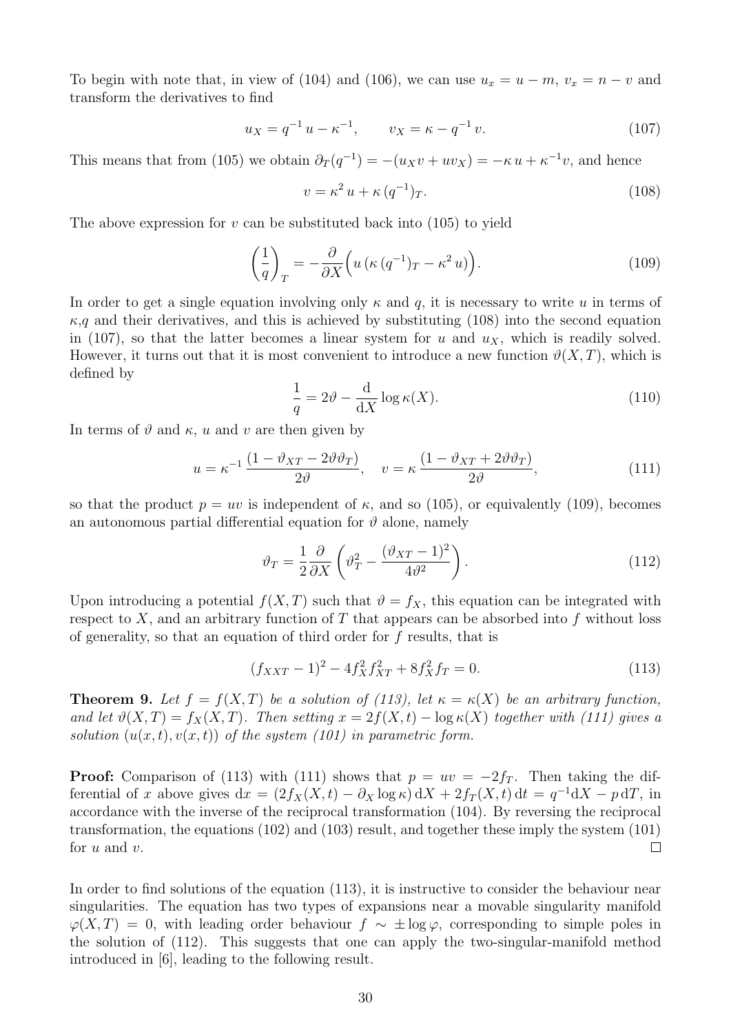To begin with note that, in view of (104) and (106), we can use $u_x = u - m$, $v_x = n - v$ and transform the derivatives to find

$$u_X = q^{-1}\, u - \kappa^{-1}, \qquad v_X = \kappa - q^{-1}\, v. \tag{107}$$

This means that from (105) we obtain $\partial_T(q^{-1}) = -(u_X v + u v_X) = -\kappa\, u + \kappa^{-1} v$, and hence

$$v = \kappa^2\, u + \kappa\, (q^{-1})_T. \tag{108}$$

The above expression for $v$ can be substituted back into (105) to yield

$$\left(\frac{1}{q}\right)_T = -\frac{\partial}{\partial X}\Big(u\,(\kappa\,(q^{-1})_T - \kappa^2\, u)\Big). \tag{109}$$

In order to get a single equation involving only $\kappa$ and $q$, it is necessary to write $u$ in terms of $\kappa$,$q$ and their derivatives, and this is achieved by substituting (108) into the second equation in (107), so that the latter becomes a linear system for $u$ and $u_X$, which is readily solved. However, it turns out that it is most convenient to introduce a new function $\vartheta(X, T)$, which is defined by

$$\frac{1}{q} = 2\vartheta - \frac{\mathrm{d}}{\mathrm{d}X} \log \kappa(X). \tag{110}$$

In terms of $\vartheta$ and $\kappa$, $u$ and $v$ are then given by

$$u = \kappa^{-1}\, \frac{(1 - \vartheta_{XT} - 2\vartheta\vartheta_T)}{2\vartheta}, \quad v = \kappa\, \frac{(1 - \vartheta_{XT} + 2\vartheta\vartheta_T)}{2\vartheta}, \tag{111}$$

so that the product $p = uv$ is independent of $\kappa$, and so (105), or equivalently (109), becomes an autonomous partial differential equation for $\vartheta$ alone, namely

$$\vartheta_T = \frac{1}{2}\frac{\partial}{\partial X}\left(\vartheta_T^2 - \frac{(\vartheta_{XT} - 1)^2}{4\vartheta^2}\right). \tag{112}$$

Upon introducing a potential $f(X, T)$ such that $\vartheta = f_X$, this equation can be integrated with respect to $X$, and an arbitrary function of $T$ that appears can be absorbed into $f$ without loss of generality, so that an equation of third order for $f$ results, that is

$$(f_{XXT} - 1)^2 - 4 f_X^2 f_{XT}^2 + 8 f_X^2 f_T = 0. \tag{113}$$

**Theorem 9.** *Let $f = f(X, T)$ be a solution of (113), let $\kappa = \kappa(X)$ be an arbitrary function, and let $\vartheta(X, T) = f_X(X, T)$. Then setting $x = 2f(X, t) - \log \kappa(X)$ together with (111) gives a solution $(u(x, t), v(x, t))$ of the system (101) in parametric form.*

**Proof:** Comparison of (113) with (111) shows that $p = uv = -2f_T$. Then taking the differential of $x$ above gives $\mathrm{d}x = (2f_X(X, t) - \partial_X \log \kappa)\,\mathrm{d}X + 2f_T(X, t)\,\mathrm{d}t = q^{-1}\mathrm{d}X - p\,\mathrm{d}T$, in accordance with the inverse of the reciprocal transformation (104). By reversing the reciprocal transformation, the equations (102) and (103) result, and together these imply the system (101) for $u$ and $v$. $\square$

In order to find solutions of the equation (113), it is instructive to consider the behaviour near singularities. The equation has two types of expansions near a movable singularity manifold $\varphi(X, T) = 0$, with leading order behaviour $f \sim \pm \log \varphi$, corresponding to simple poles in the solution of (112). This suggests that one can apply the two-singular-manifold method introduced in [6], leading to the following result.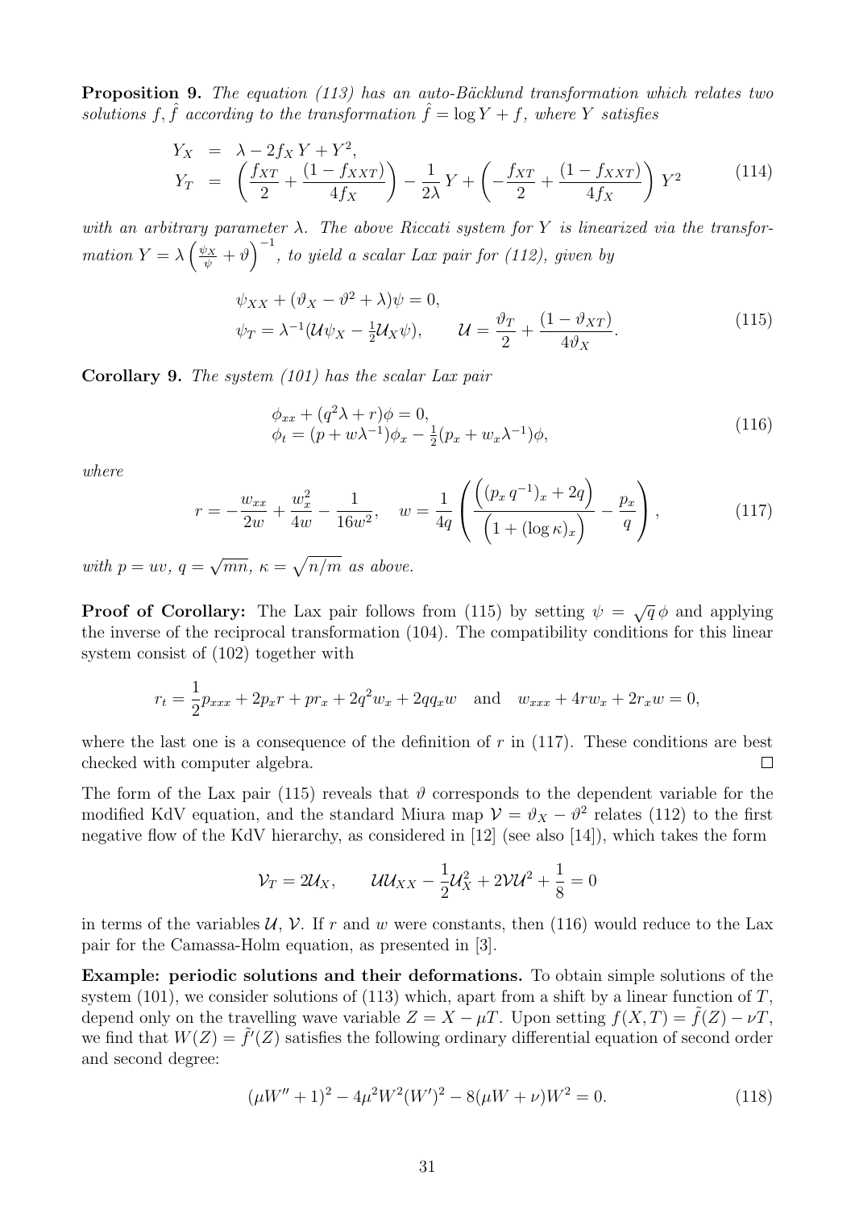**Proposition 9.** *The equation (113) has an auto-Bäcklund transformation which relates two solutions $f, \hat{f}$ according to the transformation $\hat{f} = \log Y + f$, where $Y$ satisfies*

$$
\begin{aligned}
Y_X &= \lambda - 2f_X\, Y + Y^2, \\
Y_T &= \left(\frac{f_{XT}}{2} + \frac{(1-f_{XXT})}{4f_X}\right) - \frac{1}{2\lambda}\, Y + \left(-\frac{f_{XT}}{2} + \frac{(1-f_{XXT})}{4f_X}\right) Y^2
\end{aligned}
\tag{114}
$$

*with an arbitrary parameter $\lambda$. The above Riccati system for $Y$ is linearized via the transformation $Y = \lambda\left(\frac{\psi_X}{\psi} + \vartheta\right)^{-1}$, to yield a scalar Lax pair for (112), given by*

$$
\begin{aligned}
&\psi_{XX} + (\vartheta_X - \vartheta^2 + \lambda)\psi = 0, \\
&\psi_T = \lambda^{-1}(\mathcal{U}\psi_X - \tfrac{1}{2}\mathcal{U}_X\psi), \qquad \mathcal{U} = \frac{\vartheta_T}{2} + \frac{(1-\vartheta_{XT})}{4\vartheta_X}.
\end{aligned}
\tag{115}
$$

**Corollary 9.** *The system (101) has the scalar Lax pair*

$$
\begin{aligned}
&\phi_{xx} + (q^2\lambda + r)\phi = 0, \\
&\phi_t = (p + w\lambda^{-1})\phi_x - \tfrac{1}{2}(p_x + w_x\lambda^{-1})\phi,
\end{aligned}
\tag{116}
$$

*where*

$$
r = -\frac{w_{xx}}{2w} + \frac{w_x^2}{4w} - \frac{1}{16w^2}, \quad w = \frac{1}{4q}\left(\frac{\left((p_x\, q^{-1})_x + 2q\right)}{\left(1 + (\log\kappa)_x\right)} - \frac{p_x}{q}\right),
\tag{117}
$$

*with $p = uv$, $q = \sqrt{mn}$, $\kappa = \sqrt{n/m}$ as above.*

**Proof of Corollary:** The Lax pair follows from (115) by setting $\psi = \sqrt{q}\,\phi$ and applying the inverse of the reciprocal transformation (104). The compatibility conditions for this linear system consist of (102) together with

$$
r_t = \frac{1}{2}p_{xxx} + 2p_x r + p r_x + 2q^2 w_x + 2qq_x w \quad \text{and} \quad w_{xxx} + 4rw_x + 2r_x w = 0,
$$

where the last one is a consequence of the definition of $r$ in (117). These conditions are best checked with computer algebra. $\square$

The form of the Lax pair (115) reveals that $\vartheta$ corresponds to the dependent variable for the modified KdV equation, and the standard Miura map $\mathcal{V} = \vartheta_X - \vartheta^2$ relates (112) to the first negative flow of the KdV hierarchy, as considered in [12] (see also [14]), which takes the form

$$
\mathcal{V}_T = 2\mathcal{U}_X, \qquad \mathcal{U}\mathcal{U}_{XX} - \frac{1}{2}\mathcal{U}_X^2 + 2\mathcal{V}\mathcal{U}^2 + \frac{1}{8} = 0
$$

in terms of the variables $\mathcal{U}$, $\mathcal{V}$. If $r$ and $w$ were constants, then (116) would reduce to the Lax pair for the Camassa-Holm equation, as presented in [3].

**Example: periodic solutions and their deformations.** To obtain simple solutions of the system (101), we consider solutions of (113) which, apart from a shift by a linear function of $T$, depend only on the travelling wave variable $Z = X - \mu T$. Upon setting $f(X,T) = \tilde{f}(Z) - \nu T$, we find that $W(Z) = \tilde{f}'(Z)$ satisfies the following ordinary differential equation of second order and second degree:

$$
(\mu W'' + 1)^2 - 4\mu^2 W^2 (W')^2 - 8(\mu W + \nu)W^2 = 0.
\tag{118}
$$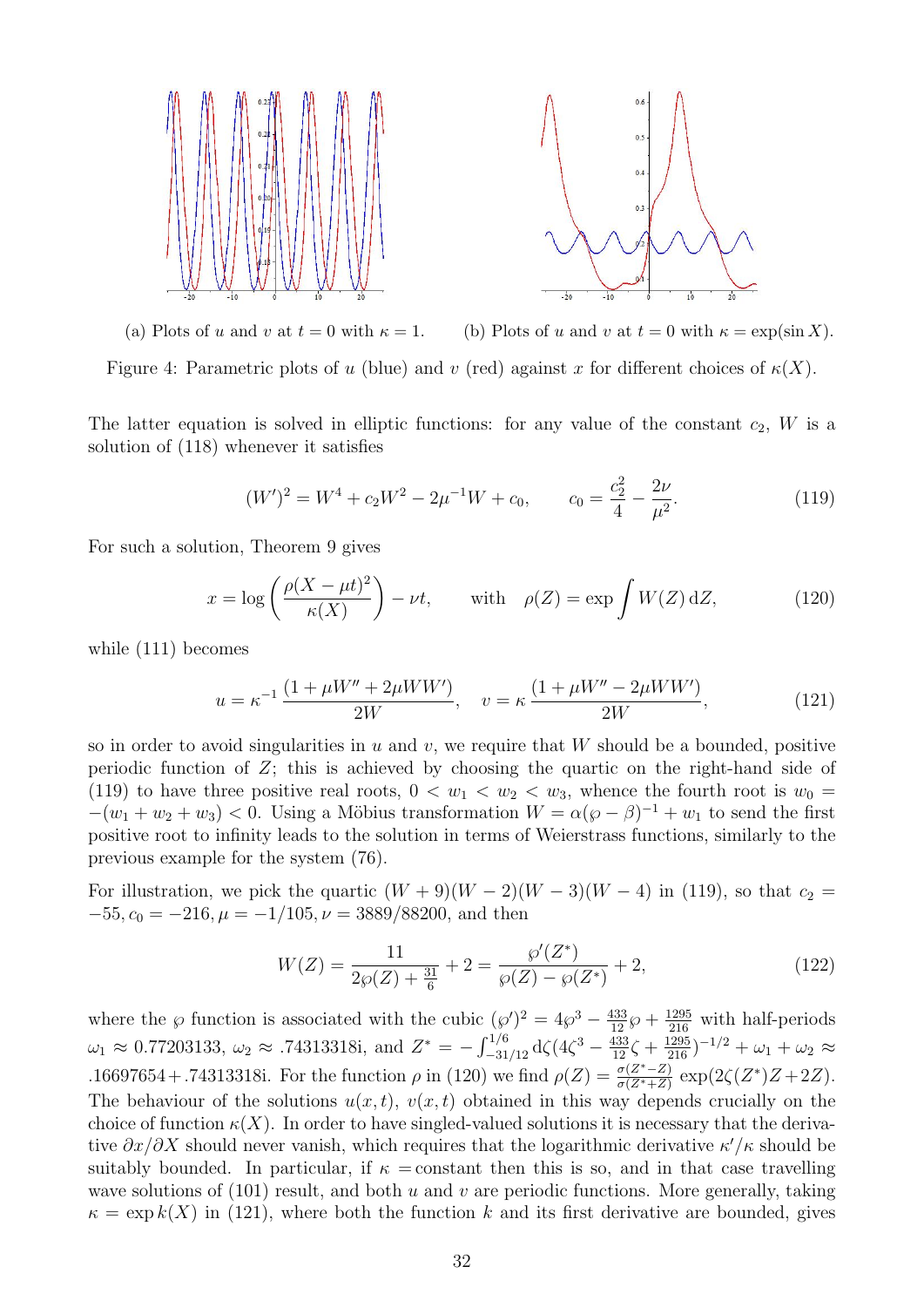(a) Plots of $u$ and $v$ at $t = 0$ with $\kappa = 1$. (b) Plots of $u$ and $v$ at $t = 0$ with $\kappa = \exp(\sin X)$.

Figure 4: Parametric plots of $u$ (blue) and $v$ (red) against $x$ for different choices of $\kappa(X)$.

The latter equation is solved in elliptic functions: for any value of the constant $c_2$, $W$ is a solution of (118) whenever it satisfies

$$(W')^2 = W^4 + c_2 W^2 - 2\mu^{-1} W + c_0, \qquad c_0 = \frac{c_2^2}{4} - \frac{2\nu}{\mu^2}. \tag{119}$$

For such a solution, Theorem 9 gives

$$x = \log\left(\frac{\rho(X - \mu t)^2}{\kappa(X)}\right) - \nu t, \qquad \text{with} \quad \rho(Z) = \exp \int W(Z)\, \mathrm{d}Z, \tag{120}$$

while (111) becomes

$$u = \kappa^{-1} \frac{(1 + \mu W'' + 2\mu W W')}{2W}, \quad v = \kappa \frac{(1 + \mu W'' - 2\mu W W')}{2W}, \tag{121}$$

so in order to avoid singularities in $u$ and $v$, we require that $W$ should be a bounded, positive periodic function of $Z$; this is achieved by choosing the quartic on the right-hand side of (119) to have three positive real roots, $0 < w_1 < w_2 < w_3$, whence the fourth root is $w_0 = -(w_1 + w_2 + w_3) < 0$. Using a Möbius transformation $W = \alpha(\wp - \beta)^{-1} + w_1$ to send the first positive root to infinity leads to the solution in terms of Weierstrass functions, similarly to the previous example for the system (76).

For illustration, we pick the quartic $(W + 9)(W - 2)(W - 3)(W - 4)$ in (119), so that $c_2 = -55, c_0 = -216, \mu = -1/105, \nu = 3889/88200$, and then

$$W(Z) = \frac{11}{2\wp(Z) + \frac{31}{6}} + 2 = \frac{\wp'(Z^*)}{\wp(Z) - \wp(Z^*)} + 2, \tag{122}$$

where the $\wp$ function is associated with the cubic $(\wp')^2 = 4\wp^3 - \frac{433}{12}\wp + \frac{1295}{216}$ with half-periods $\omega_1 \approx 0.77203133$, $\omega_2 \approx .74313318\mathrm{i}$, and $Z^* = -\int_{-31/12}^{1/6} \mathrm{d}\zeta (4\zeta^3 - \frac{433}{12}\zeta + \frac{1295}{216})^{-1/2} + \omega_1 + \omega_2 \approx .16697654 + .74313318\mathrm{i}$. For the function $\rho$ in (120) we find $\rho(Z) = \frac{\sigma(Z^* - Z)}{\sigma(Z^* + Z)} \exp(2\zeta(Z^*)Z + 2Z)$. The behaviour of the solutions $u(x,t)$, $v(x,t)$ obtained in this way depends crucially on the choice of function $\kappa(X)$. In order to have singled-valued solutions it is necessary that the derivative $\partial x/\partial X$ should never vanish, which requires that the logarithmic derivative $\kappa'/\kappa$ should be suitably bounded. In particular, if $\kappa =$ constant then this is so, and in that case travelling wave solutions of (101) result, and both $u$ and $v$ are periodic functions. More generally, taking $\kappa = \exp k(X)$ in (121), where both the function $k$ and its first derivative are bounded, gives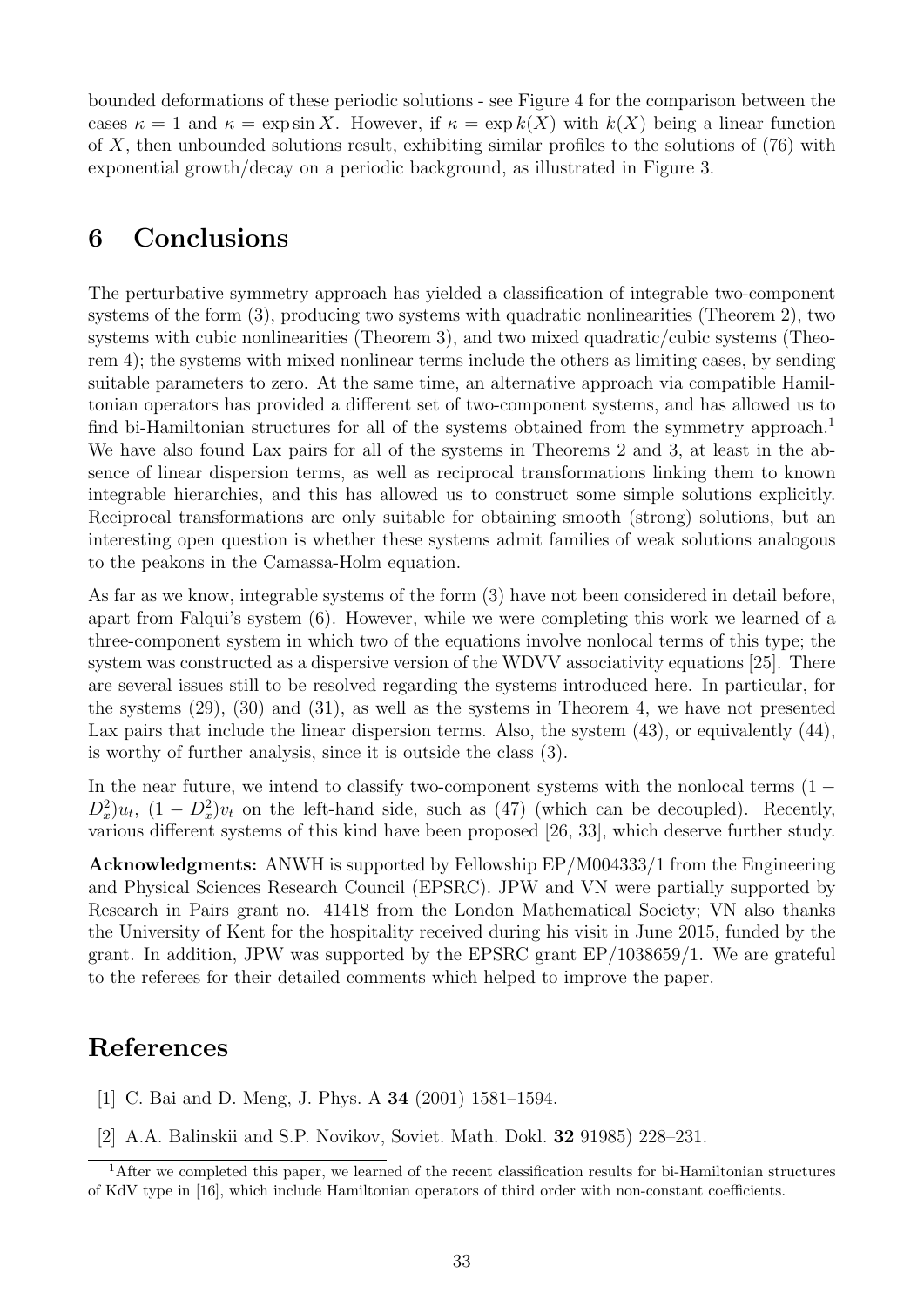bounded deformations of these periodic solutions - see Figure 4 for the comparison between the cases $\kappa = 1$ and $\kappa = \exp \sin X$. However, if $\kappa = \exp k(X)$ with $k(X)$ being a linear function of $X$, then unbounded solutions result, exhibiting similar profiles to the solutions of (76) with exponential growth/decay on a periodic background, as illustrated in Figure 3.

# 6 Conclusions

The perturbative symmetry approach has yielded a classification of integrable two-component systems of the form (3), producing two systems with quadratic nonlinearities (Theorem 2), two systems with cubic nonlinearities (Theorem 3), and two mixed quadratic/cubic systems (Theorem 4); the systems with mixed nonlinear terms include the others as limiting cases, by sending suitable parameters to zero. At the same time, an alternative approach via compatible Hamiltonian operators has provided a different set of two-component systems, and has allowed us to find bi-Hamiltonian structures for all of the systems obtained from the symmetry approach.[1] We have also found Lax pairs for all of the systems in Theorems 2 and 3, at least in the absence of linear dispersion terms, as well as reciprocal transformations linking them to known integrable hierarchies, and this has allowed us to construct some simple solutions explicitly. Reciprocal transformations are only suitable for obtaining smooth (strong) solutions, but an interesting open question is whether these systems admit families of weak solutions analogous to the peakons in the Camassa-Holm equation.

As far as we know, integrable systems of the form (3) have not been considered in detail before, apart from Falqui's system (6). However, while we were completing this work we learned of a three-component system in which two of the equations involve nonlocal terms of this type; the system was constructed as a dispersive version of the WDVV associativity equations [25]. There are several issues still to be resolved regarding the systems introduced here. In particular, for the systems (29), (30) and (31), as well as the systems in Theorem 4, we have not presented Lax pairs that include the linear dispersion terms. Also, the system (43), or equivalently (44), is worthy of further analysis, since it is outside the class (3).

In the near future, we intend to classify two-component systems with the nonlocal terms $(1 - D_x^2)u_t$, $(1 - D_x^2)v_t$ on the left-hand side, such as (47) (which can be decoupled). Recently, various different systems of this kind have been proposed [26, 33], which deserve further study.

**Acknowledgments:** ANWH is supported by Fellowship EP/M004333/1 from the Engineering and Physical Sciences Research Council (EPSRC). JPW and VN were partially supported by Research in Pairs grant no. 41418 from the London Mathematical Society; VN also thanks the University of Kent for the hospitality received during his visit in June 2015, funded by the grant. In addition, JPW was supported by the EPSRC grant EP/1038659/1. We are grateful to the referees for their detailed comments which helped to improve the paper.

# References

[1] C. Bai and D. Meng, J. Phys. A **34** (2001) 1581–1594.

[2] A.A. Balinskii and S.P. Novikov, Soviet. Math. Dokl. **32** 91985) 228–231.

[1] After we completed this paper, we learned of the recent classification results for bi-Hamiltonian structures of KdV type in [16], which include Hamiltonian operators of third order with non-constant coefficients.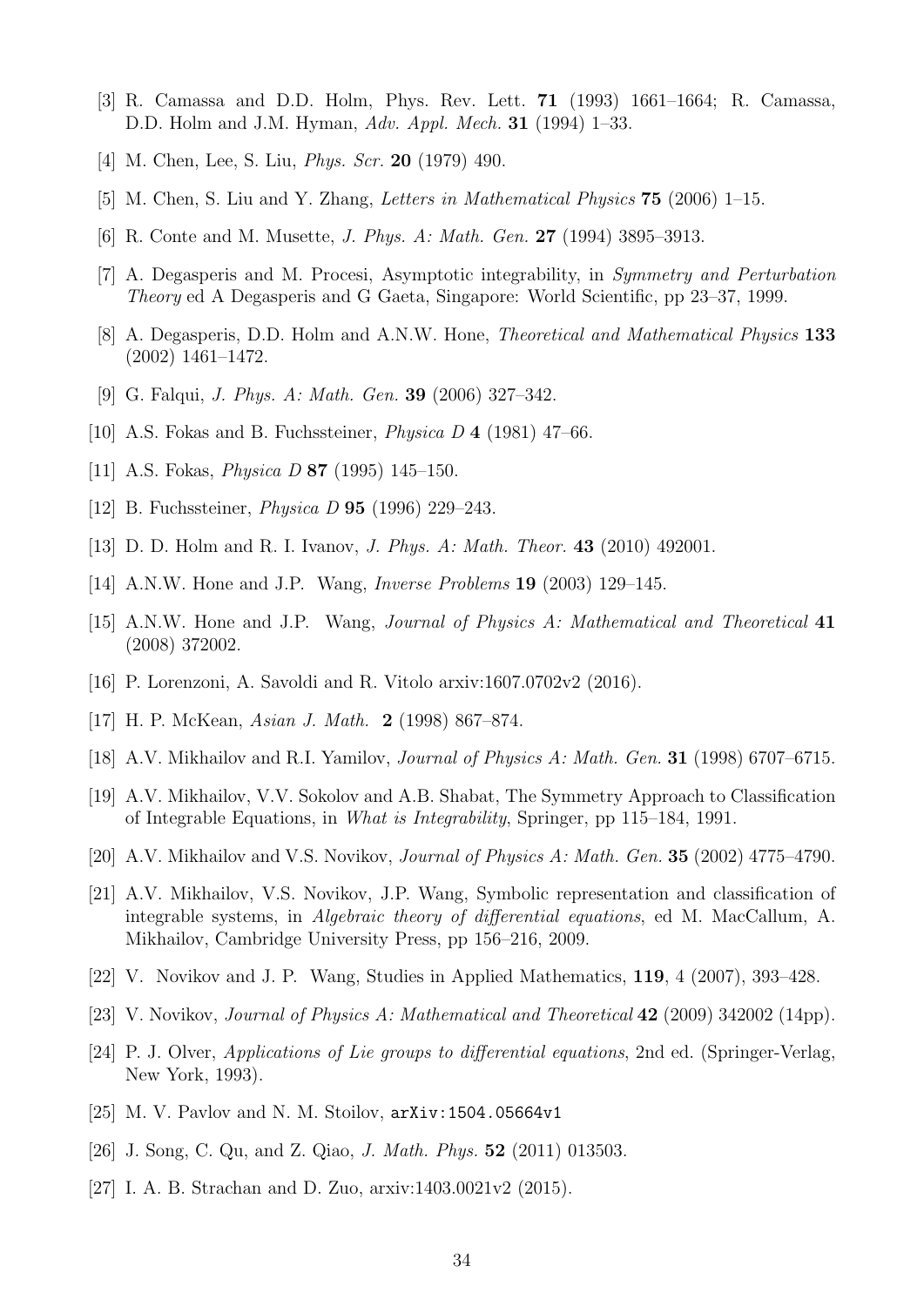[3] R. Camassa and D.D. Holm, Phys. Rev. Lett. **71** (1993) 1661–1664; R. Camassa, D.D. Holm and J.M. Hyman, *Adv. Appl. Mech.* **31** (1994) 1–33.

[4] M. Chen, Lee, S. Liu, *Phys. Scr.* **20** (1979) 490.

[5] M. Chen, S. Liu and Y. Zhang, *Letters in Mathematical Physics* **75** (2006) 1–15.

[6] R. Conte and M. Musette, *J. Phys. A: Math. Gen.* **27** (1994) 3895–3913.

[7] A. Degasperis and M. Procesi, Asymptotic integrability, in *Symmetry and Perturbation Theory* ed A Degasperis and G Gaeta, Singapore: World Scientific, pp 23–37, 1999.

[8] A. Degasperis, D.D. Holm and A.N.W. Hone, *Theoretical and Mathematical Physics* **133** (2002) 1461–1472.

[9] G. Falqui, *J. Phys. A: Math. Gen.* **39** (2006) 327–342.

[10] A.S. Fokas and B. Fuchssteiner, *Physica D* **4** (1981) 47–66.

[11] A.S. Fokas, *Physica D* **87** (1995) 145–150.

[12] B. Fuchssteiner, *Physica D* **95** (1996) 229–243.

[13] D. D. Holm and R. I. Ivanov, *J. Phys. A: Math. Theor.* **43** (2010) 492001.

[14] A.N.W. Hone and J.P. Wang, *Inverse Problems* **19** (2003) 129–145.

[15] A.N.W. Hone and J.P. Wang, *Journal of Physics A: Mathematical and Theoretical* **41** (2008) 372002.

[16] P. Lorenzoni, A. Savoldi and R. Vitolo arxiv:1607.0702v2 (2016).

[17] H. P. McKean, *Asian J. Math.* **2** (1998) 867–874.

[18] A.V. Mikhailov and R.I. Yamilov, *Journal of Physics A: Math. Gen.* **31** (1998) 6707–6715.

[19] A.V. Mikhailov, V.V. Sokolov and A.B. Shabat, The Symmetry Approach to Classification of Integrable Equations, in *What is Integrability*, Springer, pp 115–184, 1991.

[20] A.V. Mikhailov and V.S. Novikov, *Journal of Physics A: Math. Gen.* **35** (2002) 4775–4790.

[21] A.V. Mikhailov, V.S. Novikov, J.P. Wang, Symbolic representation and classification of integrable systems, in *Algebraic theory of differential equations*, ed M. MacCallum, A. Mikhailov, Cambridge University Press, pp 156–216, 2009.

[22] V. Novikov and J. P. Wang, Studies in Applied Mathematics, **119**, 4 (2007), 393–428.

[23] V. Novikov, *Journal of Physics A: Mathematical and Theoretical* **42** (2009) 342002 (14pp).

[24] P. J. Olver, *Applications of Lie groups to differential equations*, 2nd ed. (Springer-Verlag, New York, 1993).

[25] M. V. Pavlov and N. M. Stoilov, arXiv:1504.05664v1

[26] J. Song, C. Qu, and Z. Qiao, *J. Math. Phys.* **52** (2011) 013503.

[27] I. A. B. Strachan and D. Zuo, arxiv:1403.0021v2 (2015).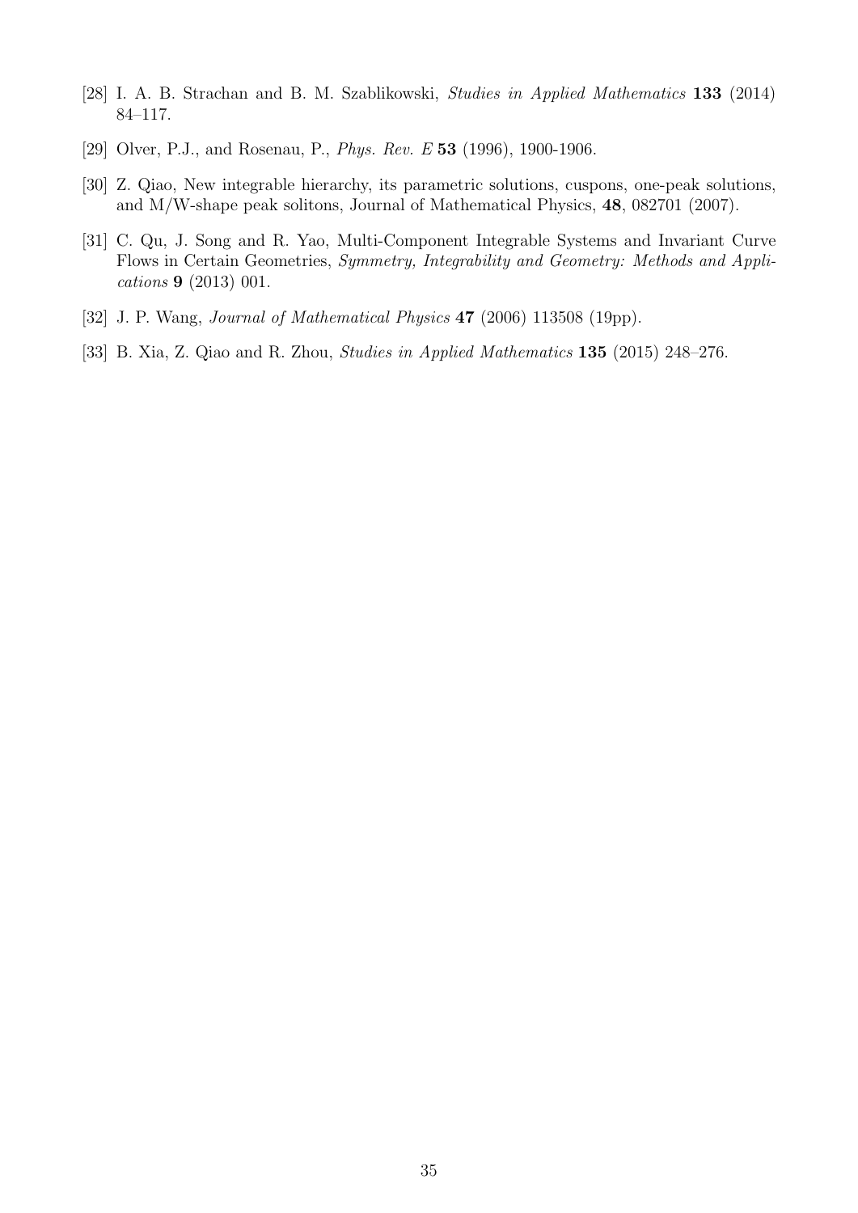[28] I. A. B. Strachan and B. M. Szablikowski, *Studies in Applied Mathematics* **133** (2014) 84–117.

[29] Olver, P.J., and Rosenau, P., *Phys. Rev. E* **53** (1996), 1900-1906.

[30] Z. Qiao, New integrable hierarchy, its parametric solutions, cuspons, one-peak solutions, and M/W-shape peak solitons, Journal of Mathematical Physics, **48**, 082701 (2007).

[31] C. Qu, J. Song and R. Yao, Multi-Component Integrable Systems and Invariant Curve Flows in Certain Geometries, *Symmetry, Integrability and Geometry: Methods and Applications* **9** (2013) 001.

[32] J. P. Wang, *Journal of Mathematical Physics* **47** (2006) 113508 (19pp).

[33] B. Xia, Z. Qiao and R. Zhou, *Studies in Applied Mathematics* **135** (2015) 248–276.